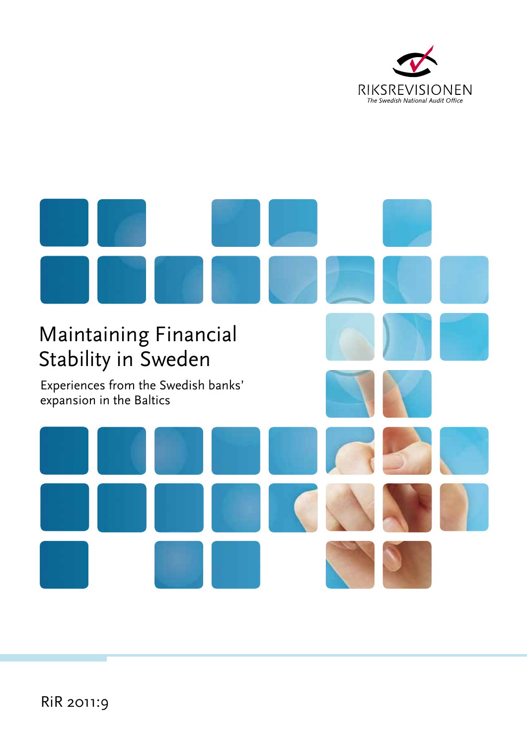RIKSREVISIONEN

*The Swedish National Audit Office*

# Maintaining Financial Stability in Sweden

## Experiences from the Swedish banks' expansion in the Baltics

RiR 2011:9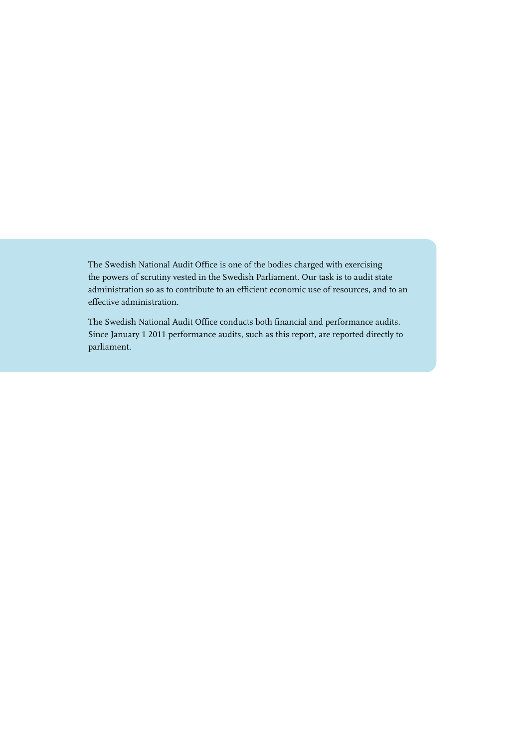The Swedish National Audit Office is one of the bodies charged with exercising the powers of scrutiny vested in the Swedish Parliament. Our task is to audit state administration so as to contribute to an efficient economic use of resources, and to an effective administration.

The Swedish National Audit Office conducts both financial and performance audits. Since January 1 2011 performance audits, such as this report, are reported directly to parliament.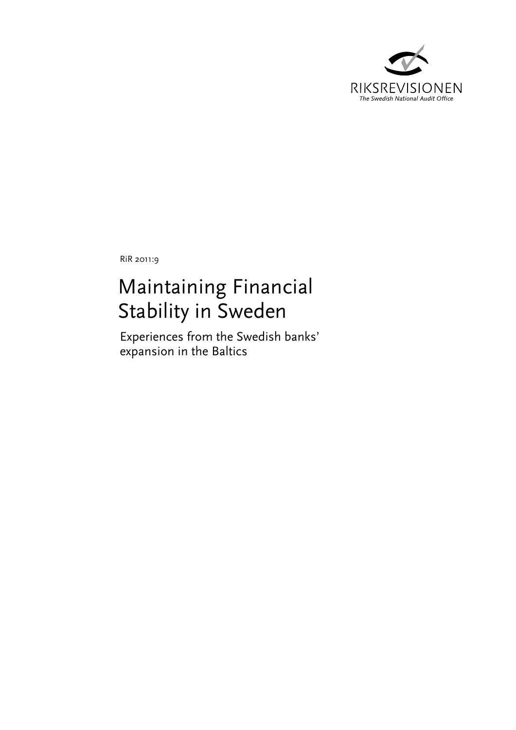RIKSREVISIONEN

*The Swedish National Audit Office*

RiR 2011:9

# Maintaining Financial Stability in Sweden

## Experiences from the Swedish banks' expansion in the Baltics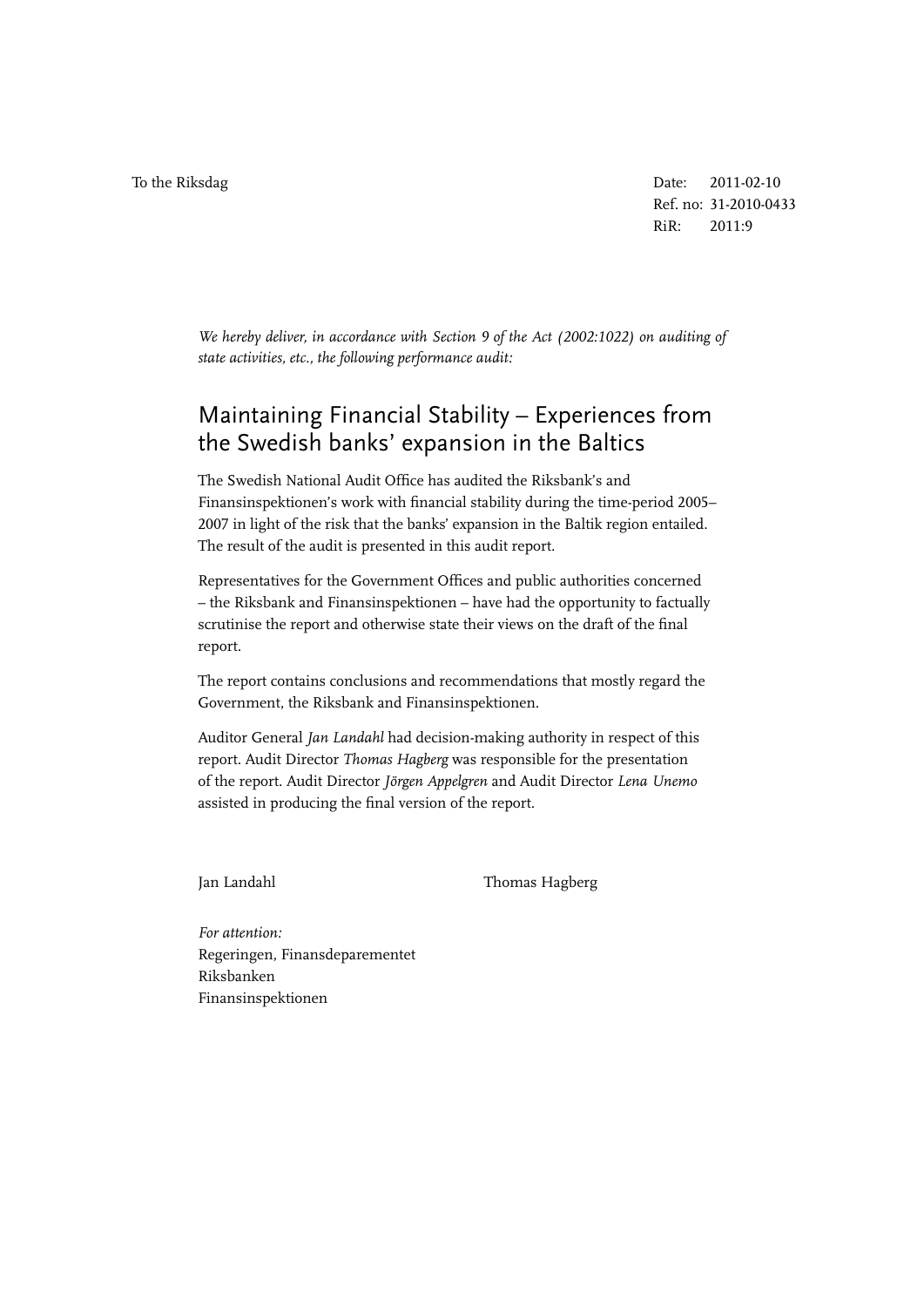To the Riksdag

Date: 2011-02-10
Ref. no: 31-2010-0433
RiR: 2011:9

*We hereby deliver, in accordance with Section 9 of the Act (2002:1022) on auditing of state activities, etc., the following performance audit:*

# Maintaining Financial Stability – Experiences from the Swedish banks' expansion in the Baltics

The Swedish National Audit Office has audited the Riksbank's and Finansinspektionen's work with financial stability during the time-period 2005–2007 in light of the risk that the banks' expansion in the Baltik region entailed. The result of the audit is presented in this audit report.

Representatives for the Government Offices and public authorities concerned – the Riksbank and Finansinspektionen – have had the opportunity to factually scrutinise the report and otherwise state their views on the draft of the final report.

The report contains conclusions and recommendations that mostly regard the Government, the Riksbank and Finansinspektionen.

Auditor General *Jan Landahl* had decision-making authority in respect of this report. Audit Director *Thomas Hagberg* was responsible for the presentation of the report. Audit Director *Jörgen Appelgren* and Audit Director *Lena Unemo* assisted in producing the final version of the report.

Jan Landahl Thomas Hagberg

*For attention:*
Regeringen, Finansdeparementet
Riksbanken
Finansinspektionen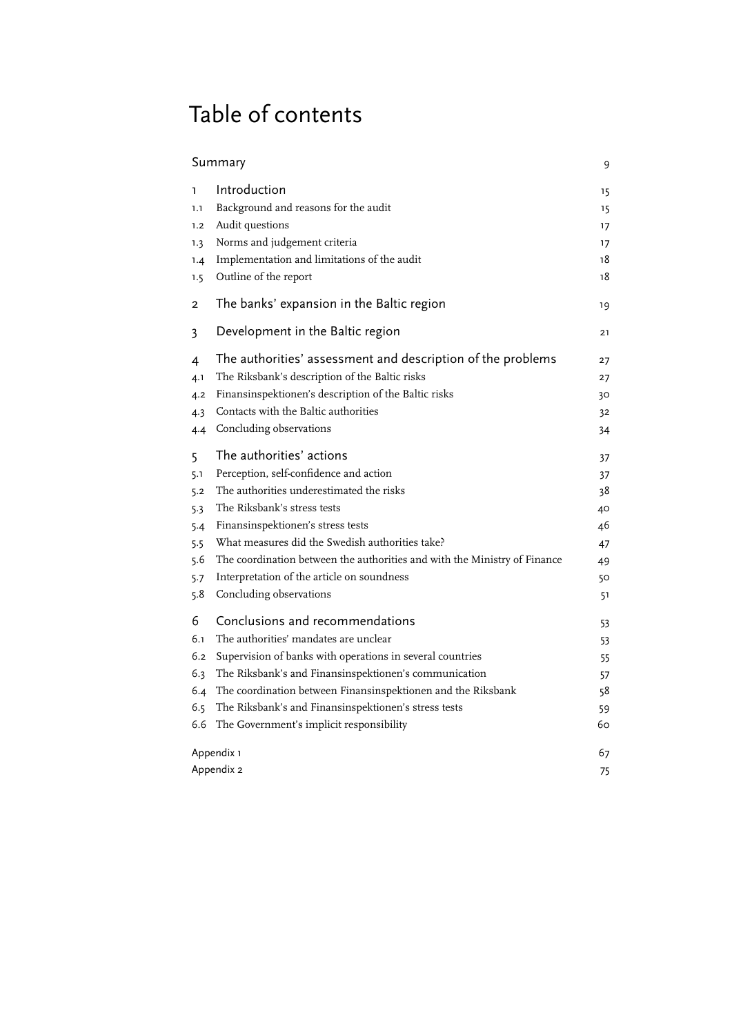# Table of contents

| | | |
|---|---|---|
| | Summary | 9 |
| 1 | Introduction | 15 |
| 1.1 | Background and reasons for the audit | 15 |
| 1.2 | Audit questions | 17 |
| 1.3 | Norms and judgement criteria | 17 |
| 1.4 | Implementation and limitations of the audit | 18 |
| 1.5 | Outline of the report | 18 |
| 2 | The banks' expansion in the Baltic region | 19 |
| 3 | Development in the Baltic region | 21 |
| 4 | The authorities' assessment and description of the problems | 27 |
| 4.1 | The Riksbank's description of the Baltic risks | 27 |
| 4.2 | Finansinspektionen's description of the Baltic risks | 30 |
| 4.3 | Contacts with the Baltic authorities | 32 |
| 4.4 | Concluding observations | 34 |
| 5 | The authorities' actions | 37 |
| 5.1 | Perception, self-confidence and action | 37 |
| 5.2 | The authorities underestimated the risks | 38 |
| 5.3 | The Riksbank's stress tests | 40 |
| 5.4 | Finansinspektionen's stress tests | 46 |
| 5.5 | What measures did the Swedish authorities take? | 47 |
| 5.6 | The coordination between the authorities and with the Ministry of Finance | 49 |
| 5.7 | Interpretation of the article on soundness | 50 |
| 5.8 | Concluding observations | 51 |
| 6 | Conclusions and recommendations | 53 |
| 6.1 | The authorities' mandates are unclear | 53 |
| 6.2 | Supervision of banks with operations in several countries | 55 |
| 6.3 | The Riksbank's and Finansinspektionen's communication | 57 |
| 6.4 | The coordination between Finansinspektionen and the Riksbank | 58 |
| 6.5 | The Riksbank's and Finansinspektionen's stress tests | 59 |
| 6.6 | The Government's implicit responsibility | 60 |
| | Appendix 1 | 67 |
| | Appendix 2 | 75 |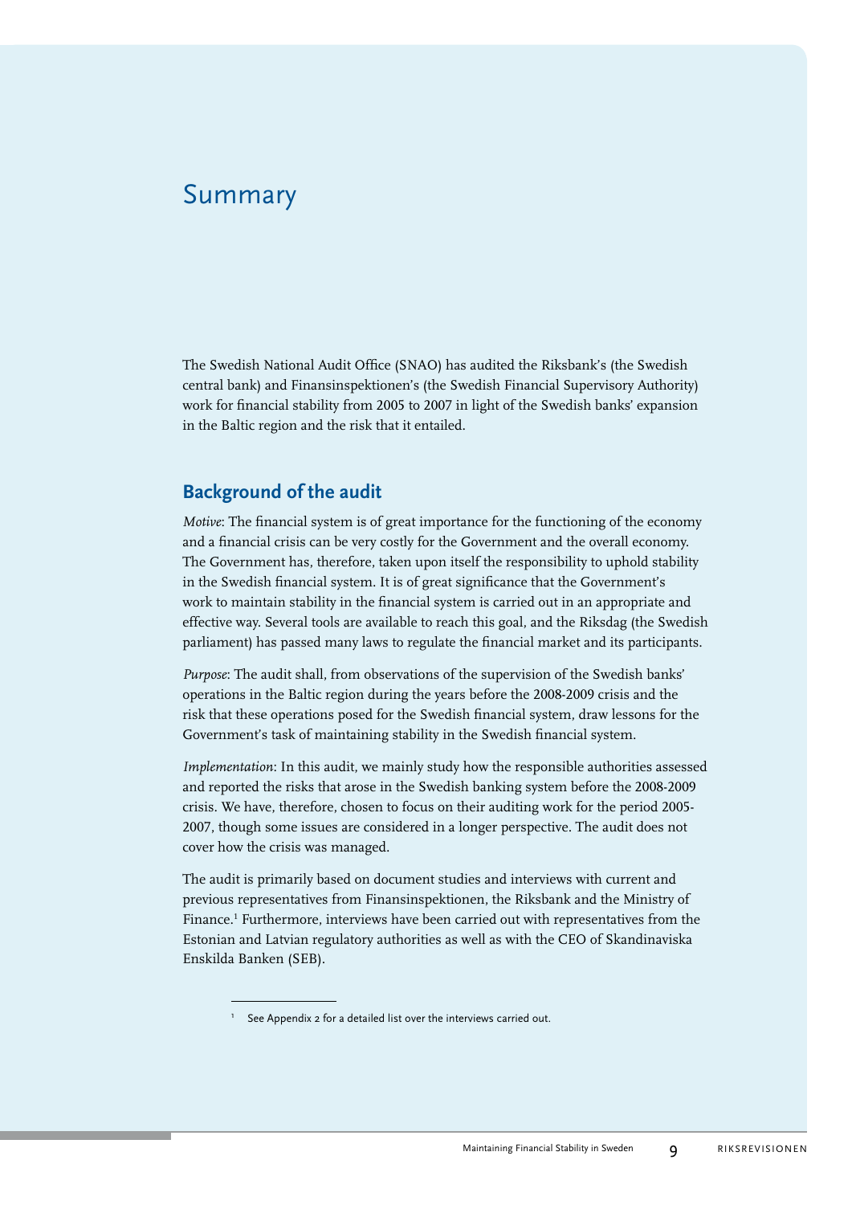# Summary

The Swedish National Audit Office (SNAO) has audited the Riksbank's (the Swedish central bank) and Finansinspektionen's (the Swedish Financial Supervisory Authority) work for financial stability from 2005 to 2007 in light of the Swedish banks' expansion in the Baltic region and the risk that it entailed.

## Background of the audit

*Motive*: The financial system is of great importance for the functioning of the economy and a financial crisis can be very costly for the Government and the overall economy. The Government has, therefore, taken upon itself the responsibility to uphold stability in the Swedish financial system. It is of great significance that the Government's work to maintain stability in the financial system is carried out in an appropriate and effective way. Several tools are available to reach this goal, and the Riksdag (the Swedish parliament) has passed many laws to regulate the financial market and its participants.

*Purpose*: The audit shall, from observations of the supervision of the Swedish banks' operations in the Baltic region during the years before the 2008-2009 crisis and the risk that these operations posed for the Swedish financial system, draw lessons for the Government's task of maintaining stability in the Swedish financial system.

*Implementation*: In this audit, we mainly study how the responsible authorities assessed and reported the risks that arose in the Swedish banking system before the 2008-2009 crisis. We have, therefore, chosen to focus on their auditing work for the period 2005-2007, though some issues are considered in a longer perspective. The audit does not cover how the crisis was managed.

The audit is primarily based on document studies and interviews with current and previous representatives from Finansinspektionen, the Riksbank and the Ministry of Finance.[1] Furthermore, interviews have been carried out with representatives from the Estonian and Latvian regulatory authorities as well as with the CEO of Skandinaviska Enskilda Banken (SEB).

---

[1] See Appendix 2 for a detailed list over the interviews carried out.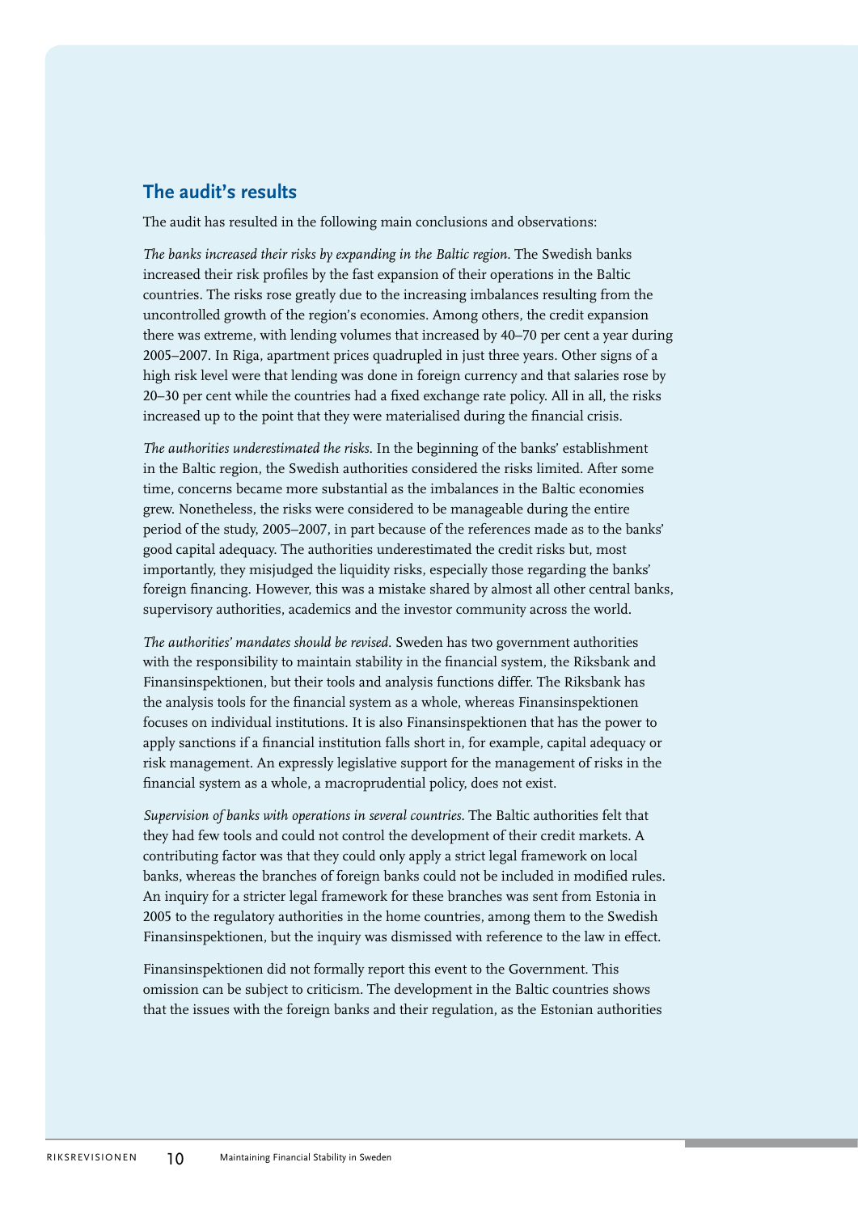## The audit's results

The audit has resulted in the following main conclusions and observations:

*The banks increased their risks by expanding in the Baltic region.* The Swedish banks increased their risk profiles by the fast expansion of their operations in the Baltic countries. The risks rose greatly due to the increasing imbalances resulting from the uncontrolled growth of the region's economies. Among others, the credit expansion there was extreme, with lending volumes that increased by 40–70 per cent a year during 2005–2007. In Riga, apartment prices quadrupled in just three years. Other signs of a high risk level were that lending was done in foreign currency and that salaries rose by 20–30 per cent while the countries had a fixed exchange rate policy. All in all, the risks increased up to the point that they were materialised during the financial crisis.

*The authorities underestimated the risks.* In the beginning of the banks' establishment in the Baltic region, the Swedish authorities considered the risks limited. After some time, concerns became more substantial as the imbalances in the Baltic economies grew. Nonetheless, the risks were considered to be manageable during the entire period of the study, 2005–2007, in part because of the references made as to the banks' good capital adequacy. The authorities underestimated the credit risks but, most importantly, they misjudged the liquidity risks, especially those regarding the banks' foreign financing. However, this was a mistake shared by almost all other central banks, supervisory authorities, academics and the investor community across the world.

*The authorities' mandates should be revised.* Sweden has two government authorities with the responsibility to maintain stability in the financial system, the Riksbank and Finansinspektionen, but their tools and analysis functions differ. The Riksbank has the analysis tools for the financial system as a whole, whereas Finansinspektionen focuses on individual institutions. It is also Finansinspektionen that has the power to apply sanctions if a financial institution falls short in, for example, capital adequacy or risk management. An expressly legislative support for the management of risks in the financial system as a whole, a macroprudential policy, does not exist.

*Supervision of banks with operations in several countries.* The Baltic authorities felt that they had few tools and could not control the development of their credit markets. A contributing factor was that they could only apply a strict legal framework on local banks, whereas the branches of foreign banks could not be included in modified rules. An inquiry for a stricter legal framework for these branches was sent from Estonia in 2005 to the regulatory authorities in the home countries, among them to the Swedish Finansinspektionen, but the inquiry was dismissed with reference to the law in effect.

Finansinspektionen did not formally report this event to the Government. This omission can be subject to criticism. The development in the Baltic countries shows that the issues with the foreign banks and their regulation, as the Estonian authorities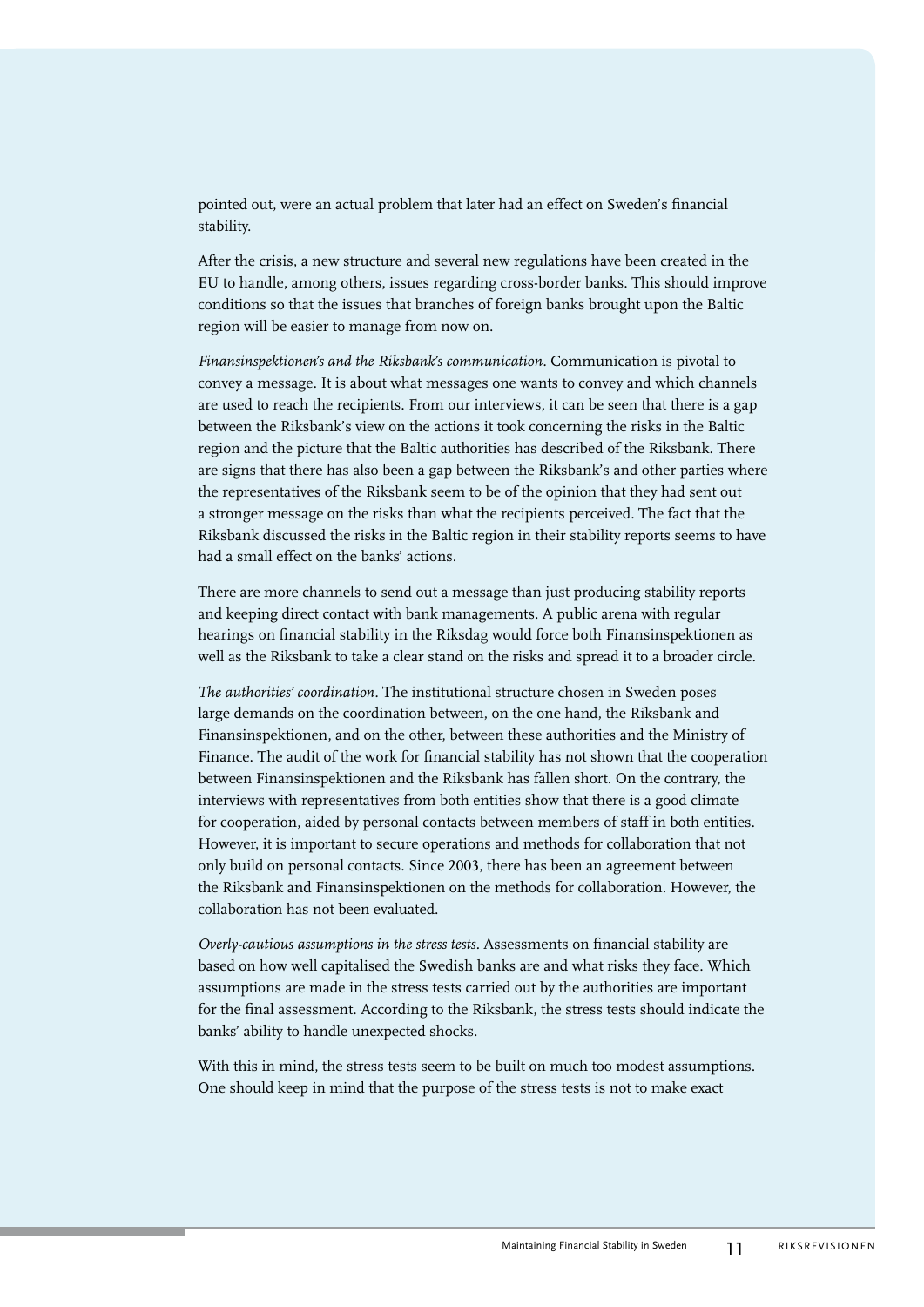pointed out, were an actual problem that later had an effect on Sweden's financial stability.

After the crisis, a new structure and several new regulations have been created in the EU to handle, among others, issues regarding cross-border banks. This should improve conditions so that the issues that branches of foreign banks brought upon the Baltic region will be easier to manage from now on.

*Finansinspektionen's and the Riksbank's communication*. Communication is pivotal to convey a message. It is about what messages one wants to convey and which channels are used to reach the recipients. From our interviews, it can be seen that there is a gap between the Riksbank's view on the actions it took concerning the risks in the Baltic region and the picture that the Baltic authorities has described of the Riksbank. There are signs that there has also been a gap between the Riksbank's and other parties where the representatives of the Riksbank seem to be of the opinion that they had sent out a stronger message on the risks than what the recipients perceived. The fact that the Riksbank discussed the risks in the Baltic region in their stability reports seems to have had a small effect on the banks' actions.

There are more channels to send out a message than just producing stability reports and keeping direct contact with bank managements. A public arena with regular hearings on financial stability in the Riksdag would force both Finansinspektionen as well as the Riksbank to take a clear stand on the risks and spread it to a broader circle.

*The authorities' coordination*. The institutional structure chosen in Sweden poses large demands on the coordination between, on the one hand, the Riksbank and Finansinspektionen, and on the other, between these authorities and the Ministry of Finance. The audit of the work for financial stability has not shown that the cooperation between Finansinspektionen and the Riksbank has fallen short. On the contrary, the interviews with representatives from both entities show that there is a good climate for cooperation, aided by personal contacts between members of staff in both entities. However, it is important to secure operations and methods for collaboration that not only build on personal contacts. Since 2003, there has been an agreement between the Riksbank and Finansinspektionen on the methods for collaboration. However, the collaboration has not been evaluated.

*Overly-cautious assumptions in the stress tests*. Assessments on financial stability are based on how well capitalised the Swedish banks are and what risks they face. Which assumptions are made in the stress tests carried out by the authorities are important for the final assessment. According to the Riksbank, the stress tests should indicate the banks' ability to handle unexpected shocks.

With this in mind, the stress tests seem to be built on much too modest assumptions. One should keep in mind that the purpose of the stress tests is not to make exact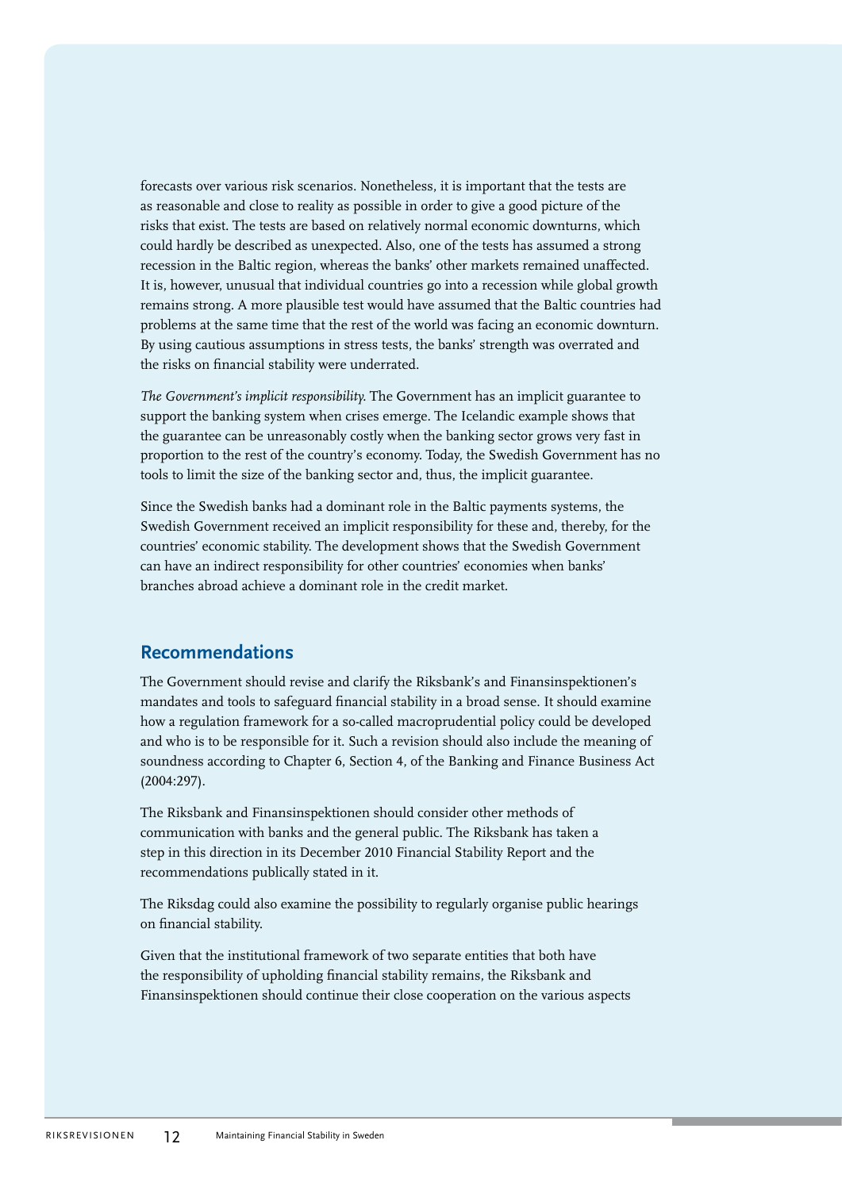forecasts over various risk scenarios. Nonetheless, it is important that the tests are as reasonable and close to reality as possible in order to give a good picture of the risks that exist. The tests are based on relatively normal economic downturns, which could hardly be described as unexpected. Also, one of the tests has assumed a strong recession in the Baltic region, whereas the banks' other markets remained unaffected. It is, however, unusual that individual countries go into a recession while global growth remains strong. A more plausible test would have assumed that the Baltic countries had problems at the same time that the rest of the world was facing an economic downturn. By using cautious assumptions in stress tests, the banks' strength was overrated and the risks on financial stability were underrated.

*The Government's implicit responsibility.* The Government has an implicit guarantee to support the banking system when crises emerge. The Icelandic example shows that the guarantee can be unreasonably costly when the banking sector grows very fast in proportion to the rest of the country's economy. Today, the Swedish Government has no tools to limit the size of the banking sector and, thus, the implicit guarantee.

Since the Swedish banks had a dominant role in the Baltic payments systems, the Swedish Government received an implicit responsibility for these and, thereby, for the countries' economic stability. The development shows that the Swedish Government can have an indirect responsibility for other countries' economies when banks' branches abroad achieve a dominant role in the credit market.

## Recommendations

The Government should revise and clarify the Riksbank's and Finansinspektionen's mandates and tools to safeguard financial stability in a broad sense. It should examine how a regulation framework for a so-called macroprudential policy could be developed and who is to be responsible for it. Such a revision should also include the meaning of soundness according to Chapter 6, Section 4, of the Banking and Finance Business Act (2004:297).

The Riksbank and Finansinspektionen should consider other methods of communication with banks and the general public. The Riksbank has taken a step in this direction in its December 2010 Financial Stability Report and the recommendations publically stated in it.

The Riksdag could also examine the possibility to regularly organise public hearings on financial stability.

Given that the institutional framework of two separate entities that both have the responsibility of upholding financial stability remains, the Riksbank and Finansinspektionen should continue their close cooperation on the various aspects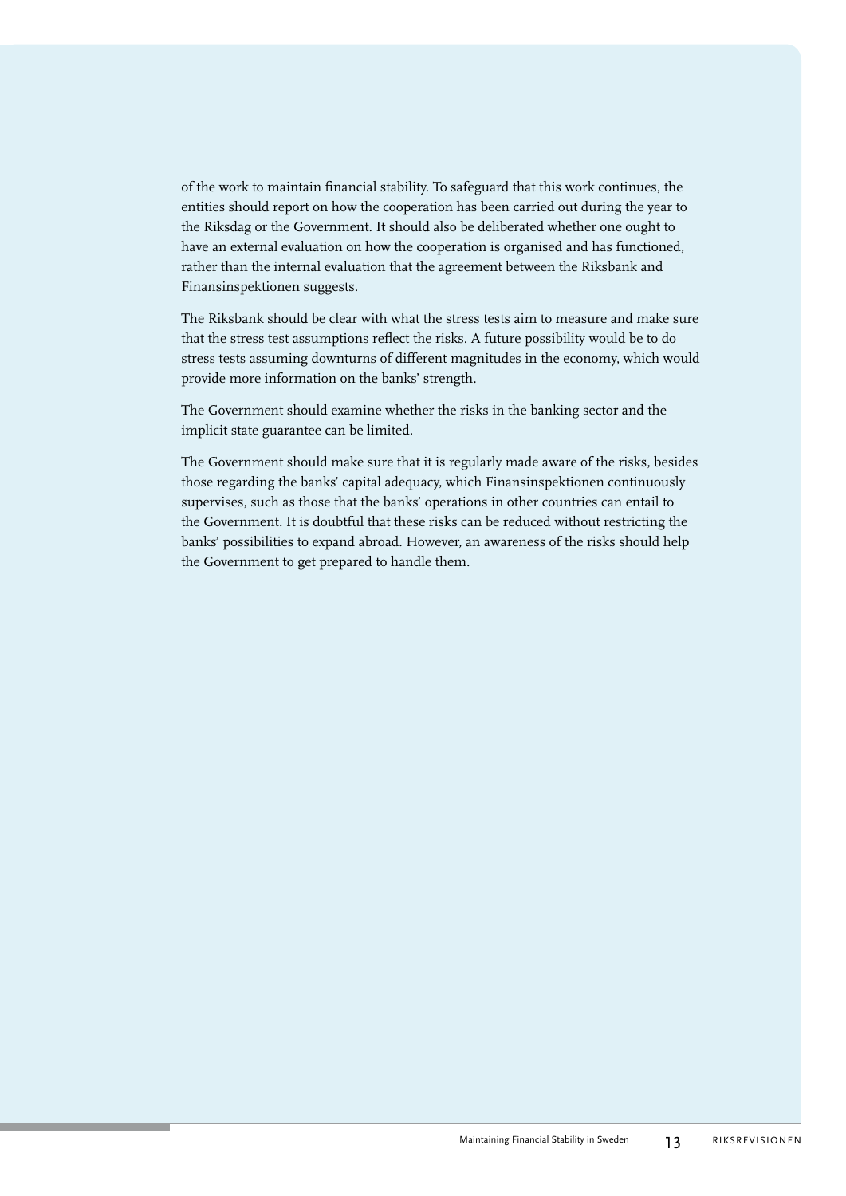of the work to maintain financial stability. To safeguard that this work continues, the entities should report on how the cooperation has been carried out during the year to the Riksdag or the Government. It should also be deliberated whether one ought to have an external evaluation on how the cooperation is organised and has functioned, rather than the internal evaluation that the agreement between the Riksbank and Finansinspektionen suggests.

The Riksbank should be clear with what the stress tests aim to measure and make sure that the stress test assumptions reflect the risks. A future possibility would be to do stress tests assuming downturns of different magnitudes in the economy, which would provide more information on the banks' strength.

The Government should examine whether the risks in the banking sector and the implicit state guarantee can be limited.

The Government should make sure that it is regularly made aware of the risks, besides those regarding the banks' capital adequacy, which Finansinspektionen continuously supervises, such as those that the banks' operations in other countries can entail to the Government. It is doubtful that these risks can be reduced without restricting the banks' possibilities to expand abroad. However, an awareness of the risks should help the Government to get prepared to handle them.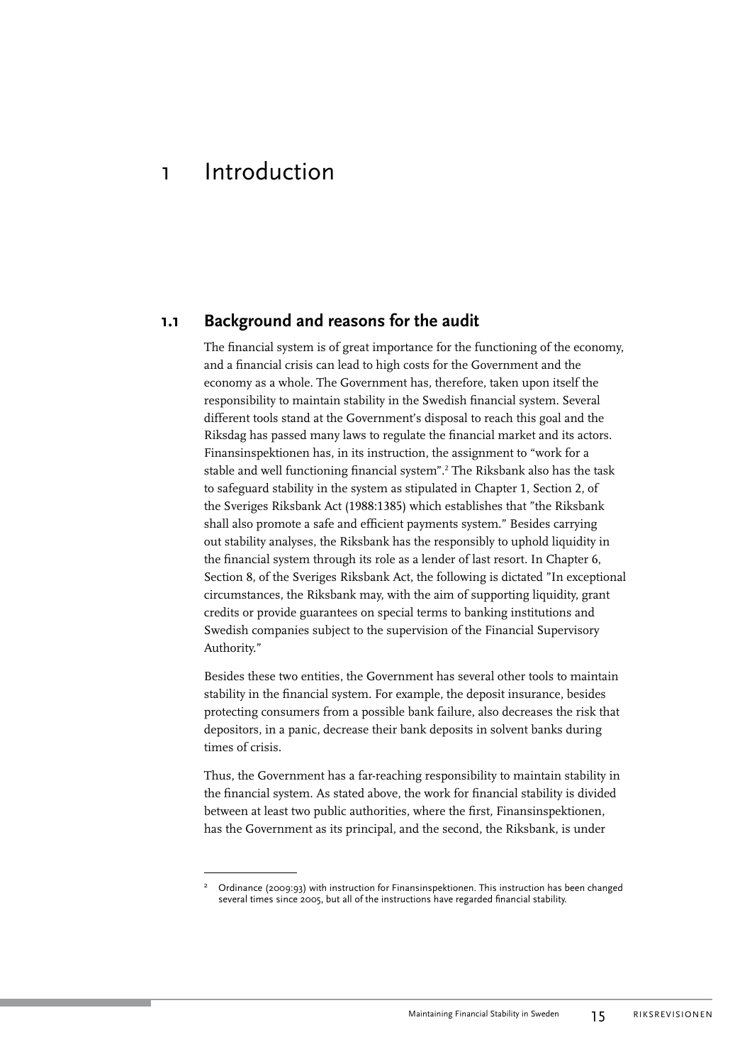# 1 Introduction

## 1.1 Background and reasons for the audit

The financial system is of great importance for the functioning of the economy, and a financial crisis can lead to high costs for the Government and the economy as a whole. The Government has, therefore, taken upon itself the responsibility to maintain stability in the Swedish financial system. Several different tools stand at the Government's disposal to reach this goal and the Riksdag has passed many laws to regulate the financial market and its actors. Finansinspektionen has, in its instruction, the assignment to "work for a stable and well functioning financial system".[2] The Riksbank also has the task to safeguard stability in the system as stipulated in Chapter 1, Section 2, of the Sveriges Riksbank Act (1988:1385) which establishes that "the Riksbank shall also promote a safe and efficient payments system." Besides carrying out stability analyses, the Riksbank has the responsibly to uphold liquidity in the financial system through its role as a lender of last resort. In Chapter 6, Section 8, of the Sveriges Riksbank Act, the following is dictated "In exceptional circumstances, the Riksbank may, with the aim of supporting liquidity, grant credits or provide guarantees on special terms to banking institutions and Swedish companies subject to the supervision of the Financial Supervisory Authority."

Besides these two entities, the Government has several other tools to maintain stability in the financial system. For example, the deposit insurance, besides protecting consumers from a possible bank failure, also decreases the risk that depositors, in a panic, decrease their bank deposits in solvent banks during times of crisis.

Thus, the Government has a far-reaching responsibility to maintain stability in the financial system. As stated above, the work for financial stability is divided between at least two public authorities, where the first, Finansinspektionen, has the Government as its principal, and the second, the Riksbank, is under

[2] Ordinance (2009:93) with instruction for Finansinspektionen. This instruction has been changed several times since 2005, but all of the instructions have regarded financial stability.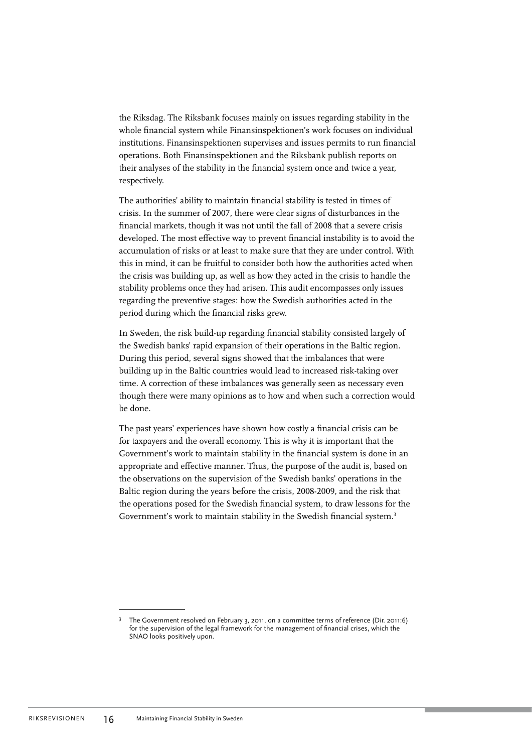the Riksdag. The Riksbank focuses mainly on issues regarding stability in the whole financial system while Finansinspektionen's work focuses on individual institutions. Finansinspektionen supervises and issues permits to run financial operations. Both Finansinspektionen and the Riksbank publish reports on their analyses of the stability in the financial system once and twice a year, respectively.

The authorities' ability to maintain financial stability is tested in times of crisis. In the summer of 2007, there were clear signs of disturbances in the financial markets, though it was not until the fall of 2008 that a severe crisis developed. The most effective way to prevent financial instability is to avoid the accumulation of risks or at least to make sure that they are under control. With this in mind, it can be fruitful to consider both how the authorities acted when the crisis was building up, as well as how they acted in the crisis to handle the stability problems once they had arisen. This audit encompasses only issues regarding the preventive stages: how the Swedish authorities acted in the period during which the financial risks grew.

In Sweden, the risk build-up regarding financial stability consisted largely of the Swedish banks' rapid expansion of their operations in the Baltic region. During this period, several signs showed that the imbalances that were building up in the Baltic countries would lead to increased risk-taking over time. A correction of these imbalances was generally seen as necessary even though there were many opinions as to how and when such a correction would be done.

The past years' experiences have shown how costly a financial crisis can be for taxpayers and the overall economy. This is why it is important that the Government's work to maintain stability in the financial system is done in an appropriate and effective manner. Thus, the purpose of the audit is, based on the observations on the supervision of the Swedish banks' operations in the Baltic region during the years before the crisis, 2008-2009, and the risk that the operations posed for the Swedish financial system, to draw lessons for the Government's work to maintain stability in the Swedish financial system.[3]

---

[3] The Government resolved on February 3, 2011, on a committee terms of reference (Dir. 2011:6) for the supervision of the legal framework for the management of financial crises, which the SNAO looks positively upon.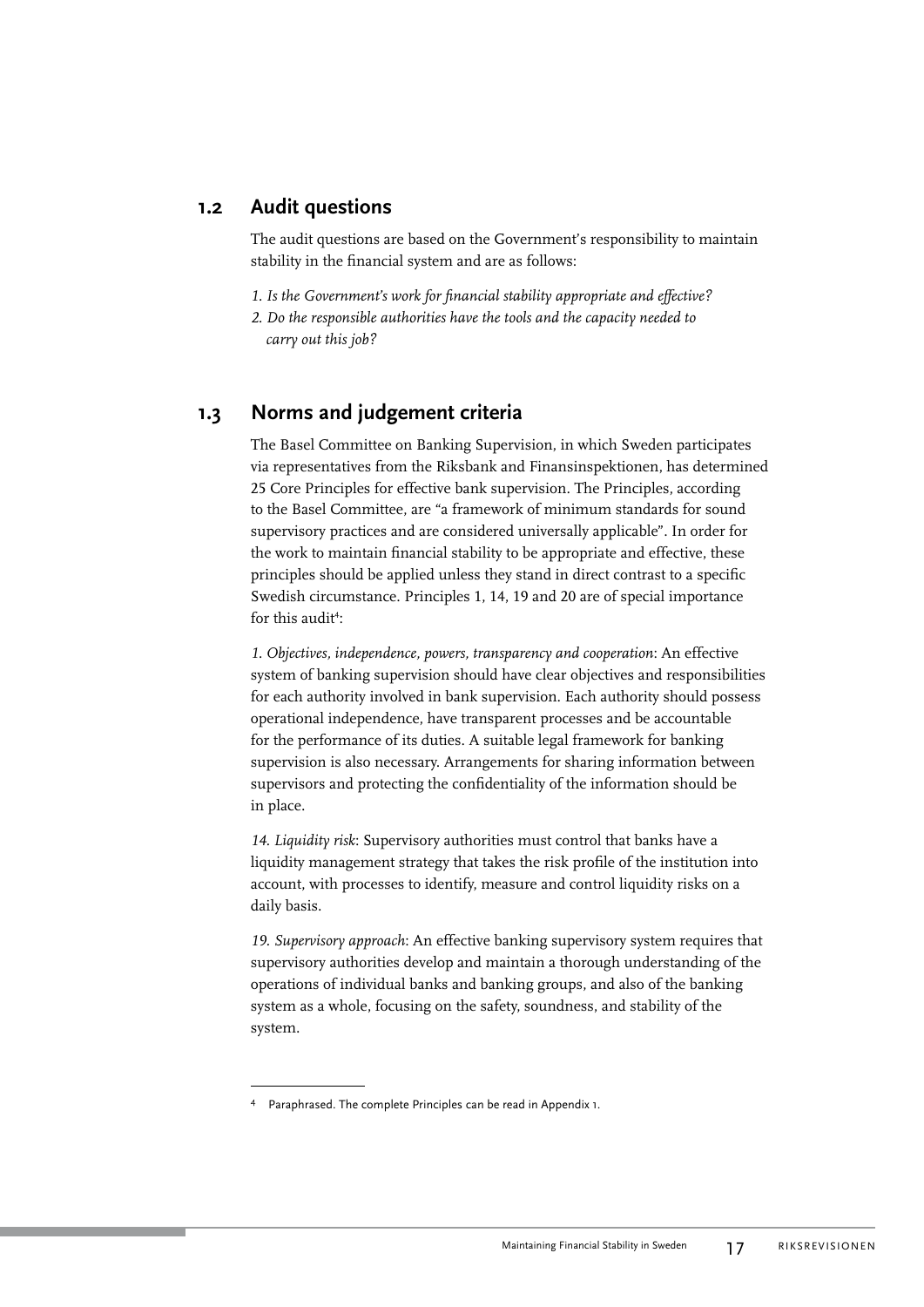## 1.2 Audit questions

The audit questions are based on the Government's responsibility to maintain stability in the financial system and are as follows:

1. *Is the Government's work for financial stability appropriate and effective?*
2. *Do the responsible authorities have the tools and the capacity needed to carry out this job?*

## 1.3 Norms and judgement criteria

The Basel Committee on Banking Supervision, in which Sweden participates via representatives from the Riksbank and Finansinspektionen, has determined 25 Core Principles for effective bank supervision. The Principles, according to the Basel Committee, are "a framework of minimum standards for sound supervisory practices and are considered universally applicable". In order for the work to maintain financial stability to be appropriate and effective, these principles should be applied unless they stand in direct contrast to a specific Swedish circumstance. Principles 1, 14, 19 and 20 are of special importance for this audit[4]:

*1. Objectives, independence, powers, transparency and cooperation*: An effective system of banking supervision should have clear objectives and responsibilities for each authority involved in bank supervision. Each authority should possess operational independence, have transparent processes and be accountable for the performance of its duties. A suitable legal framework for banking supervision is also necessary. Arrangements for sharing information between supervisors and protecting the confidentiality of the information should be in place.

*14. Liquidity risk*: Supervisory authorities must control that banks have a liquidity management strategy that takes the risk profile of the institution into account, with processes to identify, measure and control liquidity risks on a daily basis.

*19. Supervisory approach*: An effective banking supervisory system requires that supervisory authorities develop and maintain a thorough understanding of the operations of individual banks and banking groups, and also of the banking system as a whole, focusing on the safety, soundness, and stability of the system.

---

[4] Paraphrased. The complete Principles can be read in Appendix 1.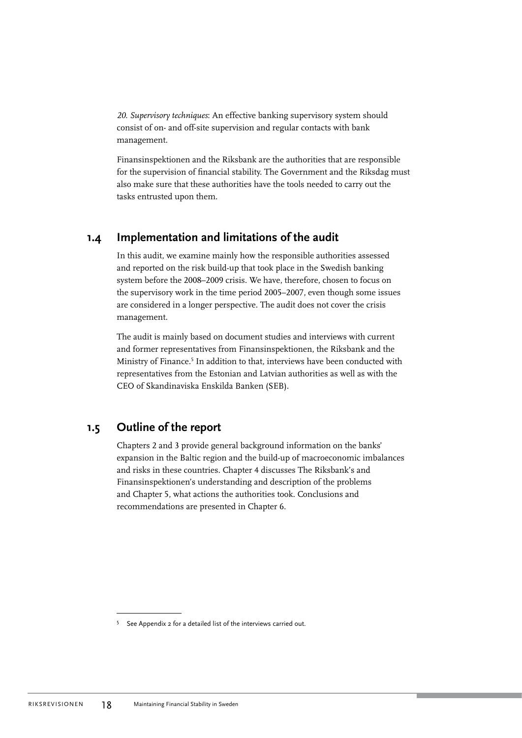*20. Supervisory techniques*: An effective banking supervisory system should consist of on- and off-site supervision and regular contacts with bank management.

Finansinspektionen and the Riksbank are the authorities that are responsible for the supervision of financial stability. The Government and the Riksdag must also make sure that these authorities have the tools needed to carry out the tasks entrusted upon them.

## 1.4 Implementation and limitations of the audit

In this audit, we examine mainly how the responsible authorities assessed and reported on the risk build-up that took place in the Swedish banking system before the 2008–2009 crisis. We have, therefore, chosen to focus on the supervisory work in the time period 2005–2007, even though some issues are considered in a longer perspective. The audit does not cover the crisis management.

The audit is mainly based on document studies and interviews with current and former representatives from Finansinspektionen, the Riksbank and the Ministry of Finance.[5] In addition to that, interviews have been conducted with representatives from the Estonian and Latvian authorities as well as with the CEO of Skandinaviska Enskilda Banken (SEB).

## 1.5 Outline of the report

Chapters 2 and 3 provide general background information on the banks' expansion in the Baltic region and the build-up of macroeconomic imbalances and risks in these countries. Chapter 4 discusses The Riksbank's and Finansinspektionen's understanding and description of the problems and Chapter 5, what actions the authorities took. Conclusions and recommendations are presented in Chapter 6.

---

[5] See Appendix 2 for a detailed list of the interviews carried out.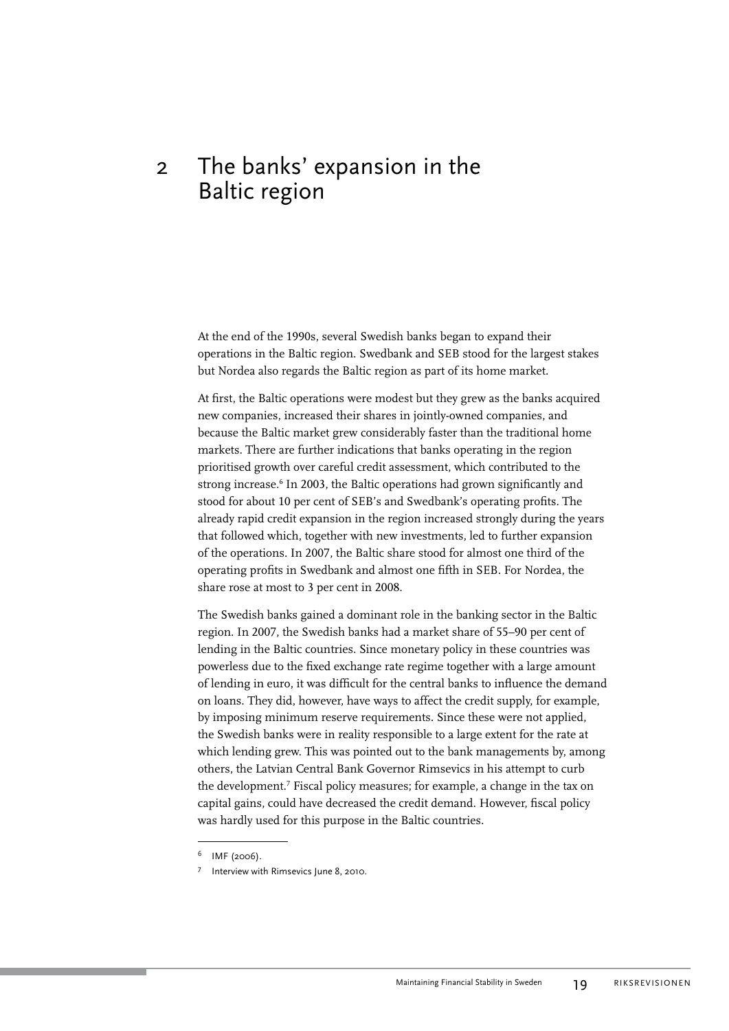# 2 The banks' expansion in the Baltic region

At the end of the 1990s, several Swedish banks began to expand their operations in the Baltic region. Swedbank and SEB stood for the largest stakes but Nordea also regards the Baltic region as part of its home market.

At first, the Baltic operations were modest but they grew as the banks acquired new companies, increased their shares in jointly-owned companies, and because the Baltic market grew considerably faster than the traditional home markets. There are further indications that banks operating in the region prioritised growth over careful credit assessment, which contributed to the strong increase.[6] In 2003, the Baltic operations had grown significantly and stood for about 10 per cent of SEB's and Swedbank's operating profits. The already rapid credit expansion in the region increased strongly during the years that followed which, together with new investments, led to further expansion of the operations. In 2007, the Baltic share stood for almost one third of the operating profits in Swedbank and almost one fifth in SEB. For Nordea, the share rose at most to 3 per cent in 2008.

The Swedish banks gained a dominant role in the banking sector in the Baltic region. In 2007, the Swedish banks had a market share of 55–90 per cent of lending in the Baltic countries. Since monetary policy in these countries was powerless due to the fixed exchange rate regime together with a large amount of lending in euro, it was difficult for the central banks to influence the demand on loans. They did, however, have ways to affect the credit supply, for example, by imposing minimum reserve requirements. Since these were not applied, the Swedish banks were in reality responsible to a large extent for the rate at which lending grew. This was pointed out to the bank managements by, among others, the Latvian Central Bank Governor Rimsevics in his attempt to curb the development.[7] Fiscal policy measures; for example, a change in the tax on capital gains, could have decreased the credit demand. However, fiscal policy was hardly used for this purpose in the Baltic countries.

---

[6] IMF (2006).

[7] Interview with Rimsevics June 8, 2010.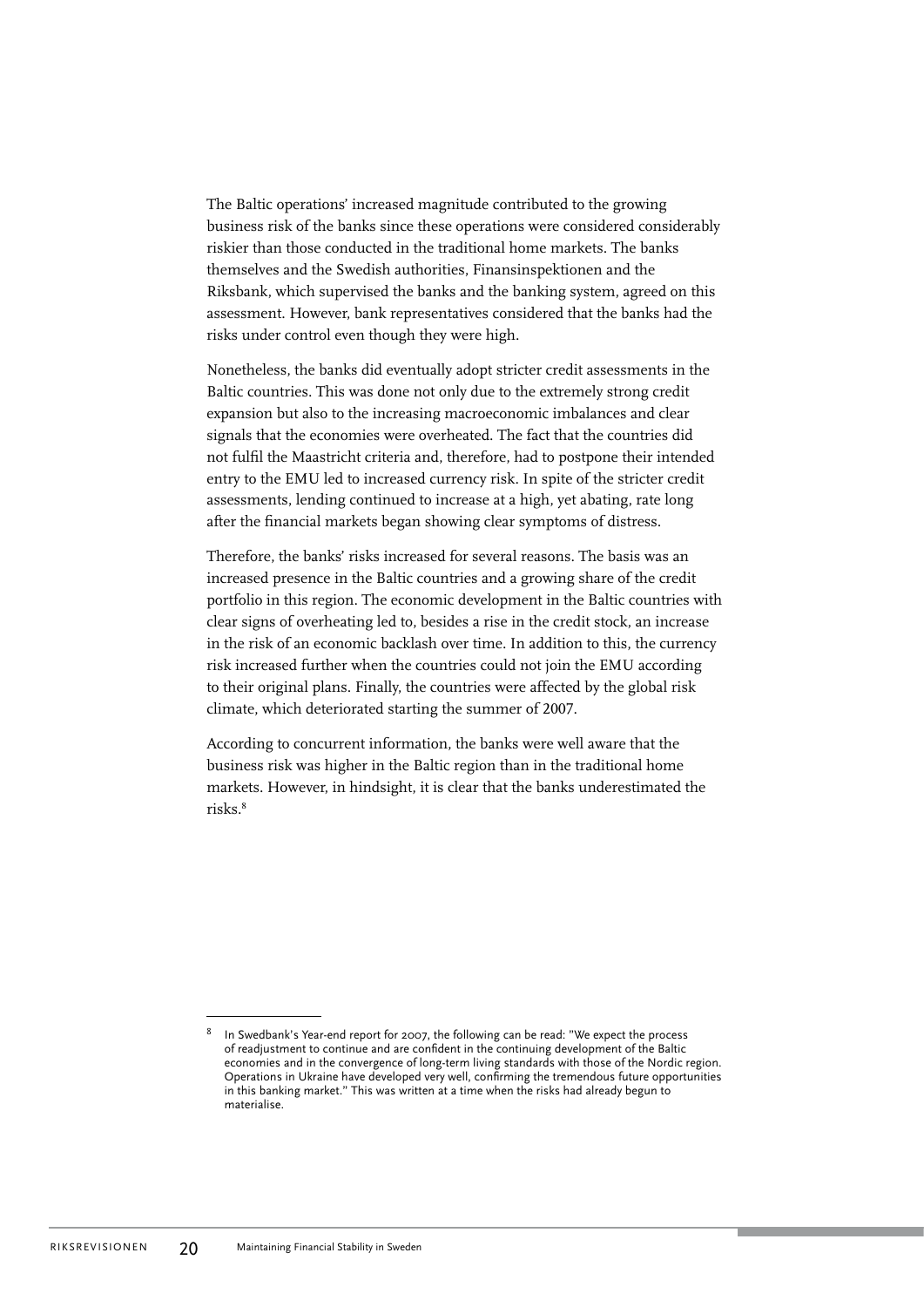The Baltic operations' increased magnitude contributed to the growing business risk of the banks since these operations were considered considerably riskier than those conducted in the traditional home markets. The banks themselves and the Swedish authorities, Finansinspektionen and the Riksbank, which supervised the banks and the banking system, agreed on this assessment. However, bank representatives considered that the banks had the risks under control even though they were high.

Nonetheless, the banks did eventually adopt stricter credit assessments in the Baltic countries. This was done not only due to the extremely strong credit expansion but also to the increasing macroeconomic imbalances and clear signals that the economies were overheated. The fact that the countries did not fulfil the Maastricht criteria and, therefore, had to postpone their intended entry to the EMU led to increased currency risk. In spite of the stricter credit assessments, lending continued to increase at a high, yet abating, rate long after the financial markets began showing clear symptoms of distress.

Therefore, the banks' risks increased for several reasons. The basis was an increased presence in the Baltic countries and a growing share of the credit portfolio in this region. The economic development in the Baltic countries with clear signs of overheating led to, besides a rise in the credit stock, an increase in the risk of an economic backlash over time. In addition to this, the currency risk increased further when the countries could not join the EMU according to their original plans. Finally, the countries were affected by the global risk climate, which deteriorated starting the summer of 2007.

According to concurrent information, the banks were well aware that the business risk was higher in the Baltic region than in the traditional home markets. However, in hindsight, it is clear that the banks underestimated the risks.[8]

---

[8] In Swedbank's Year-end report for 2007, the following can be read: "We expect the process of readjustment to continue and are confident in the continuing development of the Baltic economies and in the convergence of long-term living standards with those of the Nordic region. Operations in Ukraine have developed very well, confirming the tremendous future opportunities in this banking market." This was written at a time when the risks had already begun to materialise.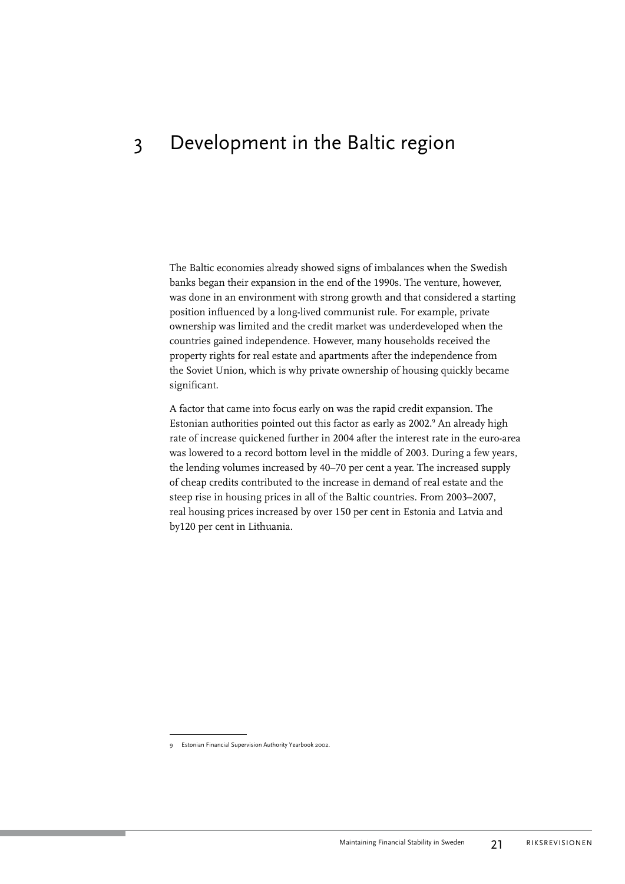# 3 Development in the Baltic region

The Baltic economies already showed signs of imbalances when the Swedish banks began their expansion in the end of the 1990s. The venture, however, was done in an environment with strong growth and that considered a starting position influenced by a long-lived communist rule. For example, private ownership was limited and the credit market was underdeveloped when the countries gained independence. However, many households received the property rights for real estate and apartments after the independence from the Soviet Union, which is why private ownership of housing quickly became significant.

A factor that came into focus early on was the rapid credit expansion. The Estonian authorities pointed out this factor as early as 2002.[9] An already high rate of increase quickened further in 2004 after the interest rate in the euro-area was lowered to a record bottom level in the middle of 2003. During a few years, the lending volumes increased by 40–70 per cent a year. The increased supply of cheap credits contributed to the increase in demand of real estate and the steep rise in housing prices in all of the Baltic countries. From 2003–2007, real housing prices increased by over 150 per cent in Estonia and Latvia and by120 per cent in Lithuania.

9 Estonian Financial Supervision Authority Yearbook 2002.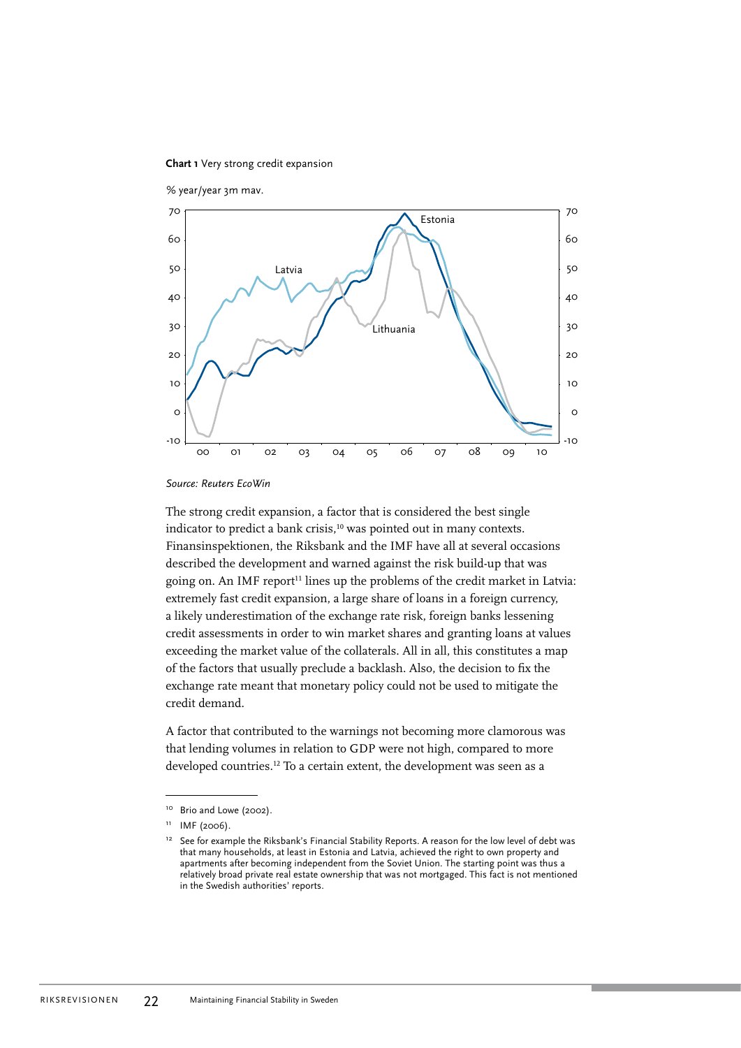**Chart 1** Very strong credit expansion

% year/year 3m mav.

*Source: Reuters EcoWin*

The strong credit expansion, a factor that is considered the best single indicator to predict a bank crisis,[10] was pointed out in many contexts. Finansinspektionen, the Riksbank and the IMF have all at several occasions described the development and warned against the risk build-up that was going on. An IMF report[11] lines up the problems of the credit market in Latvia: extremely fast credit expansion, a large share of loans in a foreign currency, a likely underestimation of the exchange rate risk, foreign banks lessening credit assessments in order to win market shares and granting loans at values exceeding the market value of the collaterals. All in all, this constitutes a map of the factors that usually preclude a backlash. Also, the decision to fix the exchange rate meant that monetary policy could not be used to mitigate the credit demand.

A factor that contributed to the warnings not becoming more clamorous was that lending volumes in relation to GDP were not high, compared to more developed countries.[12] To a certain extent, the development was seen as a

---

[10] Brio and Lowe (2002).

[11] IMF (2006).

[12] See for example the Riksbank's Financial Stability Reports. A reason for the low level of debt was that many households, at least in Estonia and Latvia, achieved the right to own property and apartments after becoming independent from the Soviet Union. The starting point was thus a relatively broad private real estate ownership that was not mortgaged. This fact is not mentioned in the Swedish authorities' reports.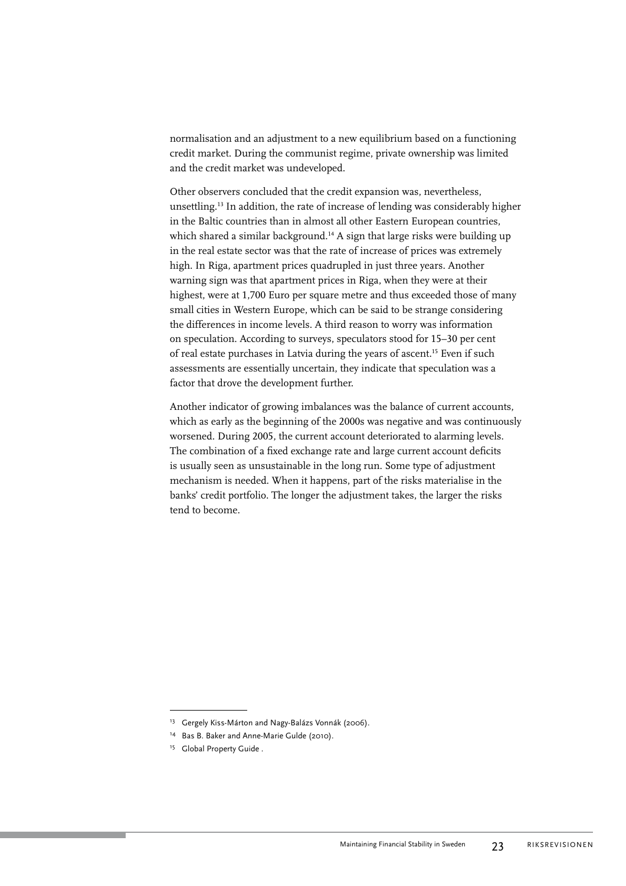normalisation and an adjustment to a new equilibrium based on a functioning credit market. During the communist regime, private ownership was limited and the credit market was undeveloped.

Other observers concluded that the credit expansion was, nevertheless, unsettling.[13] In addition, the rate of increase of lending was considerably higher in the Baltic countries than in almost all other Eastern European countries, which shared a similar background.[14] A sign that large risks were building up in the real estate sector was that the rate of increase of prices was extremely high. In Riga, apartment prices quadrupled in just three years. Another warning sign was that apartment prices in Riga, when they were at their highest, were at 1,700 Euro per square metre and thus exceeded those of many small cities in Western Europe, which can be said to be strange considering the differences in income levels. A third reason to worry was information on speculation. According to surveys, speculators stood for 15–30 per cent of real estate purchases in Latvia during the years of ascent.[15] Even if such assessments are essentially uncertain, they indicate that speculation was a factor that drove the development further.

Another indicator of growing imbalances was the balance of current accounts, which as early as the beginning of the 2000s was negative and was continuously worsened. During 2005, the current account deteriorated to alarming levels. The combination of a fixed exchange rate and large current account deficits is usually seen as unsustainable in the long run. Some type of adjustment mechanism is needed. When it happens, part of the risks materialise in the banks' credit portfolio. The longer the adjustment takes, the larger the risks tend to become.

---

[13] Gergely Kiss-Márton and Nagy-Balázs Vonnák (2006).

[14] Bas B. Baker and Anne-Marie Gulde (2010).

[15] Global Property Guide .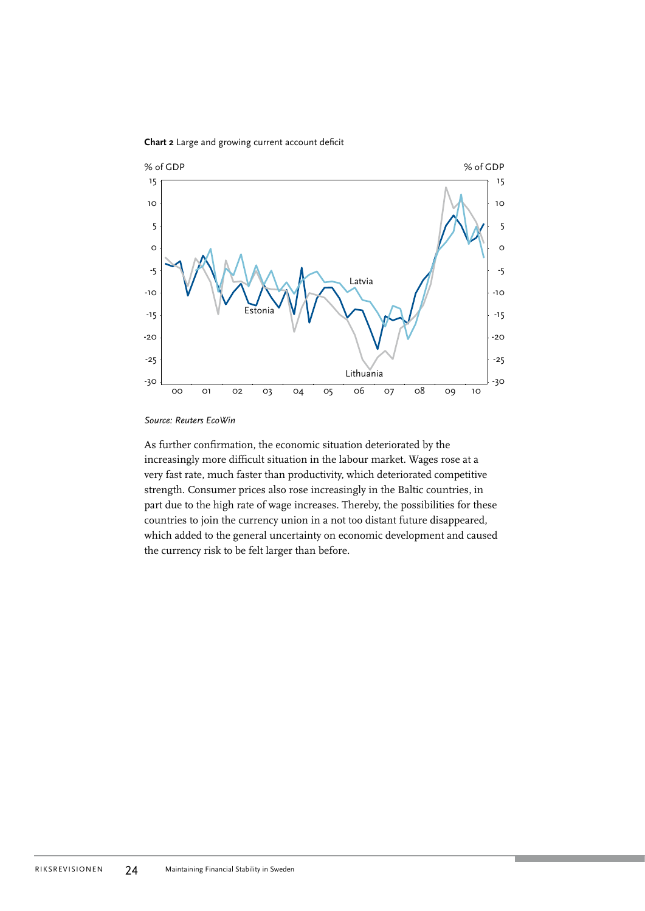**Chart 2** Large and growing current account deficit

*Source: Reuters EcoWin*

As further confirmation, the economic situation deteriorated by the increasingly more difficult situation in the labour market. Wages rose at a very fast rate, much faster than productivity, which deteriorated competitive strength. Consumer prices also rose increasingly in the Baltic countries, in part due to the high rate of wage increases. Thereby, the possibilities for these countries to join the currency union in a not too distant future disappeared, which added to the general uncertainty on economic development and caused the currency risk to be felt larger than before.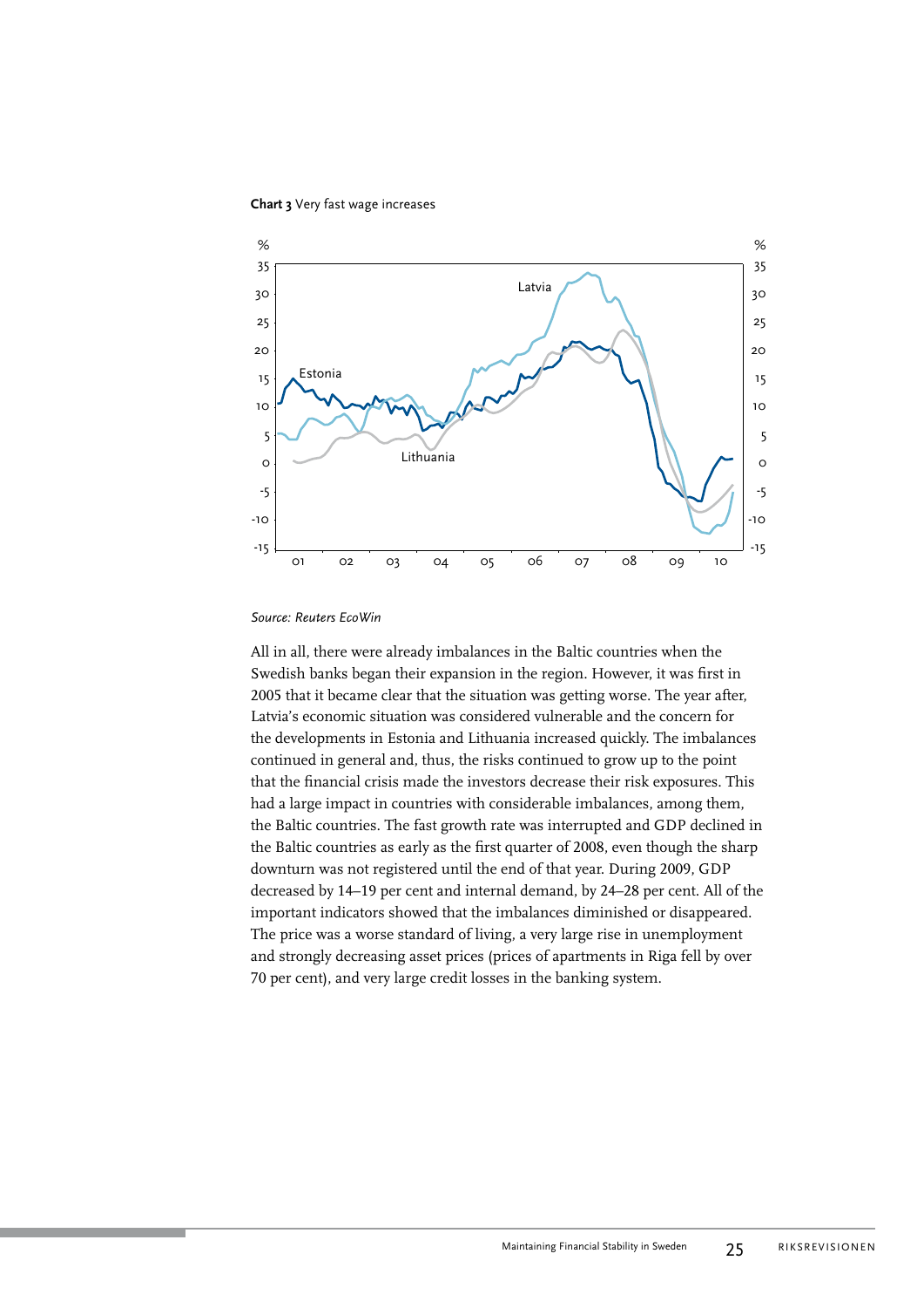**Chart 3** Very fast wage increases

*Source: Reuters EcoWin*

All in all, there were already imbalances in the Baltic countries when the Swedish banks began their expansion in the region. However, it was first in 2005 that it became clear that the situation was getting worse. The year after, Latvia's economic situation was considered vulnerable and the concern for the developments in Estonia and Lithuania increased quickly. The imbalances continued in general and, thus, the risks continued to grow up to the point that the financial crisis made the investors decrease their risk exposures. This had a large impact in countries with considerable imbalances, among them, the Baltic countries. The fast growth rate was interrupted and GDP declined in the Baltic countries as early as the first quarter of 2008, even though the sharp downturn was not registered until the end of that year. During 2009, GDP decreased by 14–19 per cent and internal demand, by 24–28 per cent. All of the important indicators showed that the imbalances diminished or disappeared. The price was a worse standard of living, a very large rise in unemployment and strongly decreasing asset prices (prices of apartments in Riga fell by over 70 per cent), and very large credit losses in the banking system.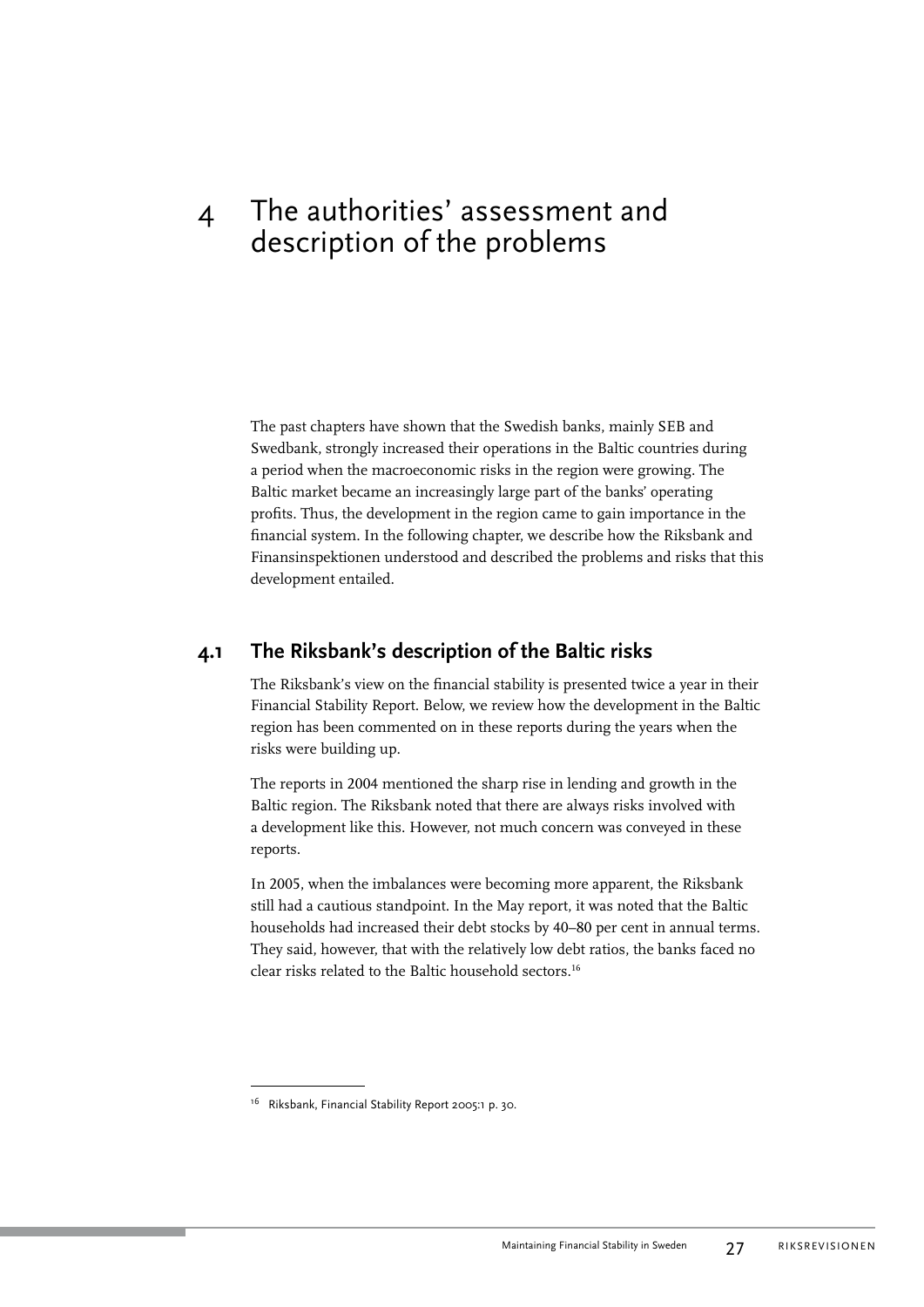# 4 The authorities' assessment and description of the problems

The past chapters have shown that the Swedish banks, mainly SEB and Swedbank, strongly increased their operations in the Baltic countries during a period when the macroeconomic risks in the region were growing. The Baltic market became an increasingly large part of the banks' operating profits. Thus, the development in the region came to gain importance in the financial system. In the following chapter, we describe how the Riksbank and Finansinspektionen understood and described the problems and risks that this development entailed.

## 4.1 The Riksbank's description of the Baltic risks

The Riksbank's view on the financial stability is presented twice a year in their Financial Stability Report. Below, we review how the development in the Baltic region has been commented on in these reports during the years when the risks were building up.

The reports in 2004 mentioned the sharp rise in lending and growth in the Baltic region. The Riksbank noted that there are always risks involved with a development like this. However, not much concern was conveyed in these reports.

In 2005, when the imbalances were becoming more apparent, the Riksbank still had a cautious standpoint. In the May report, it was noted that the Baltic households had increased their debt stocks by 40–80 per cent in annual terms. They said, however, that with the relatively low debt ratios, the banks faced no clear risks related to the Baltic household sectors.[16]

[16] Riksbank, Financial Stability Report 2005:1 p. 30.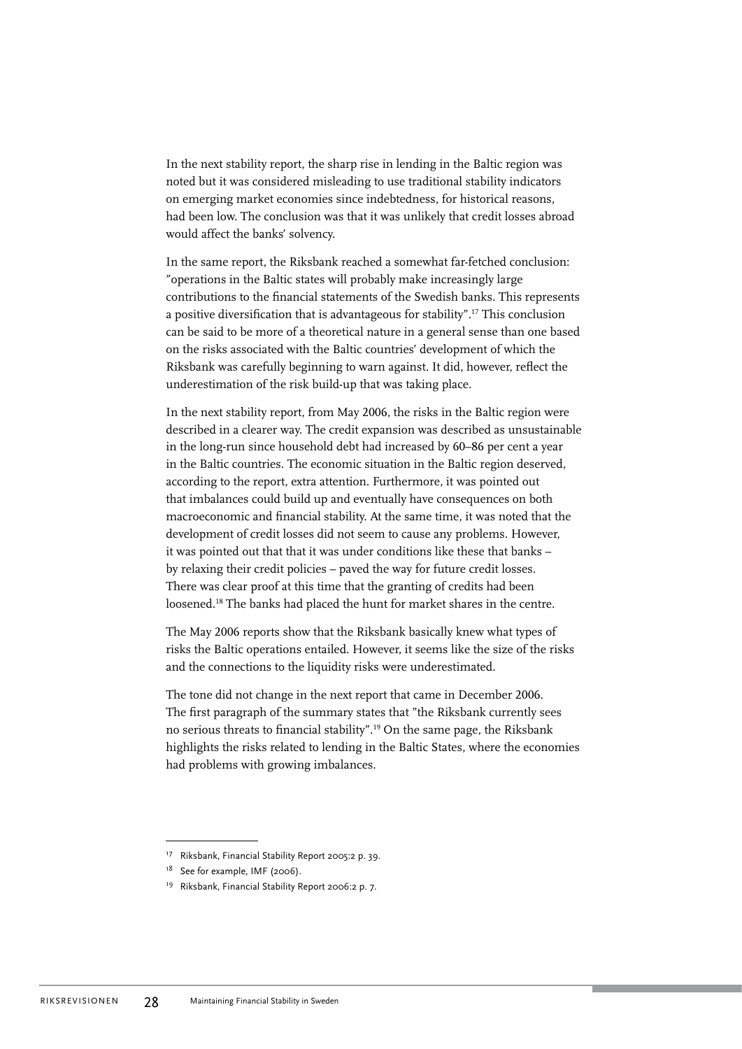In the next stability report, the sharp rise in lending in the Baltic region was noted but it was considered misleading to use traditional stability indicators on emerging market economies since indebtedness, for historical reasons, had been low. The conclusion was that it was unlikely that credit losses abroad would affect the banks' solvency.

In the same report, the Riksbank reached a somewhat far-fetched conclusion: "operations in the Baltic states will probably make increasingly large contributions to the financial statements of the Swedish banks. This represents a positive diversification that is advantageous for stability".[17] This conclusion can be said to be more of a theoretical nature in a general sense than one based on the risks associated with the Baltic countries' development of which the Riksbank was carefully beginning to warn against. It did, however, reflect the underestimation of the risk build-up that was taking place.

In the next stability report, from May 2006, the risks in the Baltic region were described in a clearer way. The credit expansion was described as unsustainable in the long-run since household debt had increased by 60–86 per cent a year in the Baltic countries. The economic situation in the Baltic region deserved, according to the report, extra attention. Furthermore, it was pointed out that imbalances could build up and eventually have consequences on both macroeconomic and financial stability. At the same time, it was noted that the development of credit losses did not seem to cause any problems. However, it was pointed out that that it was under conditions like these that banks – by relaxing their credit policies – paved the way for future credit losses. There was clear proof at this time that the granting of credits had been loosened.[18] The banks had placed the hunt for market shares in the centre.

The May 2006 reports show that the Riksbank basically knew what types of risks the Baltic operations entailed. However, it seems like the size of the risks and the connections to the liquidity risks were underestimated.

The tone did not change in the next report that came in December 2006. The first paragraph of the summary states that "the Riksbank currently sees no serious threats to financial stability".[19] On the same page, the Riksbank highlights the risks related to lending in the Baltic States, where the economies had problems with growing imbalances.

---

[17] Riksbank, Financial Stability Report 2005:2 p. 39.

[18] See for example, IMF (2006).

[19] Riksbank, Financial Stability Report 2006:2 p. 7.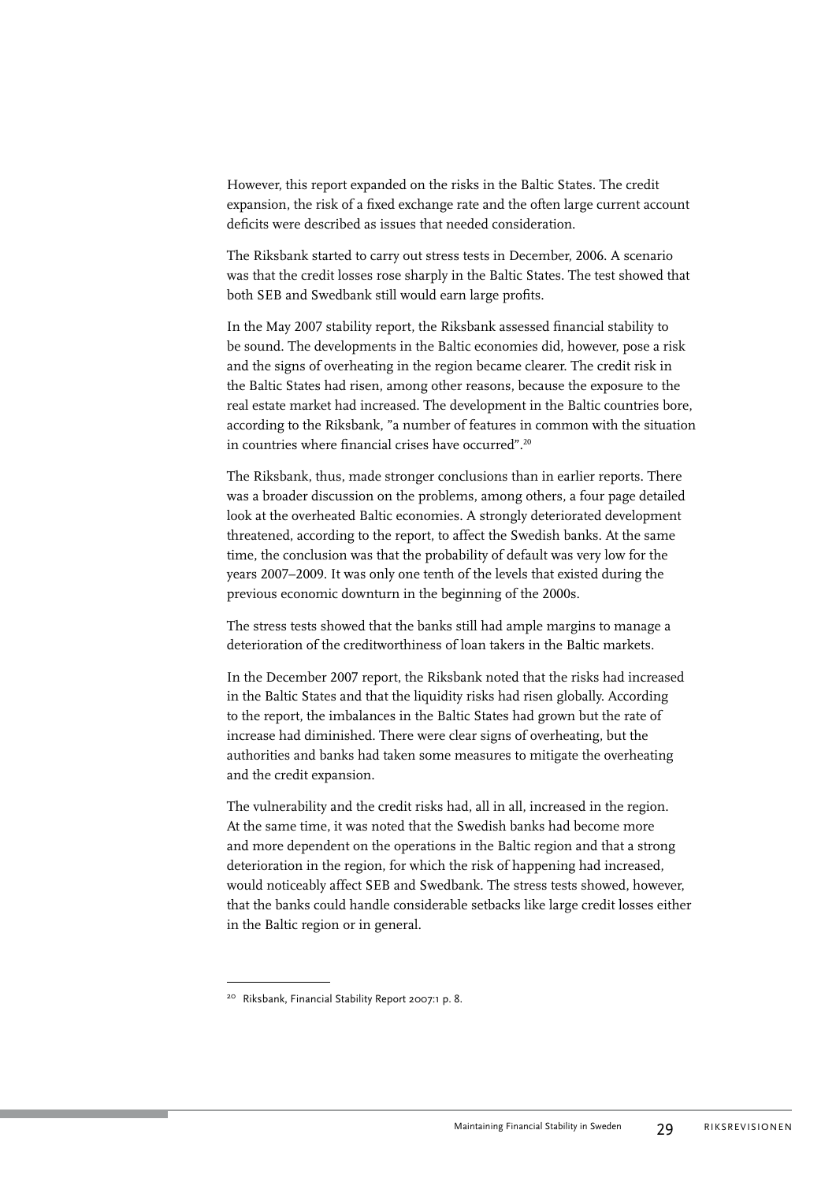However, this report expanded on the risks in the Baltic States. The credit expansion, the risk of a fixed exchange rate and the often large current account deficits were described as issues that needed consideration.

The Riksbank started to carry out stress tests in December, 2006. A scenario was that the credit losses rose sharply in the Baltic States. The test showed that both SEB and Swedbank still would earn large profits.

In the May 2007 stability report, the Riksbank assessed financial stability to be sound. The developments in the Baltic economies did, however, pose a risk and the signs of overheating in the region became clearer. The credit risk in the Baltic States had risen, among other reasons, because the exposure to the real estate market had increased. The development in the Baltic countries bore, according to the Riksbank, "a number of features in common with the situation in countries where financial crises have occurred".[20]

The Riksbank, thus, made stronger conclusions than in earlier reports. There was a broader discussion on the problems, among others, a four page detailed look at the overheated Baltic economies. A strongly deteriorated development threatened, according to the report, to affect the Swedish banks. At the same time, the conclusion was that the probability of default was very low for the years 2007–2009. It was only one tenth of the levels that existed during the previous economic downturn in the beginning of the 2000s.

The stress tests showed that the banks still had ample margins to manage a deterioration of the creditworthiness of loan takers in the Baltic markets.

In the December 2007 report, the Riksbank noted that the risks had increased in the Baltic States and that the liquidity risks had risen globally. According to the report, the imbalances in the Baltic States had grown but the rate of increase had diminished. There were clear signs of overheating, but the authorities and banks had taken some measures to mitigate the overheating and the credit expansion.

The vulnerability and the credit risks had, all in all, increased in the region. At the same time, it was noted that the Swedish banks had become more and more dependent on the operations in the Baltic region and that a strong deterioration in the region, for which the risk of happening had increased, would noticeably affect SEB and Swedbank. The stress tests showed, however, that the banks could handle considerable setbacks like large credit losses either in the Baltic region or in general.

---

[20] Riksbank, Financial Stability Report 2007:1 p. 8.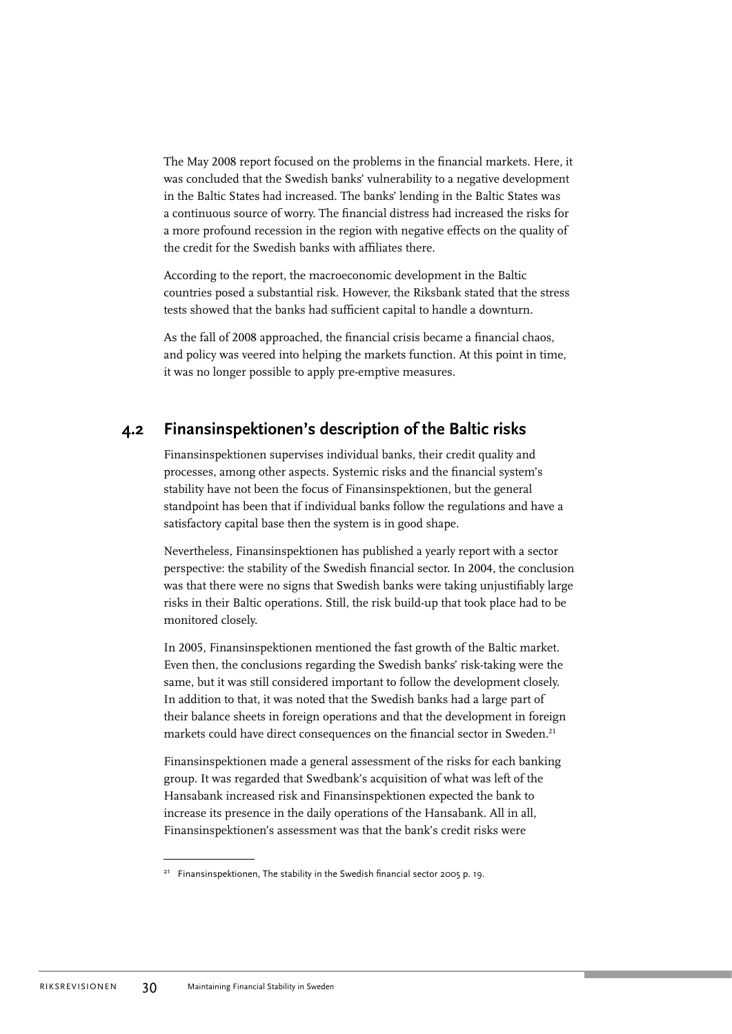The May 2008 report focused on the problems in the financial markets. Here, it was concluded that the Swedish banks' vulnerability to a negative development in the Baltic States had increased. The banks' lending in the Baltic States was a continuous source of worry. The financial distress had increased the risks for a more profound recession in the region with negative effects on the quality of the credit for the Swedish banks with affiliates there.

According to the report, the macroeconomic development in the Baltic countries posed a substantial risk. However, the Riksbank stated that the stress tests showed that the banks had sufficient capital to handle a downturn.

As the fall of 2008 approached, the financial crisis became a financial chaos, and policy was veered into helping the markets function. At this point in time, it was no longer possible to apply pre-emptive measures.

## 4.2 Finansinspektionen's description of the Baltic risks

Finansinspektionen supervises individual banks, their credit quality and processes, among other aspects. Systemic risks and the financial system's stability have not been the focus of Finansinspektionen, but the general standpoint has been that if individual banks follow the regulations and have a satisfactory capital base then the system is in good shape.

Nevertheless, Finansinspektionen has published a yearly report with a sector perspective: the stability of the Swedish financial sector. In 2004, the conclusion was that there were no signs that Swedish banks were taking unjustifiably large risks in their Baltic operations. Still, the risk build-up that took place had to be monitored closely.

In 2005, Finansinspektionen mentioned the fast growth of the Baltic market. Even then, the conclusions regarding the Swedish banks' risk-taking were the same, but it was still considered important to follow the development closely. In addition to that, it was noted that the Swedish banks had a large part of their balance sheets in foreign operations and that the development in foreign markets could have direct consequences on the financial sector in Sweden.[21]

Finansinspektionen made a general assessment of the risks for each banking group. It was regarded that Swedbank's acquisition of what was left of the Hansabank increased risk and Finansinspektionen expected the bank to increase its presence in the daily operations of the Hansabank. All in all, Finansinspektionen's assessment was that the bank's credit risks were

[21] Finansinspektionen, The stability in the Swedish financial sector 2005 p. 19.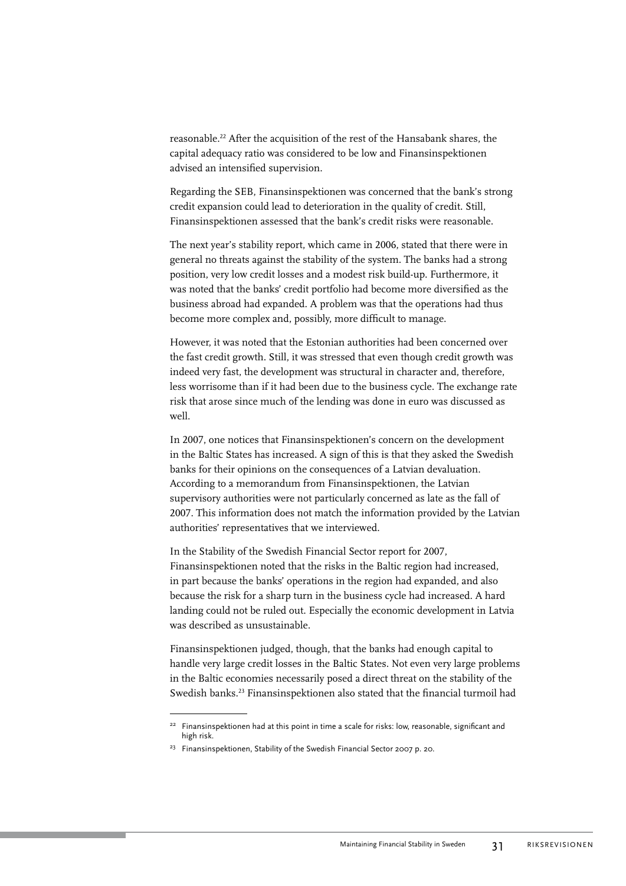reasonable.[22] After the acquisition of the rest of the Hansabank shares, the capital adequacy ratio was considered to be low and Finansinspektionen advised an intensified supervision.

Regarding the SEB, Finansinspektionen was concerned that the bank's strong credit expansion could lead to deterioration in the quality of credit. Still, Finansinspektionen assessed that the bank's credit risks were reasonable.

The next year's stability report, which came in 2006, stated that there were in general no threats against the stability of the system. The banks had a strong position, very low credit losses and a modest risk build-up. Furthermore, it was noted that the banks' credit portfolio had become more diversified as the business abroad had expanded. A problem was that the operations had thus become more complex and, possibly, more difficult to manage.

However, it was noted that the Estonian authorities had been concerned over the fast credit growth. Still, it was stressed that even though credit growth was indeed very fast, the development was structural in character and, therefore, less worrisome than if it had been due to the business cycle. The exchange rate risk that arose since much of the lending was done in euro was discussed as well.

In 2007, one notices that Finansinspektionen's concern on the development in the Baltic States has increased. A sign of this is that they asked the Swedish banks for their opinions on the consequences of a Latvian devaluation. According to a memorandum from Finansinspektionen, the Latvian supervisory authorities were not particularly concerned as late as the fall of 2007. This information does not match the information provided by the Latvian authorities' representatives that we interviewed.

In the Stability of the Swedish Financial Sector report for 2007, Finansinspektionen noted that the risks in the Baltic region had increased, in part because the banks' operations in the region had expanded, and also because the risk for a sharp turn in the business cycle had increased. A hard landing could not be ruled out. Especially the economic development in Latvia was described as unsustainable.

Finansinspektionen judged, though, that the banks had enough capital to handle very large credit losses in the Baltic States. Not even very large problems in the Baltic economies necessarily posed a direct threat on the stability of the Swedish banks.[23] Finansinspektionen also stated that the financial turmoil had

---

[22] Finansinspektionen had at this point in time a scale for risks: low, reasonable, significant and high risk.

[23] Finansinspektionen, Stability of the Swedish Financial Sector 2007 p. 20.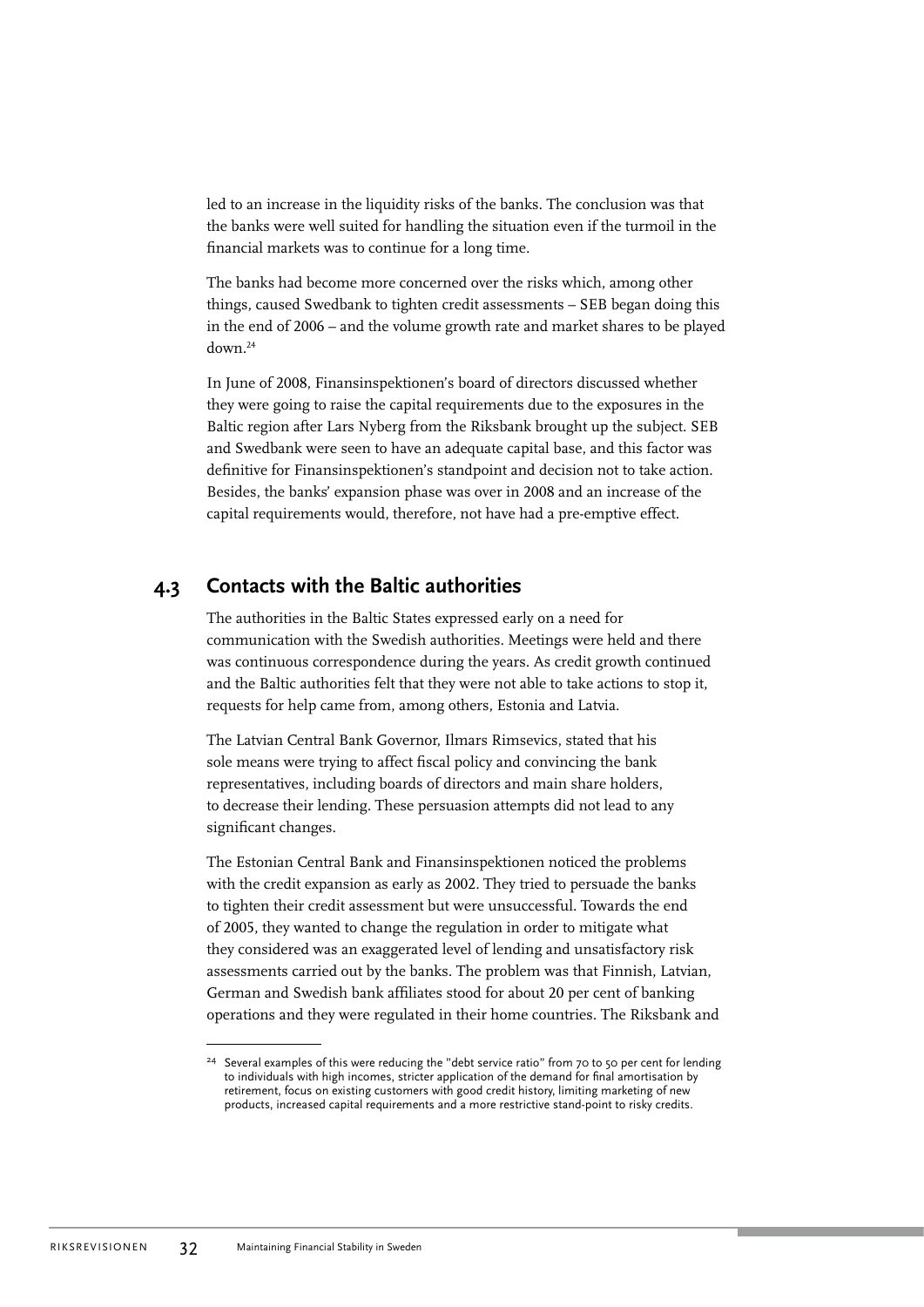led to an increase in the liquidity risks of the banks. The conclusion was that the banks were well suited for handling the situation even if the turmoil in the financial markets was to continue for a long time.

The banks had become more concerned over the risks which, among other things, caused Swedbank to tighten credit assessments – SEB began doing this in the end of 2006 – and the volume growth rate and market shares to be played down.[24]

In June of 2008, Finansinspektionen's board of directors discussed whether they were going to raise the capital requirements due to the exposures in the Baltic region after Lars Nyberg from the Riksbank brought up the subject. SEB and Swedbank were seen to have an adequate capital base, and this factor was definitive for Finansinspektionen's standpoint and decision not to take action. Besides, the banks' expansion phase was over in 2008 and an increase of the capital requirements would, therefore, not have had a pre-emptive effect.

## 4.3 Contacts with the Baltic authorities

The authorities in the Baltic States expressed early on a need for communication with the Swedish authorities. Meetings were held and there was continuous correspondence during the years. As credit growth continued and the Baltic authorities felt that they were not able to take actions to stop it, requests for help came from, among others, Estonia and Latvia.

The Latvian Central Bank Governor, Ilmars Rimsevics, stated that his sole means were trying to affect fiscal policy and convincing the bank representatives, including boards of directors and main share holders, to decrease their lending. These persuasion attempts did not lead to any significant changes.

The Estonian Central Bank and Finansinspektionen noticed the problems with the credit expansion as early as 2002. They tried to persuade the banks to tighten their credit assessment but were unsuccessful. Towards the end of 2005, they wanted to change the regulation in order to mitigate what they considered was an exaggerated level of lending and unsatisfactory risk assessments carried out by the banks. The problem was that Finnish, Latvian, German and Swedish bank affiliates stood for about 20 per cent of banking operations and they were regulated in their home countries. The Riksbank and

[24] Several examples of this were reducing the "debt service ratio" from 70 to 50 per cent for lending to individuals with high incomes, stricter application of the demand for final amortisation by retirement, focus on existing customers with good credit history, limiting marketing of new products, increased capital requirements and a more restrictive stand-point to risky credits.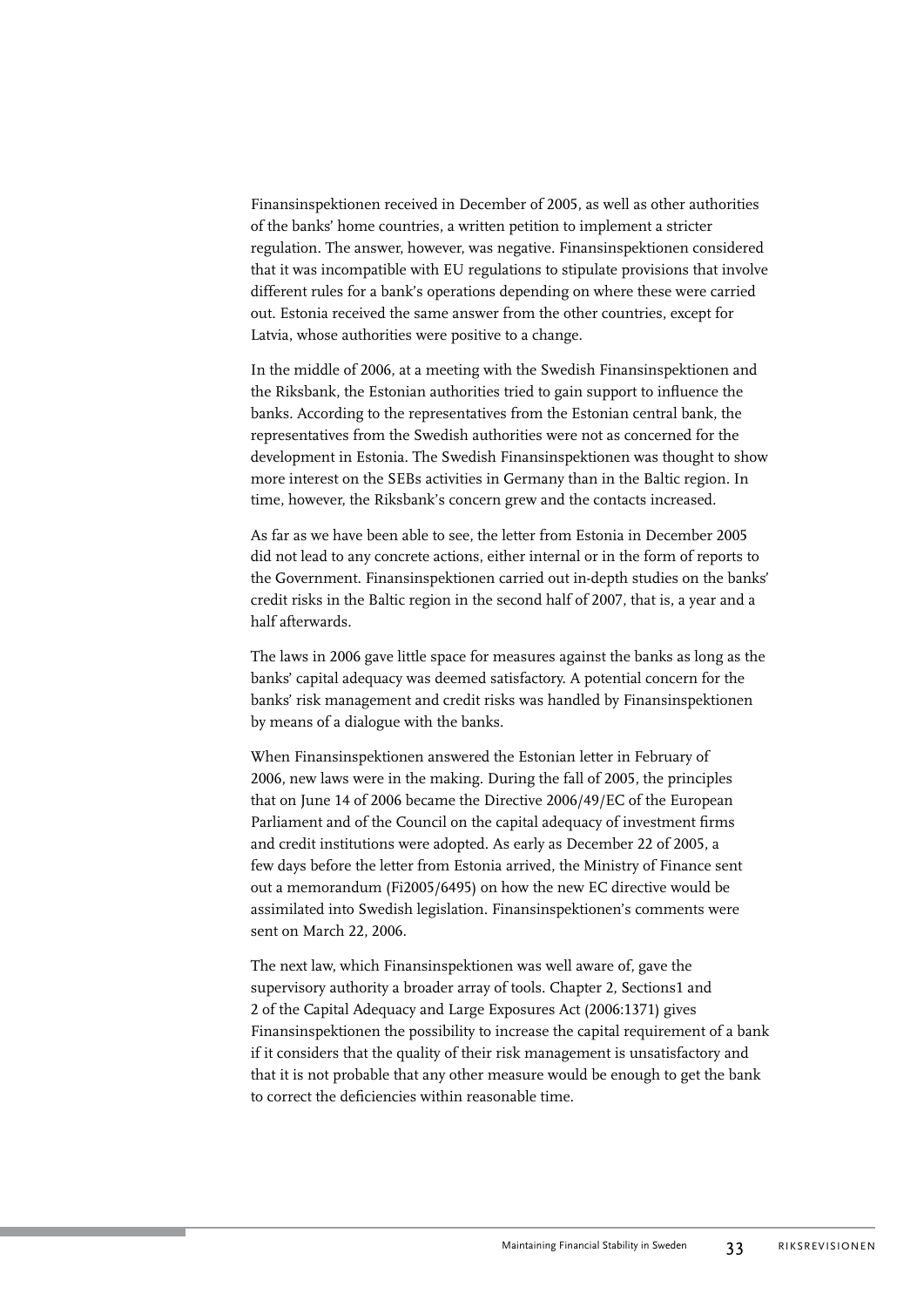Finansinspektionen received in December of 2005, as well as other authorities of the banks' home countries, a written petition to implement a stricter regulation. The answer, however, was negative. Finansinspektionen considered that it was incompatible with EU regulations to stipulate provisions that involve different rules for a bank's operations depending on where these were carried out. Estonia received the same answer from the other countries, except for Latvia, whose authorities were positive to a change.

In the middle of 2006, at a meeting with the Swedish Finansinspektionen and the Riksbank, the Estonian authorities tried to gain support to influence the banks. According to the representatives from the Estonian central bank, the representatives from the Swedish authorities were not as concerned for the development in Estonia. The Swedish Finansinspektionen was thought to show more interest on the SEBs activities in Germany than in the Baltic region. In time, however, the Riksbank's concern grew and the contacts increased.

As far as we have been able to see, the letter from Estonia in December 2005 did not lead to any concrete actions, either internal or in the form of reports to the Government. Finansinspektionen carried out in-depth studies on the banks' credit risks in the Baltic region in the second half of 2007, that is, a year and a half afterwards.

The laws in 2006 gave little space for measures against the banks as long as the banks' capital adequacy was deemed satisfactory. A potential concern for the banks' risk management and credit risks was handled by Finansinspektionen by means of a dialogue with the banks.

When Finansinspektionen answered the Estonian letter in February of 2006, new laws were in the making. During the fall of 2005, the principles that on June 14 of 2006 became the Directive 2006/49/EC of the European Parliament and of the Council on the capital adequacy of investment firms and credit institutions were adopted. As early as December 22 of 2005, a few days before the letter from Estonia arrived, the Ministry of Finance sent out a memorandum (Fi2005/6495) on how the new EC directive would be assimilated into Swedish legislation. Finansinspektionen's comments were sent on March 22, 2006.

The next law, which Finansinspektionen was well aware of, gave the supervisory authority a broader array of tools. Chapter 2, Sections1 and 2 of the Capital Adequacy and Large Exposures Act (2006:1371) gives Finansinspektionen the possibility to increase the capital requirement of a bank if it considers that the quality of their risk management is unsatisfactory and that it is not probable that any other measure would be enough to get the bank to correct the deficiencies within reasonable time.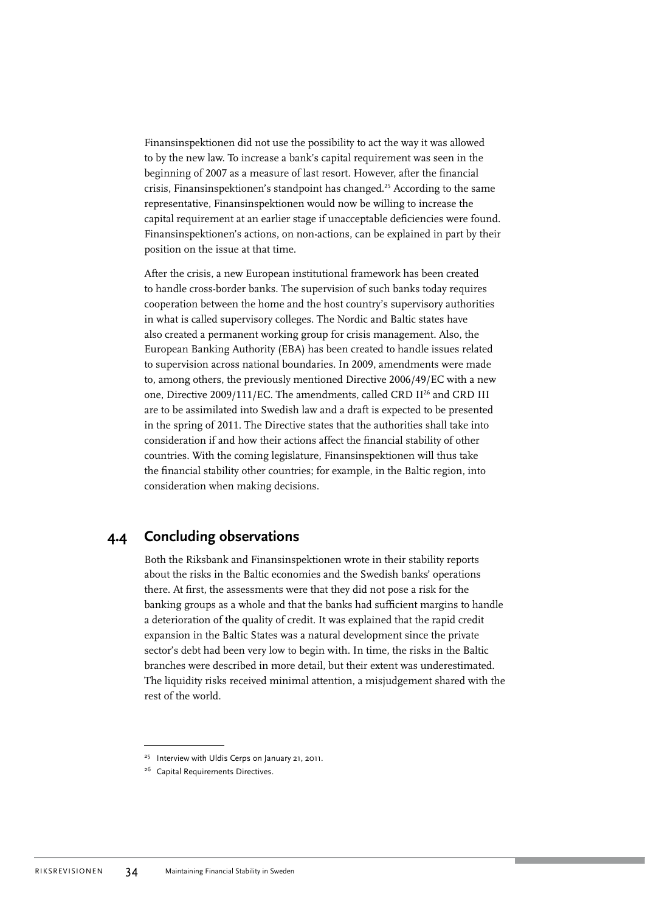Finansinspektionen did not use the possibility to act the way it was allowed to by the new law. To increase a bank's capital requirement was seen in the beginning of 2007 as a measure of last resort. However, after the financial crisis, Finansinspektionen's standpoint has changed.[25] According to the same representative, Finansinspektionen would now be willing to increase the capital requirement at an earlier stage if unacceptable deficiencies were found. Finansinspektionen's actions, on non-actions, can be explained in part by their position on the issue at that time.

After the crisis, a new European institutional framework has been created to handle cross-border banks. The supervision of such banks today requires cooperation between the home and the host country's supervisory authorities in what is called supervisory colleges. The Nordic and Baltic states have also created a permanent working group for crisis management. Also, the European Banking Authority (EBA) has been created to handle issues related to supervision across national boundaries. In 2009, amendments were made to, among others, the previously mentioned Directive 2006/49/EC with a new one, Directive 2009/111/EC. The amendments, called CRD II[26] and CRD III are to be assimilated into Swedish law and a draft is expected to be presented in the spring of 2011. The Directive states that the authorities shall take into consideration if and how their actions affect the financial stability of other countries. With the coming legislature, Finansinspektionen will thus take the financial stability other countries; for example, in the Baltic region, into consideration when making decisions.

## 4.4 Concluding observations

Both the Riksbank and Finansinspektionen wrote in their stability reports about the risks in the Baltic economies and the Swedish banks' operations there. At first, the assessments were that they did not pose a risk for the banking groups as a whole and that the banks had sufficient margins to handle a deterioration of the quality of credit. It was explained that the rapid credit expansion in the Baltic States was a natural development since the private sector's debt had been very low to begin with. In time, the risks in the Baltic branches were described in more detail, but their extent was underestimated. The liquidity risks received minimal attention, a misjudgement shared with the rest of the world.

---

[25] Interview with Uldis Cerps on January 21, 2011.

[26] Capital Requirements Directives.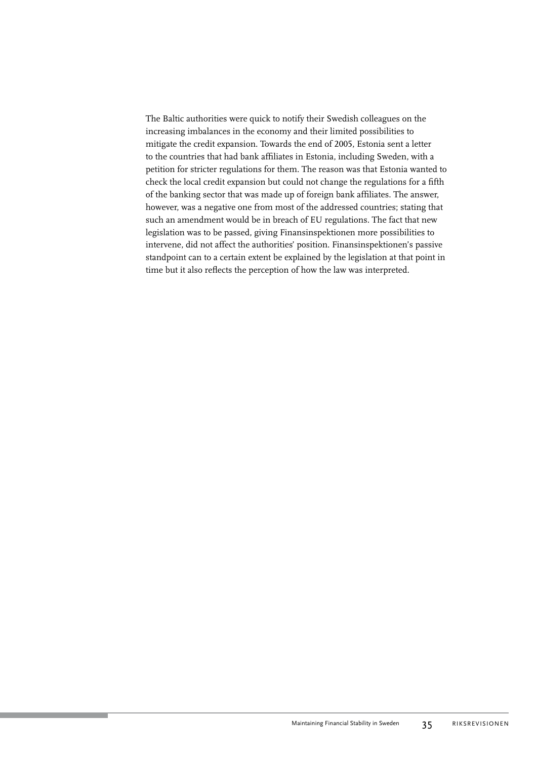The Baltic authorities were quick to notify their Swedish colleagues on the increasing imbalances in the economy and their limited possibilities to mitigate the credit expansion. Towards the end of 2005, Estonia sent a letter to the countries that had bank affiliates in Estonia, including Sweden, with a petition for stricter regulations for them. The reason was that Estonia wanted to check the local credit expansion but could not change the regulations for a fifth of the banking sector that was made up of foreign bank affiliates. The answer, however, was a negative one from most of the addressed countries; stating that such an amendment would be in breach of EU regulations. The fact that new legislation was to be passed, giving Finansinspektionen more possibilities to intervene, did not affect the authorities' position. Finansinspektionen's passive standpoint can to a certain extent be explained by the legislation at that point in time but it also reflects the perception of how the law was interpreted.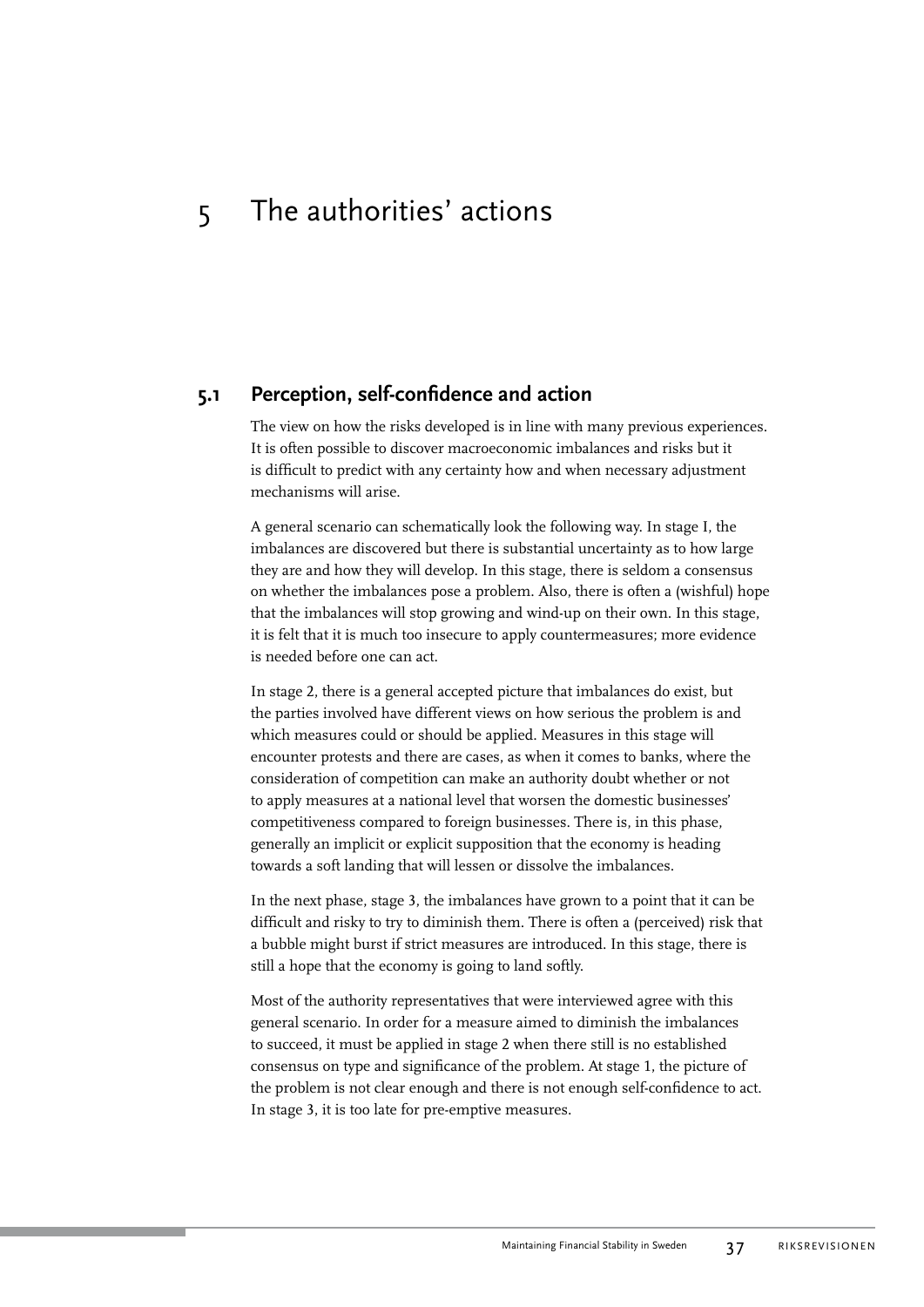# 5 The authorities' actions

## 5.1 Perception, self-confidence and action

The view on how the risks developed is in line with many previous experiences. It is often possible to discover macroeconomic imbalances and risks but it is difficult to predict with any certainty how and when necessary adjustment mechanisms will arise.

A general scenario can schematically look the following way. In stage I, the imbalances are discovered but there is substantial uncertainty as to how large they are and how they will develop. In this stage, there is seldom a consensus on whether the imbalances pose a problem. Also, there is often a (wishful) hope that the imbalances will stop growing and wind-up on their own. In this stage, it is felt that it is much too insecure to apply countermeasures; more evidence is needed before one can act.

In stage 2, there is a general accepted picture that imbalances do exist, but the parties involved have different views on how serious the problem is and which measures could or should be applied. Measures in this stage will encounter protests and there are cases, as when it comes to banks, where the consideration of competition can make an authority doubt whether or not to apply measures at a national level that worsen the domestic businesses' competitiveness compared to foreign businesses. There is, in this phase, generally an implicit or explicit supposition that the economy is heading towards a soft landing that will lessen or dissolve the imbalances.

In the next phase, stage 3, the imbalances have grown to a point that it can be difficult and risky to try to diminish them. There is often a (perceived) risk that a bubble might burst if strict measures are introduced. In this stage, there is still a hope that the economy is going to land softly.

Most of the authority representatives that were interviewed agree with this general scenario. In order for a measure aimed to diminish the imbalances to succeed, it must be applied in stage 2 when there still is no established consensus on type and significance of the problem. At stage 1, the picture of the problem is not clear enough and there is not enough self-confidence to act. In stage 3, it is too late for pre-emptive measures.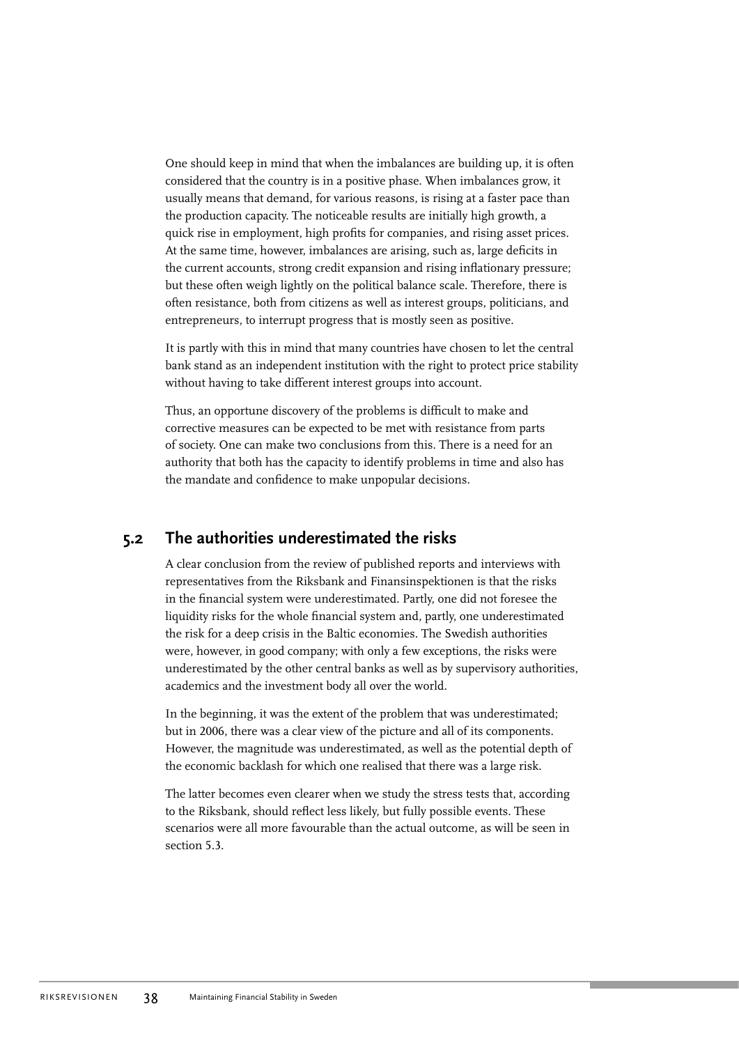One should keep in mind that when the imbalances are building up, it is often considered that the country is in a positive phase. When imbalances grow, it usually means that demand, for various reasons, is rising at a faster pace than the production capacity. The noticeable results are initially high growth, a quick rise in employment, high profits for companies, and rising asset prices. At the same time, however, imbalances are arising, such as, large deficits in the current accounts, strong credit expansion and rising inflationary pressure; but these often weigh lightly on the political balance scale. Therefore, there is often resistance, both from citizens as well as interest groups, politicians, and entrepreneurs, to interrupt progress that is mostly seen as positive.

It is partly with this in mind that many countries have chosen to let the central bank stand as an independent institution with the right to protect price stability without having to take different interest groups into account.

Thus, an opportune discovery of the problems is difficult to make and corrective measures can be expected to be met with resistance from parts of society. One can make two conclusions from this. There is a need for an authority that both has the capacity to identify problems in time and also has the mandate and confidence to make unpopular decisions.

## 5.2 The authorities underestimated the risks

A clear conclusion from the review of published reports and interviews with representatives from the Riksbank and Finansinspektionen is that the risks in the financial system were underestimated. Partly, one did not foresee the liquidity risks for the whole financial system and, partly, one underestimated the risk for a deep crisis in the Baltic economies. The Swedish authorities were, however, in good company; with only a few exceptions, the risks were underestimated by the other central banks as well as by supervisory authorities, academics and the investment body all over the world.

In the beginning, it was the extent of the problem that was underestimated; but in 2006, there was a clear view of the picture and all of its components. However, the magnitude was underestimated, as well as the potential depth of the economic backlash for which one realised that there was a large risk.

The latter becomes even clearer when we study the stress tests that, according to the Riksbank, should reflect less likely, but fully possible events. These scenarios were all more favourable than the actual outcome, as will be seen in section 5.3.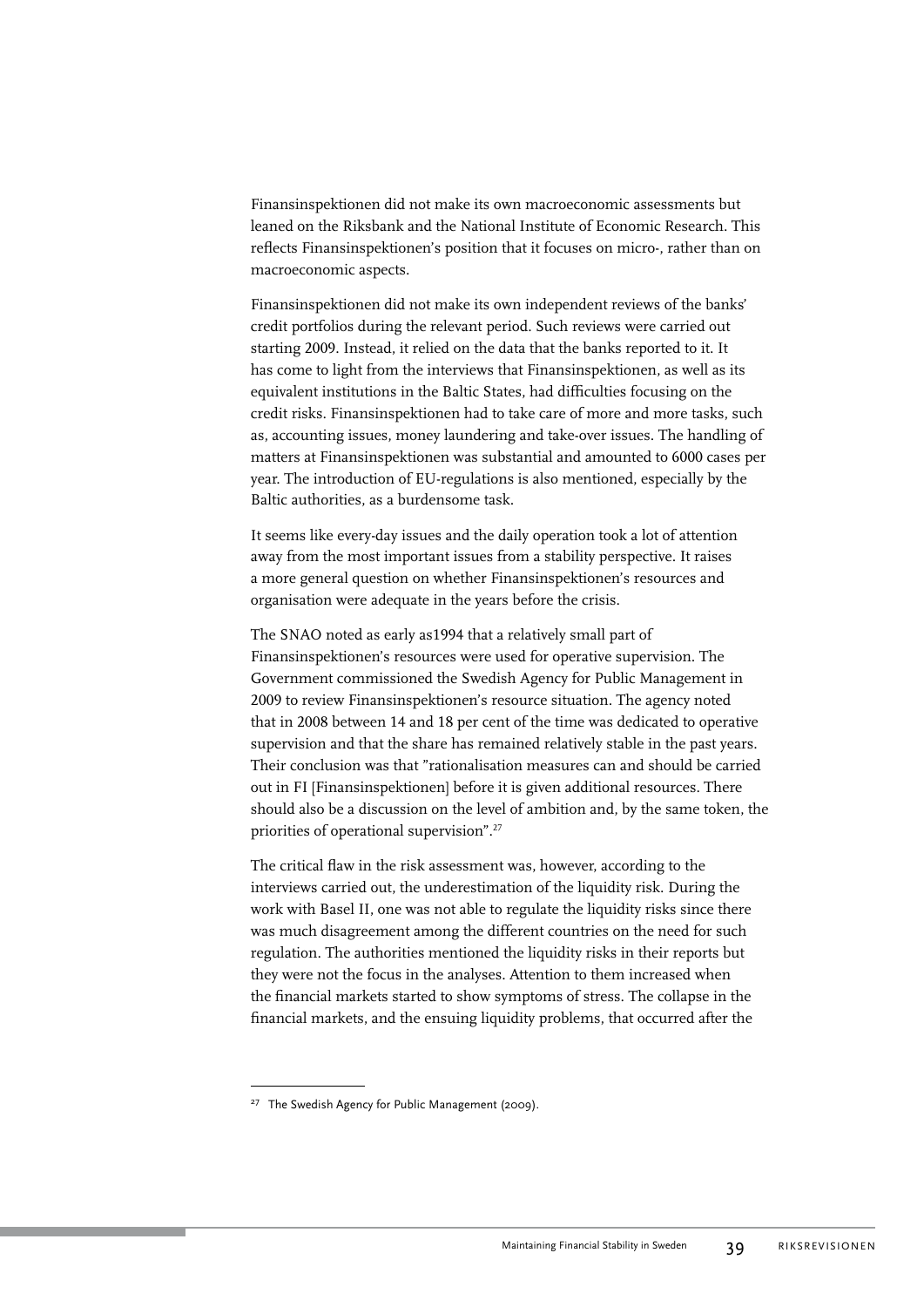Finansinspektionen did not make its own macroeconomic assessments but leaned on the Riksbank and the National Institute of Economic Research. This reflects Finansinspektionen's position that it focuses on micro-, rather than on macroeconomic aspects.

Finansinspektionen did not make its own independent reviews of the banks' credit portfolios during the relevant period. Such reviews were carried out starting 2009. Instead, it relied on the data that the banks reported to it. It has come to light from the interviews that Finansinspektionen, as well as its equivalent institutions in the Baltic States, had difficulties focusing on the credit risks. Finansinspektionen had to take care of more and more tasks, such as, accounting issues, money laundering and take-over issues. The handling of matters at Finansinspektionen was substantial and amounted to 6000 cases per year. The introduction of EU-regulations is also mentioned, especially by the Baltic authorities, as a burdensome task.

It seems like every-day issues and the daily operation took a lot of attention away from the most important issues from a stability perspective. It raises a more general question on whether Finansinspektionen's resources and organisation were adequate in the years before the crisis.

The SNAO noted as early as1994 that a relatively small part of Finansinspektionen's resources were used for operative supervision. The Government commissioned the Swedish Agency for Public Management in 2009 to review Finansinspektionen's resource situation. The agency noted that in 2008 between 14 and 18 per cent of the time was dedicated to operative supervision and that the share has remained relatively stable in the past years. Their conclusion was that "rationalisation measures can and should be carried out in FI [Finansinspektionen] before it is given additional resources. There should also be a discussion on the level of ambition and, by the same token, the priorities of operational supervision".[27]

The critical flaw in the risk assessment was, however, according to the interviews carried out, the underestimation of the liquidity risk. During the work with Basel II, one was not able to regulate the liquidity risks since there was much disagreement among the different countries on the need for such regulation. The authorities mentioned the liquidity risks in their reports but they were not the focus in the analyses. Attention to them increased when the financial markets started to show symptoms of stress. The collapse in the financial markets, and the ensuing liquidity problems, that occurred after the

---

[27] The Swedish Agency for Public Management (2009).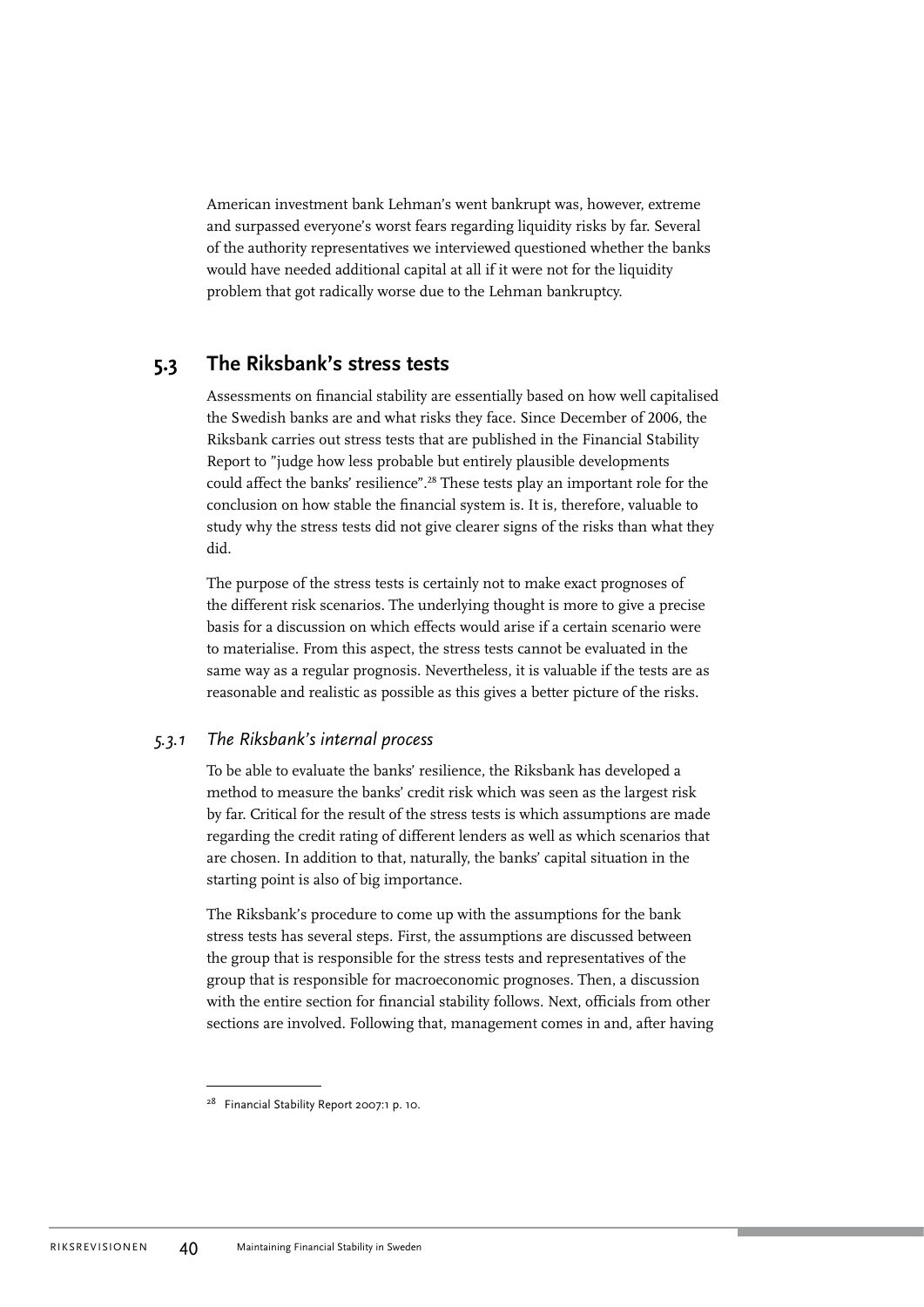American investment bank Lehman's went bankrupt was, however, extreme and surpassed everyone's worst fears regarding liquidity risks by far. Several of the authority representatives we interviewed questioned whether the banks would have needed additional capital at all if it were not for the liquidity problem that got radically worse due to the Lehman bankruptcy.

## 5.3 The Riksbank's stress tests

Assessments on financial stability are essentially based on how well capitalised the Swedish banks are and what risks they face. Since December of 2006, the Riksbank carries out stress tests that are published in the Financial Stability Report to "judge how less probable but entirely plausible developments could affect the banks' resilience".[28] These tests play an important role for the conclusion on how stable the financial system is. It is, therefore, valuable to study why the stress tests did not give clearer signs of the risks than what they did.

The purpose of the stress tests is certainly not to make exact prognoses of the different risk scenarios. The underlying thought is more to give a precise basis for a discussion on which effects would arise if a certain scenario were to materialise. From this aspect, the stress tests cannot be evaluated in the same way as a regular prognosis. Nevertheless, it is valuable if the tests are as reasonable and realistic as possible as this gives a better picture of the risks.

### *5.3.1 The Riksbank's internal process*

To be able to evaluate the banks' resilience, the Riksbank has developed a method to measure the banks' credit risk which was seen as the largest risk by far. Critical for the result of the stress tests is which assumptions are made regarding the credit rating of different lenders as well as which scenarios that are chosen. In addition to that, naturally, the banks' capital situation in the starting point is also of big importance.

The Riksbank's procedure to come up with the assumptions for the bank stress tests has several steps. First, the assumptions are discussed between the group that is responsible for the stress tests and representatives of the group that is responsible for macroeconomic prognoses. Then, a discussion with the entire section for financial stability follows. Next, officials from other sections are involved. Following that, management comes in and, after having

[28] Financial Stability Report 2007:1 p. 10.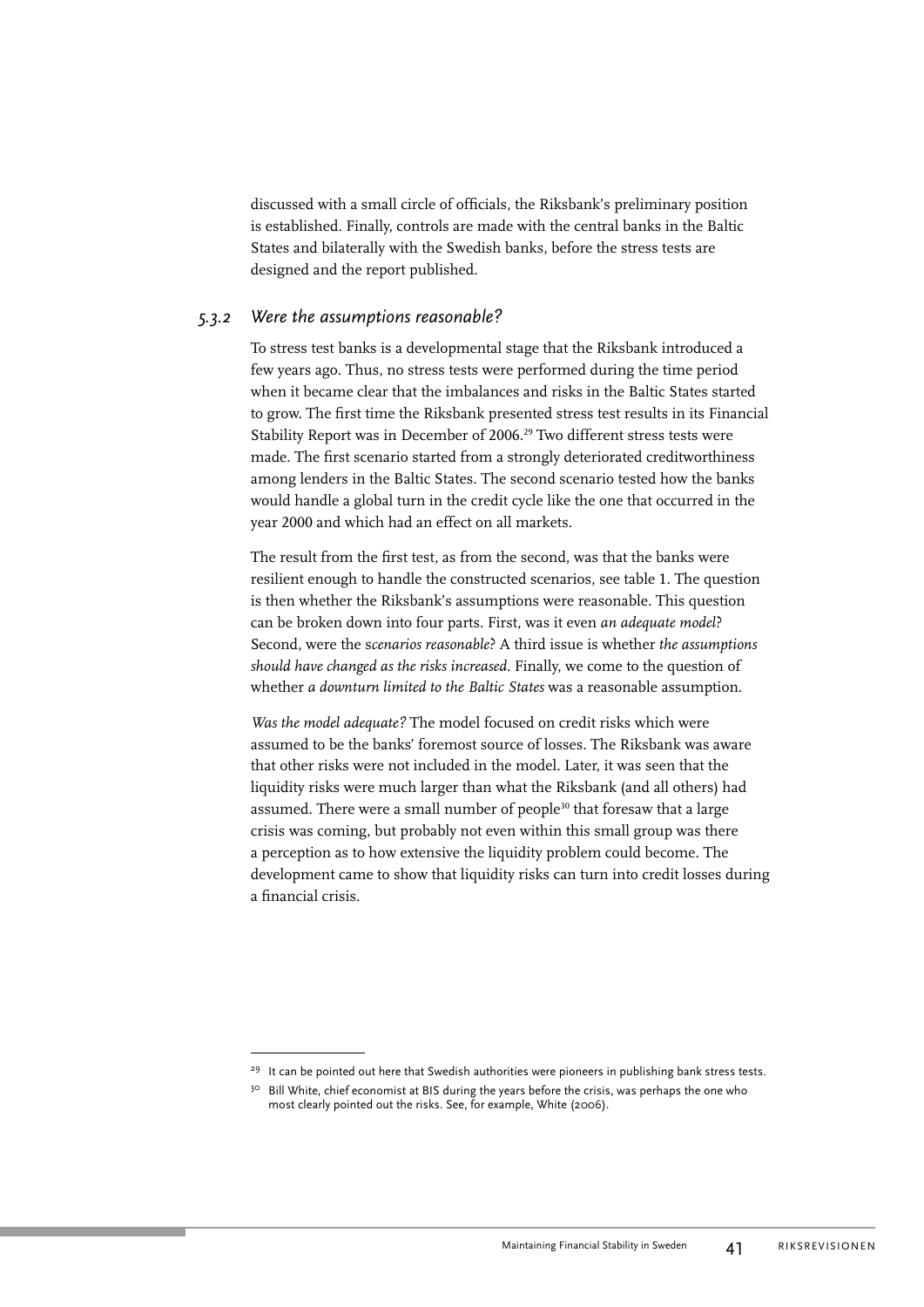discussed with a small circle of officials, the Riksbank's preliminary position is established. Finally, controls are made with the central banks in the Baltic States and bilaterally with the Swedish banks, before the stress tests are designed and the report published.

### *5.3.2 Were the assumptions reasonable?*

To stress test banks is a developmental stage that the Riksbank introduced a few years ago. Thus, no stress tests were performed during the time period when it became clear that the imbalances and risks in the Baltic States started to grow. The first time the Riksbank presented stress test results in its Financial Stability Report was in December of 2006.[29] Two different stress tests were made. The first scenario started from a strongly deteriorated creditworthiness among lenders in the Baltic States. The second scenario tested how the banks would handle a global turn in the credit cycle like the one that occurred in the year 2000 and which had an effect on all markets.

The result from the first test, as from the second, was that the banks were resilient enough to handle the constructed scenarios, see table 1. The question is then whether the Riksbank's assumptions were reasonable. This question can be broken down into four parts. First, was it even *an adequate model*? Second, were the s*cenarios reasonable*? A third issue is whether *the assumptions should have changed as the risks increased*. Finally, we come to the question of whether *a downturn limited to the Baltic States* was a reasonable assumption.

*Was the model adequate?* The model focused on credit risks which were assumed to be the banks' foremost source of losses. The Riksbank was aware that other risks were not included in the model. Later, it was seen that the liquidity risks were much larger than what the Riksbank (and all others) had assumed. There were a small number of people[30] that foresaw that a large crisis was coming, but probably not even within this small group was there a perception as to how extensive the liquidity problem could become. The development came to show that liquidity risks can turn into credit losses during a financial crisis.

---

[29] It can be pointed out here that Swedish authorities were pioneers in publishing bank stress tests.

[30] Bill White, chief economist at BIS during the years before the crisis, was perhaps the one who most clearly pointed out the risks. See, for example, White (2006).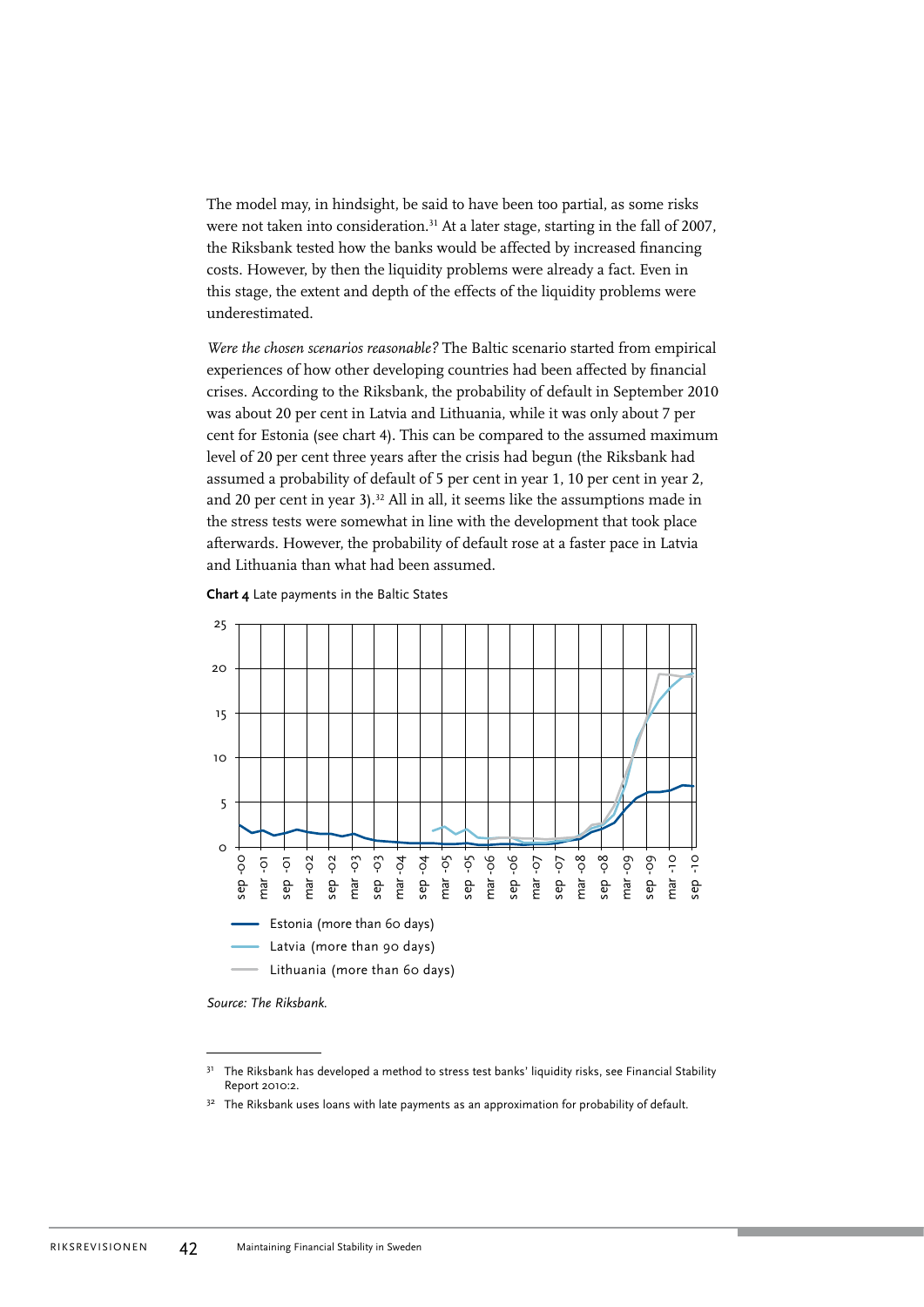The model may, in hindsight, be said to have been too partial, as some risks were not taken into consideration.[31] At a later stage, starting in the fall of 2007, the Riksbank tested how the banks would be affected by increased financing costs. However, by then the liquidity problems were already a fact. Even in this stage, the extent and depth of the effects of the liquidity problems were underestimated.

*Were the chosen scenarios reasonable?* The Baltic scenario started from empirical experiences of how other developing countries had been affected by financial crises. According to the Riksbank, the probability of default in September 2010 was about 20 per cent in Latvia and Lithuania, while it was only about 7 per cent for Estonia (see chart 4). This can be compared to the assumed maximum level of 20 per cent three years after the crisis had begun (the Riksbank had assumed a probability of default of 5 per cent in year 1, 10 per cent in year 2, and 20 per cent in year 3).[32] All in all, it seems like the assumptions made in the stress tests were somewhat in line with the development that took place afterwards. However, the probability of default rose at a faster pace in Latvia and Lithuania than what had been assumed.

**Chart 4** Late payments in the Baltic States

- Estonia (more than 60 days)
- Latvia (more than 90 days)
- Lithuania (more than 60 days)

*Source: The Riksbank.*

---

[31] The Riksbank has developed a method to stress test banks' liquidity risks, see Financial Stability Report 2010:2.

[32] The Riksbank uses loans with late payments as an approximation for probability of default.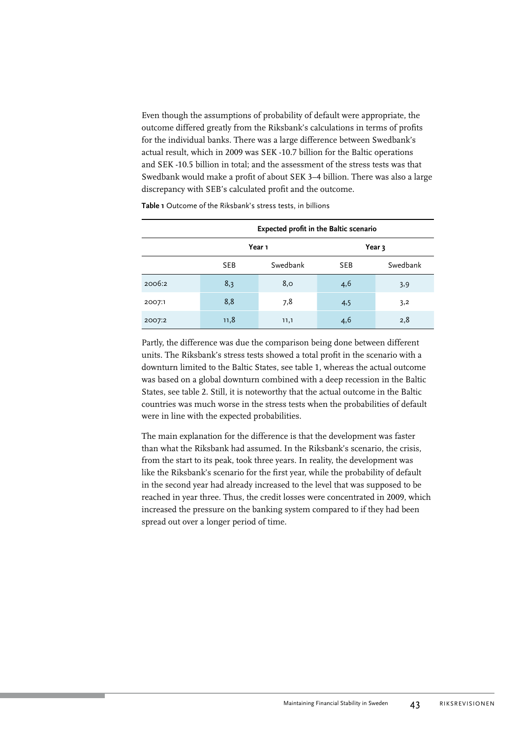Even though the assumptions of probability of default were appropriate, the outcome differed greatly from the Riksbank's calculations in terms of profits for the individual banks. There was a large difference between Swedbank's actual result, which in 2009 was SEK -10.7 billion for the Baltic operations and SEK -10.5 billion in total; and the assessment of the stress tests was that Swedbank would make a profit of about SEK 3–4 billion. There was also a large discrepancy with SEB's calculated profit and the outcome.

**Table 1** Outcome of the Riksbank's stress tests, in billions

| | **Expected profit in the Baltic scenario** | | | |
|---|---|---|---|---|
| | **Year 1** | | **Year 3** | |
| | SEB | Swedbank | SEB | Swedbank |
| 2006:2 | 8,3 | 8,0 | 4,6 | 3,9 |
| 2007:1 | 8,8 | 7,8 | 4,5 | 3,2 |
| 2007:2 | 11,8 | 11,1 | 4,6 | 2,8 |

Partly, the difference was due the comparison being done between different units. The Riksbank's stress tests showed a total profit in the scenario with a downturn limited to the Baltic States, see table 1, whereas the actual outcome was based on a global downturn combined with a deep recession in the Baltic States, see table 2. Still, it is noteworthy that the actual outcome in the Baltic countries was much worse in the stress tests when the probabilities of default were in line with the expected probabilities.

The main explanation for the difference is that the development was faster than what the Riksbank had assumed. In the Riksbank's scenario, the crisis, from the start to its peak, took three years. In reality, the development was like the Riksbank's scenario for the first year, while the probability of default in the second year had already increased to the level that was supposed to be reached in year three. Thus, the credit losses were concentrated in 2009, which increased the pressure on the banking system compared to if they had been spread out over a longer period of time.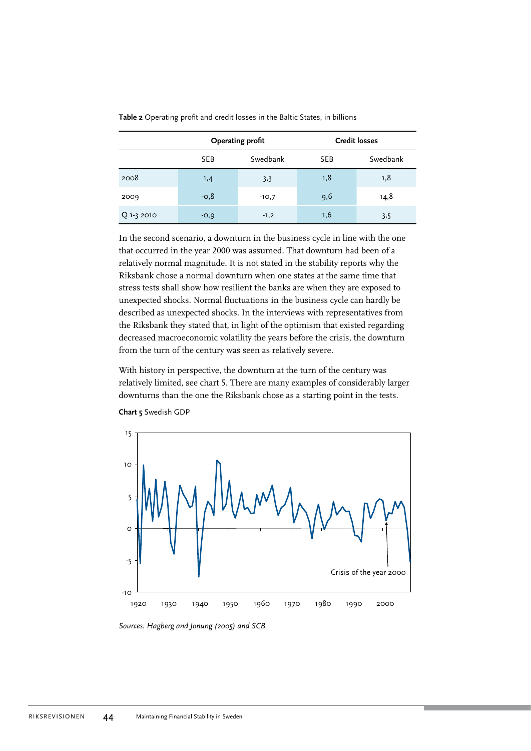**Table 2** Operating profit and credit losses in the Baltic States, in billions

| | Operating profit | | Credit losses | |
|---|---|---|---|---|
| | SEB | Swedbank | SEB | Swedbank |
| 2008 | 1,4 | 3,3 | 1,8 | 1,8 |
| 2009 | -0,8 | -10,7 | 9,6 | 14,8 |
| Q 1-3 2010 | -0,9 | -1,2 | 1,6 | 3,5 |

In the second scenario, a downturn in the business cycle in line with the one that occurred in the year 2000 was assumed. That downturn had been of a relatively normal magnitude. It is not stated in the stability reports why the Riksbank chose a normal downturn when one states at the same time that stress tests shall show how resilient the banks are when they are exposed to unexpected shocks. Normal fluctuations in the business cycle can hardly be described as unexpected shocks. In the interviews with representatives from the Riksbank they stated that, in light of the optimism that existed regarding decreased macroeconomic volatility the years before the crisis, the downturn from the turn of the century was seen as relatively severe.

With history in perspective, the downturn at the turn of the century was relatively limited, see chart 5. There are many examples of considerably larger downturns than the one the Riksbank chose as a starting point in the tests.

**Chart 5** Swedish GDP

*Sources: Hagberg and Jonung (2005) and SCB.*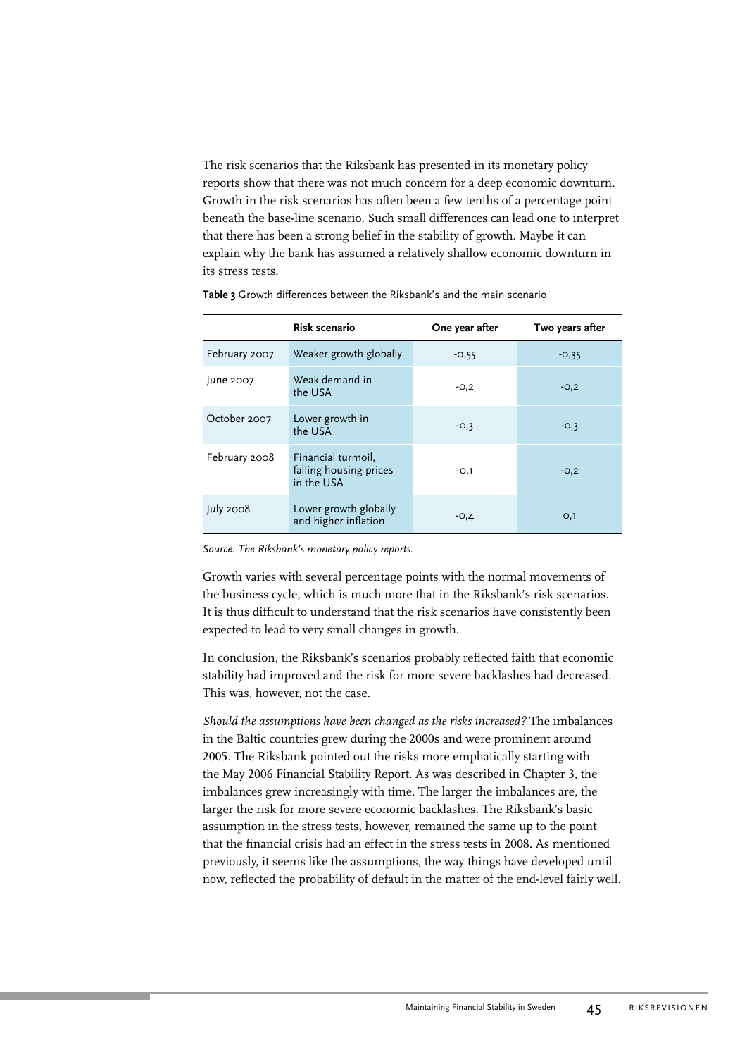The risk scenarios that the Riksbank has presented in its monetary policy reports show that there was not much concern for a deep economic downturn. Growth in the risk scenarios has often been a few tenths of a percentage point beneath the base-line scenario. Such small differences can lead one to interpret that there has been a strong belief in the stability of growth. Maybe it can explain why the bank has assumed a relatively shallow economic downturn in its stress tests.

**Table 3** Growth differences between the Riksbank's and the main scenario

| | Risk scenario | One year after | Two years after |
|---|---|---|---|
| February 2007 | Weaker growth globally | -0,55 | -0,35 |
| June 2007 | Weak demand in the USA | -0,2 | -0,2 |
| October 2007 | Lower growth in the USA | -0,3 | -0,3 |
| February 2008 | Financial turmoil, falling housing prices in the USA | -0,1 | -0,2 |
| July 2008 | Lower growth globally and higher inflation | -0,4 | 0,1 |

*Source: The Riksbank's monetary policy reports.*

Growth varies with several percentage points with the normal movements of the business cycle, which is much more that in the Riksbank's risk scenarios. It is thus difficult to understand that the risk scenarios have consistently been expected to lead to very small changes in growth.

In conclusion, the Riksbank's scenarios probably reflected faith that economic stability had improved and the risk for more severe backlashes had decreased. This was, however, not the case.

*Should the assumptions have been changed as the risks increased?* The imbalances in the Baltic countries grew during the 2000s and were prominent around 2005. The Riksbank pointed out the risks more emphatically starting with the May 2006 Financial Stability Report. As was described in Chapter 3, the imbalances grew increasingly with time. The larger the imbalances are, the larger the risk for more severe economic backlashes. The Riksbank's basic assumption in the stress tests, however, remained the same up to the point that the financial crisis had an effect in the stress tests in 2008. As mentioned previously, it seems like the assumptions, the way things have developed until now, reflected the probability of default in the matter of the end-level fairly well.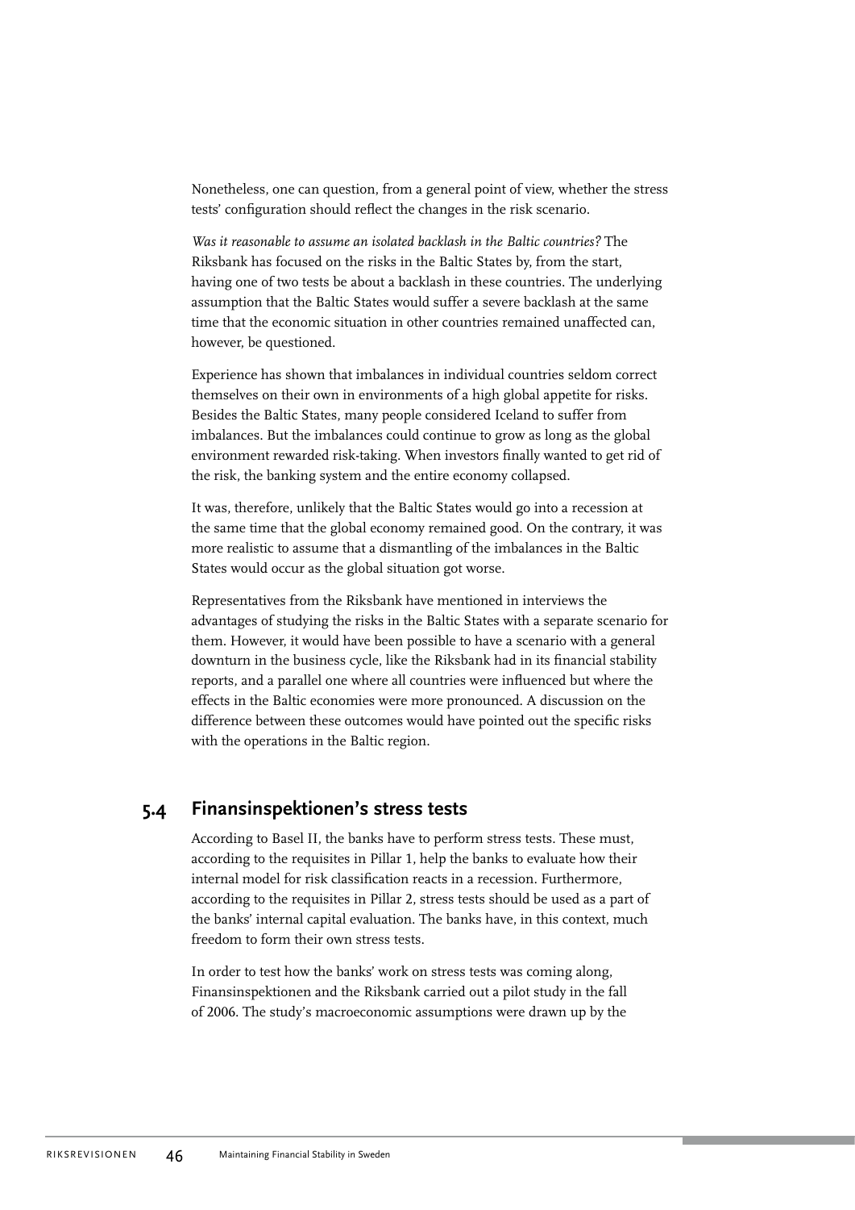Nonetheless, one can question, from a general point of view, whether the stress tests' configuration should reflect the changes in the risk scenario.

*Was it reasonable to assume an isolated backlash in the Baltic countries?* The Riksbank has focused on the risks in the Baltic States by, from the start, having one of two tests be about a backlash in these countries. The underlying assumption that the Baltic States would suffer a severe backlash at the same time that the economic situation in other countries remained unaffected can, however, be questioned.

Experience has shown that imbalances in individual countries seldom correct themselves on their own in environments of a high global appetite for risks. Besides the Baltic States, many people considered Iceland to suffer from imbalances. But the imbalances could continue to grow as long as the global environment rewarded risk-taking. When investors finally wanted to get rid of the risk, the banking system and the entire economy collapsed.

It was, therefore, unlikely that the Baltic States would go into a recession at the same time that the global economy remained good. On the contrary, it was more realistic to assume that a dismantling of the imbalances in the Baltic States would occur as the global situation got worse.

Representatives from the Riksbank have mentioned in interviews the advantages of studying the risks in the Baltic States with a separate scenario for them. However, it would have been possible to have a scenario with a general downturn in the business cycle, like the Riksbank had in its financial stability reports, and a parallel one where all countries were influenced but where the effects in the Baltic economies were more pronounced. A discussion on the difference between these outcomes would have pointed out the specific risks with the operations in the Baltic region.

## 5.4 Finansinspektionen's stress tests

According to Basel II, the banks have to perform stress tests. These must, according to the requisites in Pillar 1, help the banks to evaluate how their internal model for risk classification reacts in a recession. Furthermore, according to the requisites in Pillar 2, stress tests should be used as a part of the banks' internal capital evaluation. The banks have, in this context, much freedom to form their own stress tests.

In order to test how the banks' work on stress tests was coming along, Finansinspektionen and the Riksbank carried out a pilot study in the fall of 2006. The study's macroeconomic assumptions were drawn up by the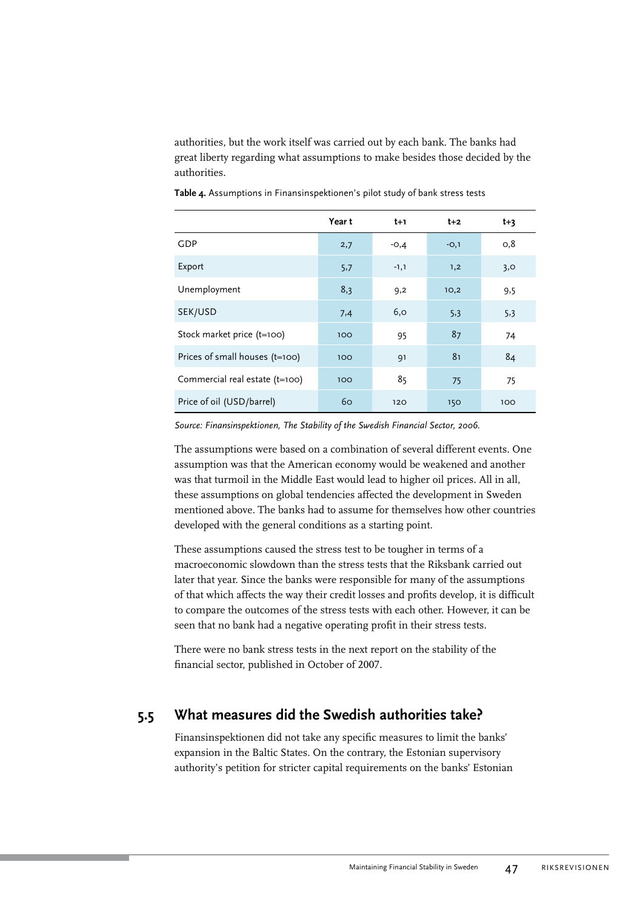authorities, but the work itself was carried out by each bank. The banks had great liberty regarding what assumptions to make besides those decided by the authorities.

**Table 4.** Assumptions in Finansinspektionen's pilot study of bank stress tests

| | Year t | t+1 | t+2 | t+3 |
|---|---|---|---|---|
| GDP | 2,7 | -0,4 | -0,1 | 0,8 |
| Export | 5,7 | -1,1 | 1,2 | 3,0 |
| Unemployment | 8,3 | 9,2 | 10,2 | 9,5 |
| SEK/USD | 7,4 | 6,0 | 5,3 | 5,3 |
| Stock market price (t=100) | 100 | 95 | 87 | 74 |
| Prices of small houses (t=100) | 100 | 91 | 81 | 84 |
| Commercial real estate (t=100) | 100 | 85 | 75 | 75 |
| Price of oil (USD/barrel) | 60 | 120 | 150 | 100 |

*Source: Finansinspektionen, The Stability of the Swedish Financial Sector, 2006.*

The assumptions were based on a combination of several different events. One assumption was that the American economy would be weakened and another was that turmoil in the Middle East would lead to higher oil prices. All in all, these assumptions on global tendencies affected the development in Sweden mentioned above. The banks had to assume for themselves how other countries developed with the general conditions as a starting point.

These assumptions caused the stress test to be tougher in terms of a macroeconomic slowdown than the stress tests that the Riksbank carried out later that year. Since the banks were responsible for many of the assumptions of that which affects the way their credit losses and profits develop, it is difficult to compare the outcomes of the stress tests with each other. However, it can be seen that no bank had a negative operating profit in their stress tests.

There were no bank stress tests in the next report on the stability of the financial sector, published in October of 2007.

## 5.5 What measures did the Swedish authorities take?

Finansinspektionen did not take any specific measures to limit the banks' expansion in the Baltic States. On the contrary, the Estonian supervisory authority's petition for stricter capital requirements on the banks' Estonian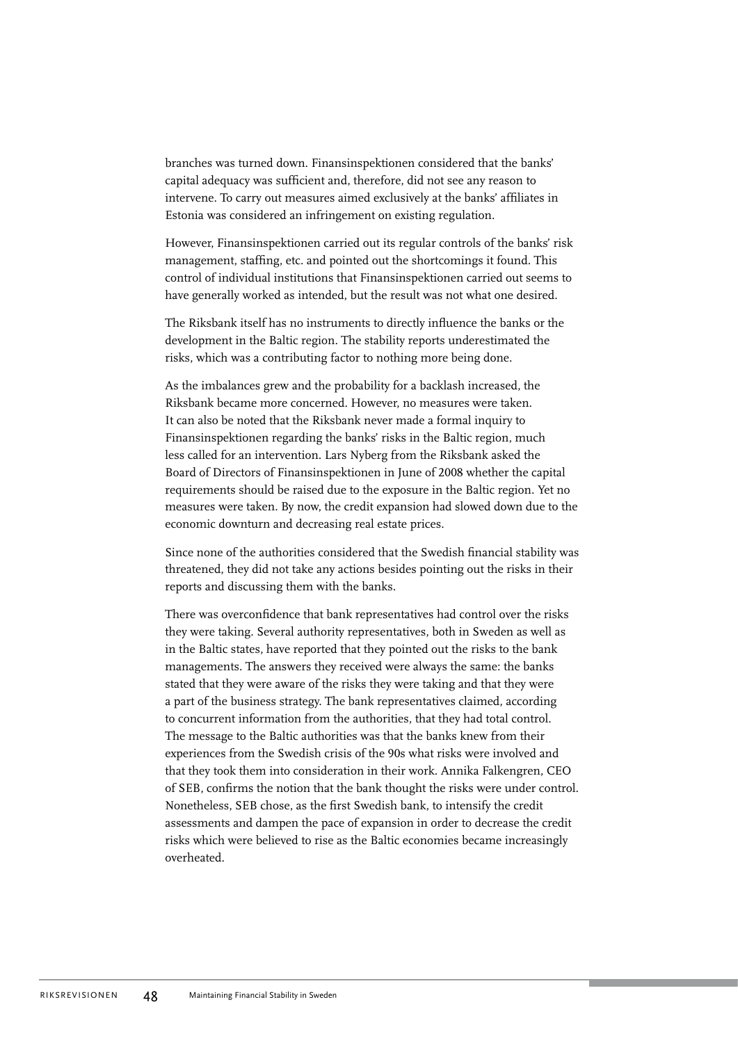branches was turned down. Finansinspektionen considered that the banks' capital adequacy was sufficient and, therefore, did not see any reason to intervene. To carry out measures aimed exclusively at the banks' affiliates in Estonia was considered an infringement on existing regulation.

However, Finansinspektionen carried out its regular controls of the banks' risk management, staffing, etc. and pointed out the shortcomings it found. This control of individual institutions that Finansinspektionen carried out seems to have generally worked as intended, but the result was not what one desired.

The Riksbank itself has no instruments to directly influence the banks or the development in the Baltic region. The stability reports underestimated the risks, which was a contributing factor to nothing more being done.

As the imbalances grew and the probability for a backlash increased, the Riksbank became more concerned. However, no measures were taken. It can also be noted that the Riksbank never made a formal inquiry to Finansinspektionen regarding the banks' risks in the Baltic region, much less called for an intervention. Lars Nyberg from the Riksbank asked the Board of Directors of Finansinspektionen in June of 2008 whether the capital requirements should be raised due to the exposure in the Baltic region. Yet no measures were taken. By now, the credit expansion had slowed down due to the economic downturn and decreasing real estate prices.

Since none of the authorities considered that the Swedish financial stability was threatened, they did not take any actions besides pointing out the risks in their reports and discussing them with the banks.

There was overconfidence that bank representatives had control over the risks they were taking. Several authority representatives, both in Sweden as well as in the Baltic states, have reported that they pointed out the risks to the bank managements. The answers they received were always the same: the banks stated that they were aware of the risks they were taking and that they were a part of the business strategy. The bank representatives claimed, according to concurrent information from the authorities, that they had total control. The message to the Baltic authorities was that the banks knew from their experiences from the Swedish crisis of the 90s what risks were involved and that they took them into consideration in their work. Annika Falkengren, CEO of SEB, confirms the notion that the bank thought the risks were under control. Nonetheless, SEB chose, as the first Swedish bank, to intensify the credit assessments and dampen the pace of expansion in order to decrease the credit risks which were believed to rise as the Baltic economies became increasingly overheated.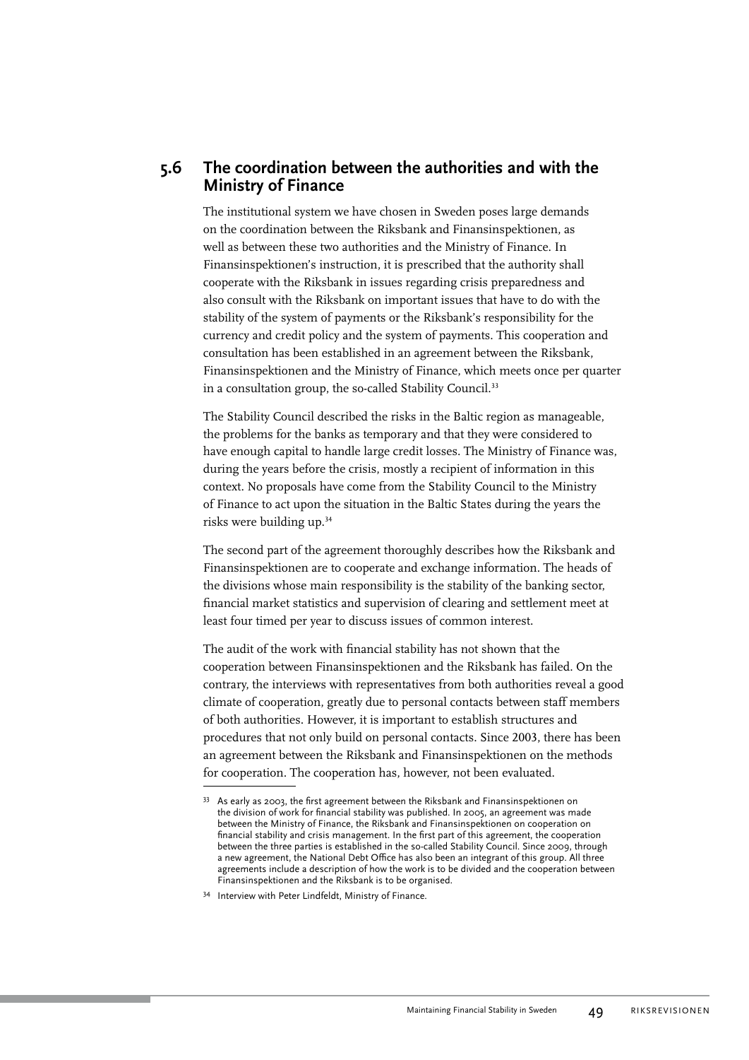## 5.6 The coordination between the authorities and with the Ministry of Finance

The institutional system we have chosen in Sweden poses large demands on the coordination between the Riksbank and Finansinspektionen, as well as between these two authorities and the Ministry of Finance. In Finansinspektionen's instruction, it is prescribed that the authority shall cooperate with the Riksbank in issues regarding crisis preparedness and also consult with the Riksbank on important issues that have to do with the stability of the system of payments or the Riksbank's responsibility for the currency and credit policy and the system of payments. This cooperation and consultation has been established in an agreement between the Riksbank, Finansinspektionen and the Ministry of Finance, which meets once per quarter in a consultation group, the so-called Stability Council.[33]

The Stability Council described the risks in the Baltic region as manageable, the problems for the banks as temporary and that they were considered to have enough capital to handle large credit losses. The Ministry of Finance was, during the years before the crisis, mostly a recipient of information in this context. No proposals have come from the Stability Council to the Ministry of Finance to act upon the situation in the Baltic States during the years the risks were building up.[34]

The second part of the agreement thoroughly describes how the Riksbank and Finansinspektionen are to cooperate and exchange information. The heads of the divisions whose main responsibility is the stability of the banking sector, financial market statistics and supervision of clearing and settlement meet at least four timed per year to discuss issues of common interest.

The audit of the work with financial stability has not shown that the cooperation between Finansinspektionen and the Riksbank has failed. On the contrary, the interviews with representatives from both authorities reveal a good climate of cooperation, greatly due to personal contacts between staff members of both authorities. However, it is important to establish structures and procedures that not only build on personal contacts. Since 2003, there has been an agreement between the Riksbank and Finansinspektionen on the methods for cooperation. The cooperation has, however, not been evaluated.

---

[33] As early as 2003, the first agreement between the Riksbank and Finansinspektionen on the division of work for financial stability was published. In 2005, an agreement was made between the Ministry of Finance, the Riksbank and Finansinspektionen on cooperation on financial stability and crisis management. In the first part of this agreement, the cooperation between the three parties is established in the so-called Stability Council. Since 2009, through a new agreement, the National Debt Office has also been an integrant of this group. All three agreements include a description of how the work is to be divided and the cooperation between Finansinspektionen and the Riksbank is to be organised.

[34] Interview with Peter Lindfeldt, Ministry of Finance.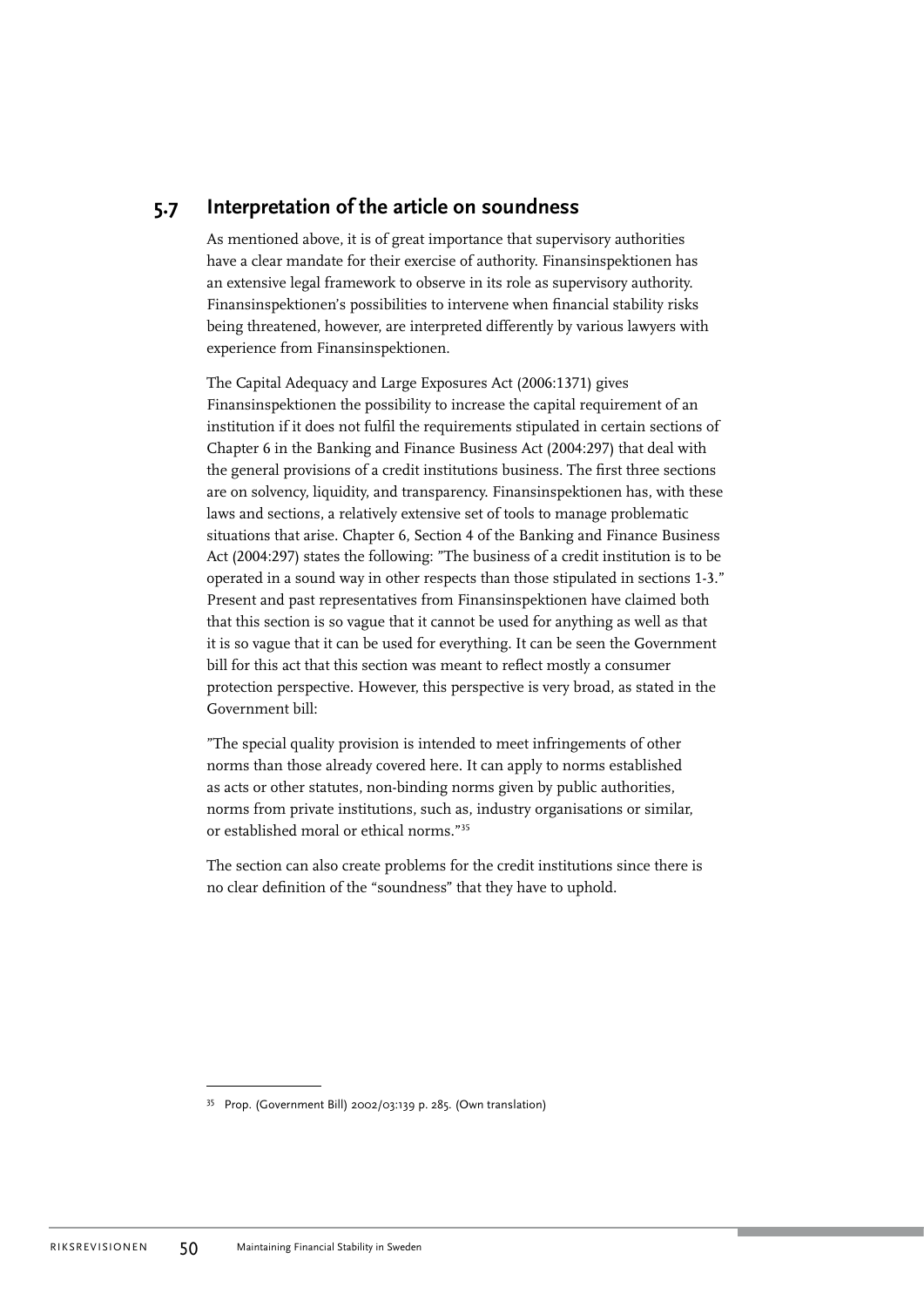## 5.7 Interpretation of the article on soundness

As mentioned above, it is of great importance that supervisory authorities have a clear mandate for their exercise of authority. Finansinspektionen has an extensive legal framework to observe in its role as supervisory authority. Finansinspektionen's possibilities to intervene when financial stability risks being threatened, however, are interpreted differently by various lawyers with experience from Finansinspektionen.

The Capital Adequacy and Large Exposures Act (2006:1371) gives Finansinspektionen the possibility to increase the capital requirement of an institution if it does not fulfil the requirements stipulated in certain sections of Chapter 6 in the Banking and Finance Business Act (2004:297) that deal with the general provisions of a credit institutions business. The first three sections are on solvency, liquidity, and transparency. Finansinspektionen has, with these laws and sections, a relatively extensive set of tools to manage problematic situations that arise. Chapter 6, Section 4 of the Banking and Finance Business Act (2004:297) states the following: "The business of a credit institution is to be operated in a sound way in other respects than those stipulated in sections 1-3." Present and past representatives from Finansinspektionen have claimed both that this section is so vague that it cannot be used for anything as well as that it is so vague that it can be used for everything. It can be seen the Government bill for this act that this section was meant to reflect mostly a consumer protection perspective. However, this perspective is very broad, as stated in the Government bill:

"The special quality provision is intended to meet infringements of other norms than those already covered here. It can apply to norms established as acts or other statutes, non-binding norms given by public authorities, norms from private institutions, such as, industry organisations or similar, or established moral or ethical norms."[35]

The section can also create problems for the credit institutions since there is no clear definition of the "soundness" that they have to uphold.

[35] Prop. (Government Bill) 2002/03:139 p. 285. (Own translation)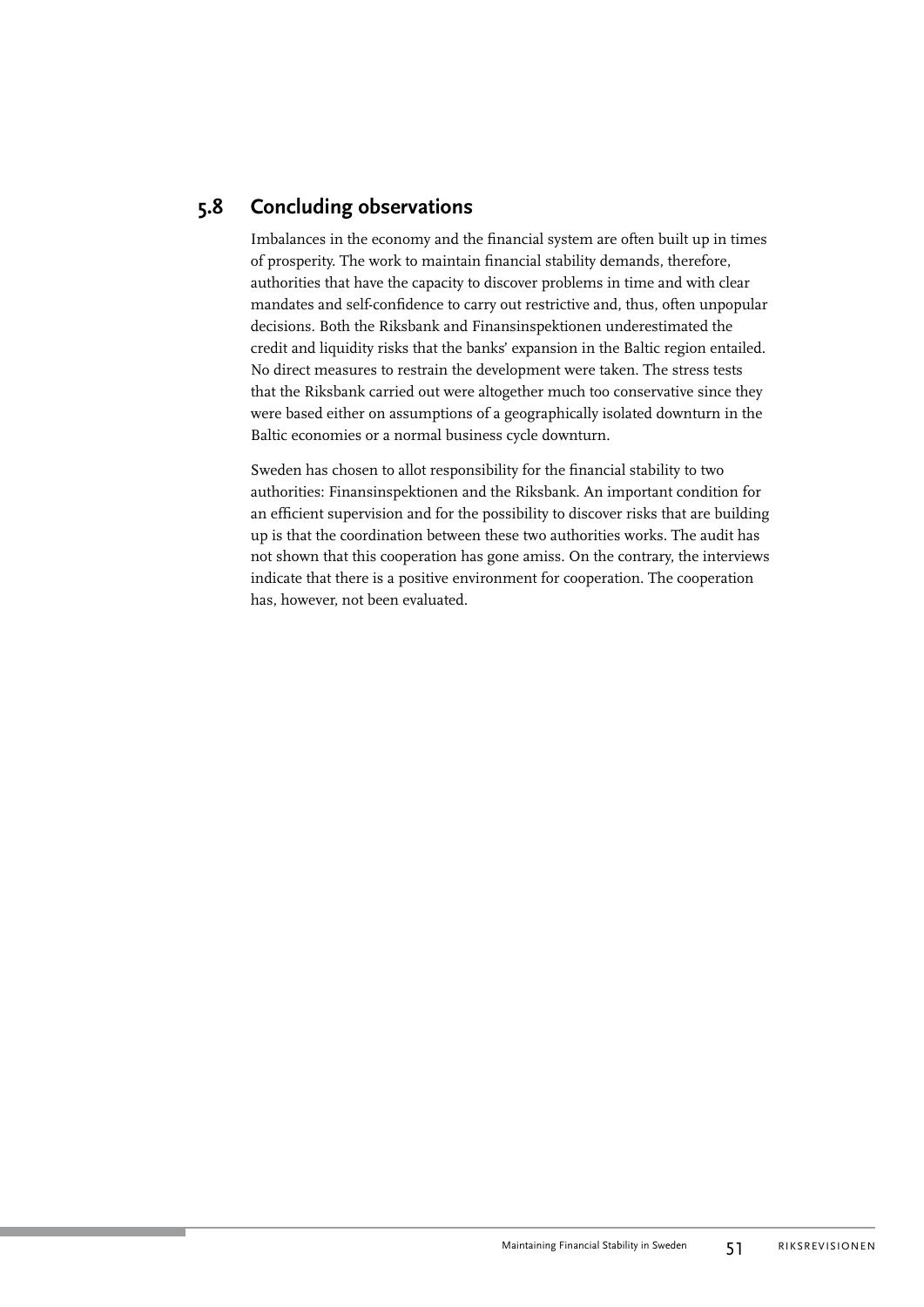## 5.8 Concluding observations

Imbalances in the economy and the financial system are often built up in times of prosperity. The work to maintain financial stability demands, therefore, authorities that have the capacity to discover problems in time and with clear mandates and self-confidence to carry out restrictive and, thus, often unpopular decisions. Both the Riksbank and Finansinspektionen underestimated the credit and liquidity risks that the banks' expansion in the Baltic region entailed. No direct measures to restrain the development were taken. The stress tests that the Riksbank carried out were altogether much too conservative since they were based either on assumptions of a geographically isolated downturn in the Baltic economies or a normal business cycle downturn.

Sweden has chosen to allot responsibility for the financial stability to two authorities: Finansinspektionen and the Riksbank. An important condition for an efficient supervision and for the possibility to discover risks that are building up is that the coordination between these two authorities works. The audit has not shown that this cooperation has gone amiss. On the contrary, the interviews indicate that there is a positive environment for cooperation. The cooperation has, however, not been evaluated.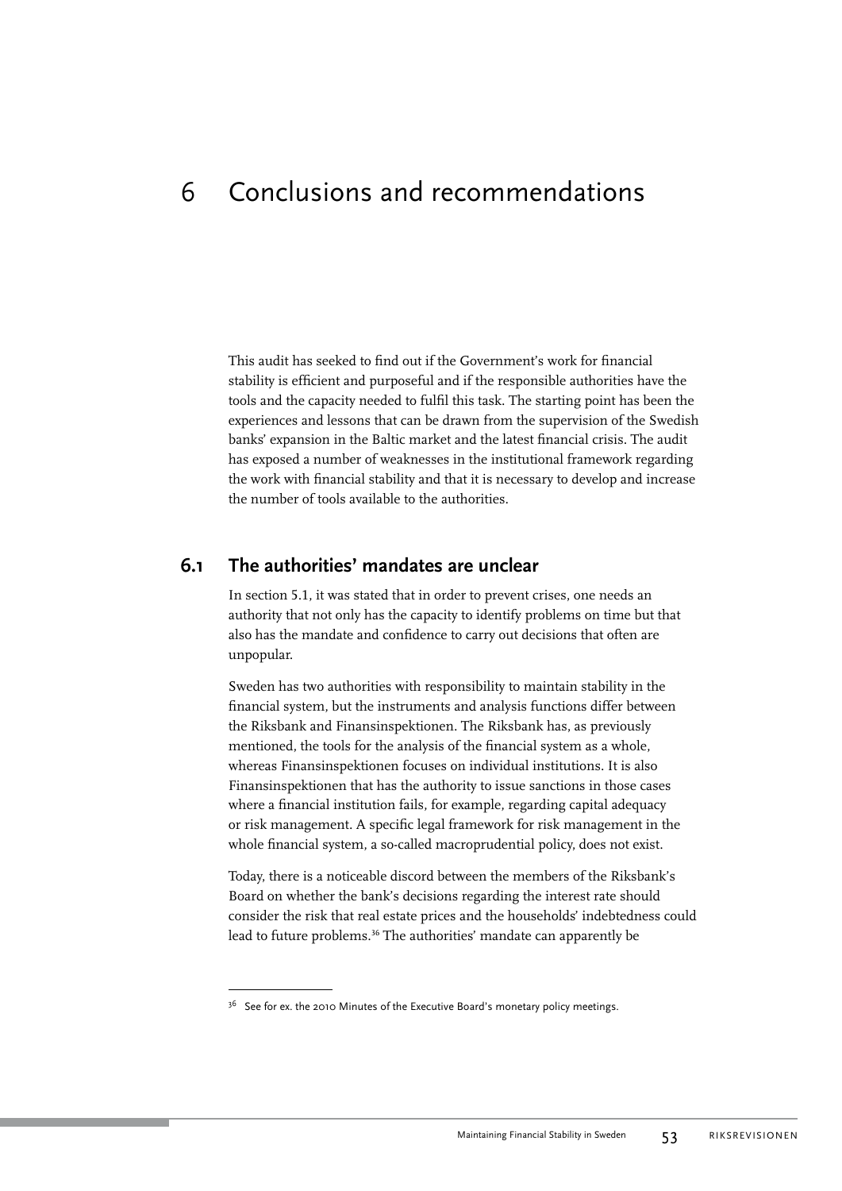# 6 Conclusions and recommendations

This audit has seeked to find out if the Government's work for financial stability is efficient and purposeful and if the responsible authorities have the tools and the capacity needed to fulfil this task. The starting point has been the experiences and lessons that can be drawn from the supervision of the Swedish banks' expansion in the Baltic market and the latest financial crisis. The audit has exposed a number of weaknesses in the institutional framework regarding the work with financial stability and that it is necessary to develop and increase the number of tools available to the authorities.

## 6.1 The authorities' mandates are unclear

In section 5.1, it was stated that in order to prevent crises, one needs an authority that not only has the capacity to identify problems on time but that also has the mandate and confidence to carry out decisions that often are unpopular.

Sweden has two authorities with responsibility to maintain stability in the financial system, but the instruments and analysis functions differ between the Riksbank and Finansinspektionen. The Riksbank has, as previously mentioned, the tools for the analysis of the financial system as a whole, whereas Finansinspektionen focuses on individual institutions. It is also Finansinspektionen that has the authority to issue sanctions in those cases where a financial institution fails, for example, regarding capital adequacy or risk management. A specific legal framework for risk management in the whole financial system, a so-called macroprudential policy, does not exist.

Today, there is a noticeable discord between the members of the Riksbank's Board on whether the bank's decisions regarding the interest rate should consider the risk that real estate prices and the households' indebtedness could lead to future problems.[36] The authorities' mandate can apparently be

[36] See for ex. the 2010 Minutes of the Executive Board's monetary policy meetings.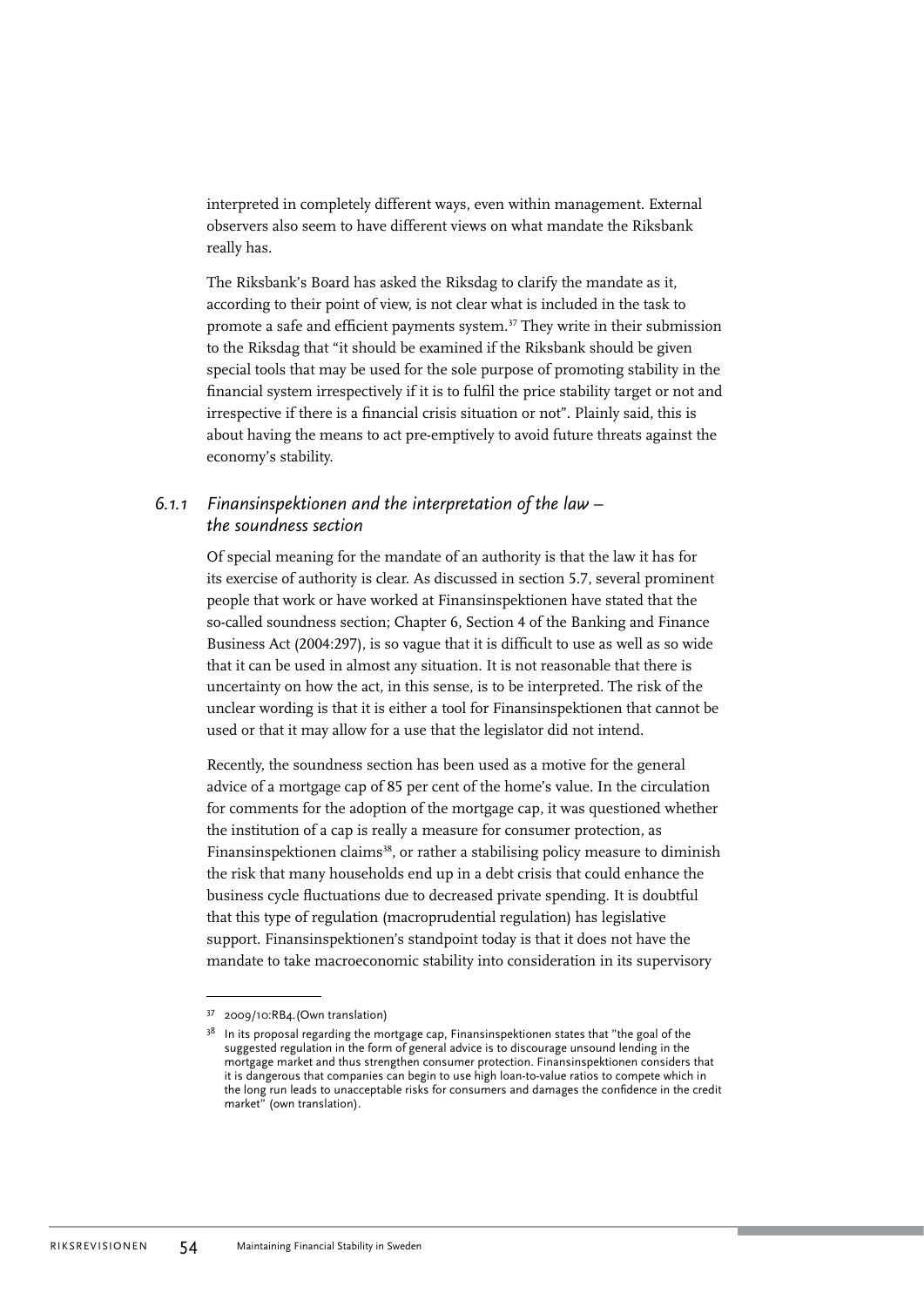interpreted in completely different ways, even within management. External observers also seem to have different views on what mandate the Riksbank really has.

The Riksbank's Board has asked the Riksdag to clarify the mandate as it, according to their point of view, is not clear what is included in the task to promote a safe and efficient payments system.[37] They write in their submission to the Riksdag that "it should be examined if the Riksbank should be given special tools that may be used for the sole purpose of promoting stability in the financial system irrespectively if it is to fulfil the price stability target or not and irrespective if there is a financial crisis situation or not". Plainly said, this is about having the means to act pre-emptively to avoid future threats against the economy's stability.

### *6.1.1 Finansinspektionen and the interpretation of the law – the soundness section*

Of special meaning for the mandate of an authority is that the law it has for its exercise of authority is clear. As discussed in section 5.7, several prominent people that work or have worked at Finansinspektionen have stated that the so-called soundness section; Chapter 6, Section 4 of the Banking and Finance Business Act (2004:297), is so vague that it is difficult to use as well as so wide that it can be used in almost any situation. It is not reasonable that there is uncertainty on how the act, in this sense, is to be interpreted. The risk of the unclear wording is that it is either a tool for Finansinspektionen that cannot be used or that it may allow for a use that the legislator did not intend.

Recently, the soundness section has been used as a motive for the general advice of a mortgage cap of 85 per cent of the home's value. In the circulation for comments for the adoption of the mortgage cap, it was questioned whether the institution of a cap is really a measure for consumer protection, as Finansinspektionen claims[38], or rather a stabilising policy measure to diminish the risk that many households end up in a debt crisis that could enhance the business cycle fluctuations due to decreased private spending. It is doubtful that this type of regulation (macroprudential regulation) has legislative support. Finansinspektionen's standpoint today is that it does not have the mandate to take macroeconomic stability into consideration in its supervisory

---

[37] 2009/10:RB4.(Own translation)

[38] In its proposal regarding the mortgage cap, Finansinspektionen states that "the goal of the suggested regulation in the form of general advice is to discourage unsound lending in the mortgage market and thus strengthen consumer protection. Finansinspektionen considers that it is dangerous that companies can begin to use high loan-to-value ratios to compete which in the long run leads to unacceptable risks for consumers and damages the confidence in the credit market" (own translation).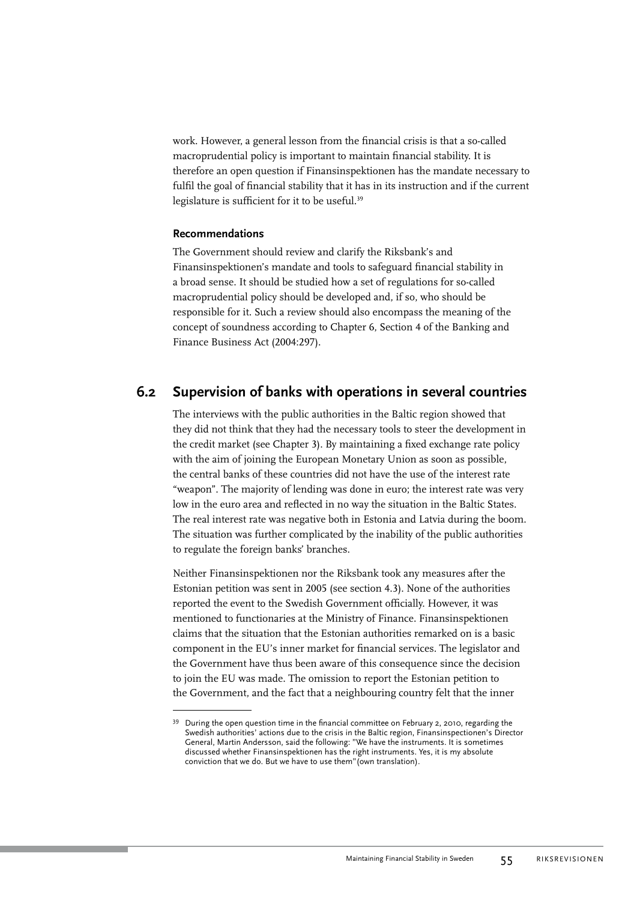work. However, a general lesson from the financial crisis is that a so-called macroprudential policy is important to maintain financial stability. It is therefore an open question if Finansinspektionen has the mandate necessary to fulfil the goal of financial stability that it has in its instruction and if the current legislature is sufficient for it to be useful.[39]

#### Recommendations

The Government should review and clarify the Riksbank's and Finansinspektionen's mandate and tools to safeguard financial stability in a broad sense. It should be studied how a set of regulations for so-called macroprudential policy should be developed and, if so, who should be responsible for it. Such a review should also encompass the meaning of the concept of soundness according to Chapter 6, Section 4 of the Banking and Finance Business Act (2004:297).

## 6.2 Supervision of banks with operations in several countries

The interviews with the public authorities in the Baltic region showed that they did not think that they had the necessary tools to steer the development in the credit market (see Chapter 3). By maintaining a fixed exchange rate policy with the aim of joining the European Monetary Union as soon as possible, the central banks of these countries did not have the use of the interest rate "weapon". The majority of lending was done in euro; the interest rate was very low in the euro area and reflected in no way the situation in the Baltic States. The real interest rate was negative both in Estonia and Latvia during the boom. The situation was further complicated by the inability of the public authorities to regulate the foreign banks' branches.

Neither Finansinspektionen nor the Riksbank took any measures after the Estonian petition was sent in 2005 (see section 4.3). None of the authorities reported the event to the Swedish Government officially. However, it was mentioned to functionaries at the Ministry of Finance. Finansinspektionen claims that the situation that the Estonian authorities remarked on is a basic component in the EU's inner market for financial services. The legislator and the Government have thus been aware of this consequence since the decision to join the EU was made. The omission to report the Estonian petition to the Government, and the fact that a neighbouring country felt that the inner

---

[39] During the open question time in the financial committee on February 2, 2010, regarding the Swedish authorities' actions due to the crisis in the Baltic region, Finansinspectionen's Director General, Martin Andersson, said the following: "We have the instruments. It is sometimes discussed whether Finansinspektionen has the right instruments. Yes, it is my absolute conviction that we do. But we have to use them"(own translation).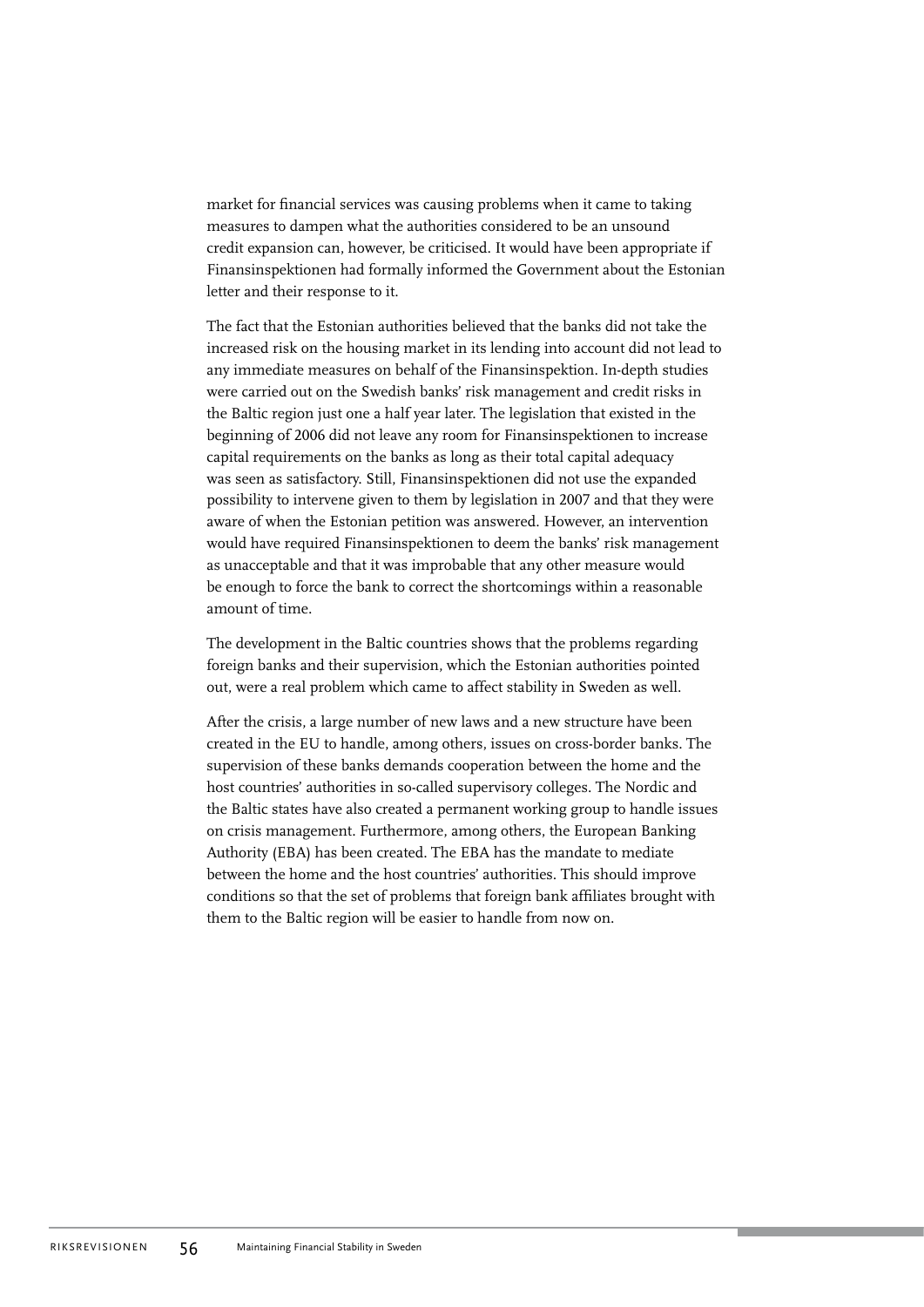market for financial services was causing problems when it came to taking measures to dampen what the authorities considered to be an unsound credit expansion can, however, be criticised. It would have been appropriate if Finansinspektionen had formally informed the Government about the Estonian letter and their response to it.

The fact that the Estonian authorities believed that the banks did not take the increased risk on the housing market in its lending into account did not lead to any immediate measures on behalf of the Finansinspektion. In-depth studies were carried out on the Swedish banks' risk management and credit risks in the Baltic region just one a half year later. The legislation that existed in the beginning of 2006 did not leave any room for Finansinspektionen to increase capital requirements on the banks as long as their total capital adequacy was seen as satisfactory. Still, Finansinspektionen did not use the expanded possibility to intervene given to them by legislation in 2007 and that they were aware of when the Estonian petition was answered. However, an intervention would have required Finansinspektionen to deem the banks' risk management as unacceptable and that it was improbable that any other measure would be enough to force the bank to correct the shortcomings within a reasonable amount of time.

The development in the Baltic countries shows that the problems regarding foreign banks and their supervision, which the Estonian authorities pointed out, were a real problem which came to affect stability in Sweden as well.

After the crisis, a large number of new laws and a new structure have been created in the EU to handle, among others, issues on cross-border banks. The supervision of these banks demands cooperation between the home and the host countries' authorities in so-called supervisory colleges. The Nordic and the Baltic states have also created a permanent working group to handle issues on crisis management. Furthermore, among others, the European Banking Authority (EBA) has been created. The EBA has the mandate to mediate between the home and the host countries' authorities. This should improve conditions so that the set of problems that foreign bank affiliates brought with them to the Baltic region will be easier to handle from now on.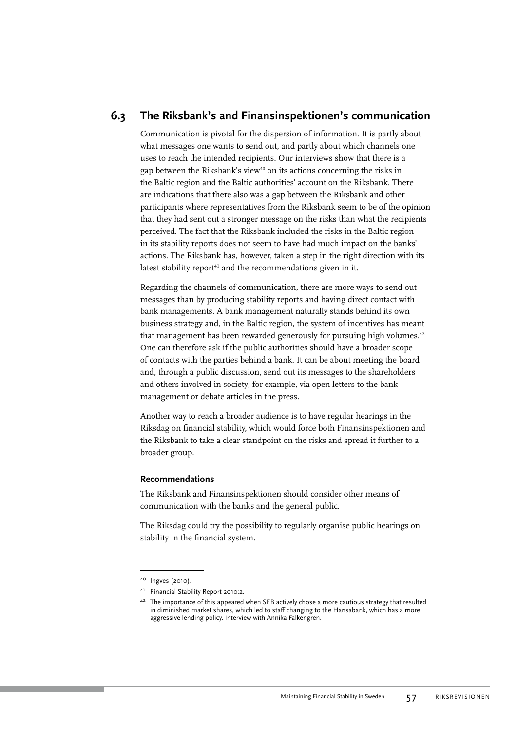## 6.3 The Riksbank's and Finansinspektionen's communication

Communication is pivotal for the dispersion of information. It is partly about what messages one wants to send out, and partly about which channels one uses to reach the intended recipients. Our interviews show that there is a gap between the Riksbank's view[40] on its actions concerning the risks in the Baltic region and the Baltic authorities' account on the Riksbank. There are indications that there also was a gap between the Riksbank and other participants where representatives from the Riksbank seem to be of the opinion that they had sent out a stronger message on the risks than what the recipients perceived. The fact that the Riksbank included the risks in the Baltic region in its stability reports does not seem to have had much impact on the banks' actions. The Riksbank has, however, taken a step in the right direction with its latest stability report[41] and the recommendations given in it.

Regarding the channels of communication, there are more ways to send out messages than by producing stability reports and having direct contact with bank managements. A bank management naturally stands behind its own business strategy and, in the Baltic region, the system of incentives has meant that management has been rewarded generously for pursuing high volumes.[42] One can therefore ask if the public authorities should have a broader scope of contacts with the parties behind a bank. It can be about meeting the board and, through a public discussion, send out its messages to the shareholders and others involved in society; for example, via open letters to the bank management or debate articles in the press.

Another way to reach a broader audience is to have regular hearings in the Riksdag on financial stability, which would force both Finansinspektionen and the Riksbank to take a clear standpoint on the risks and spread it further to a broader group.

#### Recommendations

The Riksbank and Finansinspektionen should consider other means of communication with the banks and the general public.

The Riksdag could try the possibility to regularly organise public hearings on stability in the financial system.

---

[40] Ingves (2010).

[41] Financial Stability Report 2010:2.

[42] The importance of this appeared when SEB actively chose a more cautious strategy that resulted in diminished market shares, which led to staff changing to the Hansabank, which has a more aggressive lending policy. Interview with Annika Falkengren.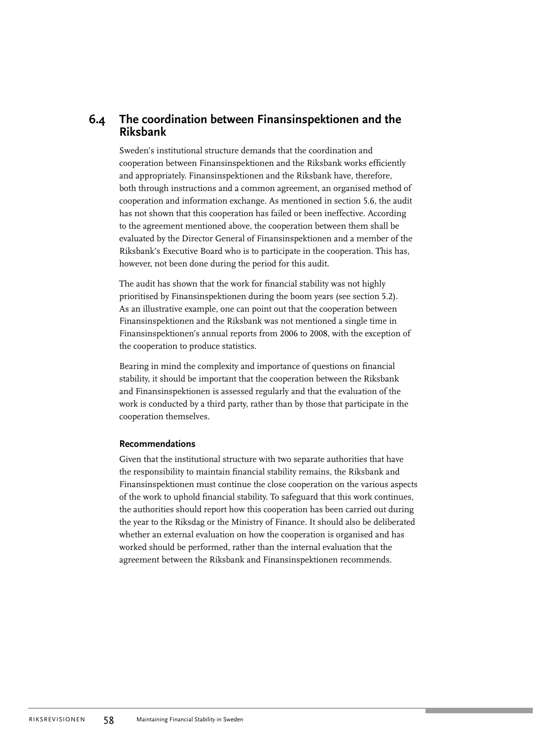## 6.4 The coordination between Finansinspektionen and the Riksbank

Sweden's institutional structure demands that the coordination and cooperation between Finansinspektionen and the Riksbank works efficiently and appropriately. Finansinspektionen and the Riksbank have, therefore, both through instructions and a common agreement, an organised method of cooperation and information exchange. As mentioned in section 5.6, the audit has not shown that this cooperation has failed or been ineffective. According to the agreement mentioned above, the cooperation between them shall be evaluated by the Director General of Finansinspektionen and a member of the Riksbank's Executive Board who is to participate in the cooperation. This has, however, not been done during the period for this audit.

The audit has shown that the work for financial stability was not highly prioritised by Finansinspektionen during the boom years (see section 5.2). As an illustrative example, one can point out that the cooperation between Finansinspektionen and the Riksbank was not mentioned a single time in Finansinspektionen's annual reports from 2006 to 2008, with the exception of the cooperation to produce statistics.

Bearing in mind the complexity and importance of questions on financial stability, it should be important that the cooperation between the Riksbank and Finansinspektionen is assessed regularly and that the evaluation of the work is conducted by a third party, rather than by those that participate in the cooperation themselves.

### Recommendations

Given that the institutional structure with two separate authorities that have the responsibility to maintain financial stability remains, the Riksbank and Finansinspektionen must continue the close cooperation on the various aspects of the work to uphold financial stability. To safeguard that this work continues, the authorities should report how this cooperation has been carried out during the year to the Riksdag or the Ministry of Finance. It should also be deliberated whether an external evaluation on how the cooperation is organised and has worked should be performed, rather than the internal evaluation that the agreement between the Riksbank and Finansinspektionen recommends.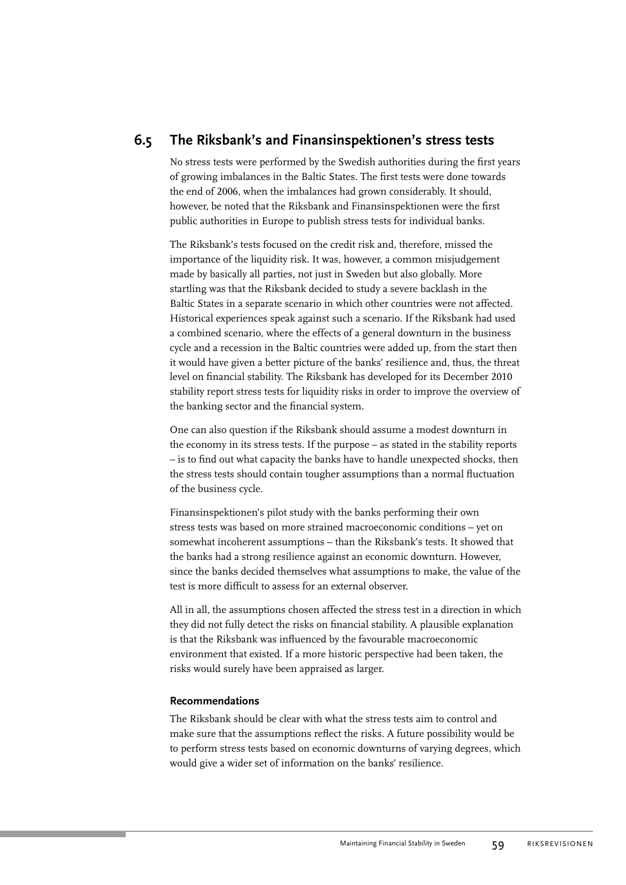## 6.5 The Riksbank's and Finansinspektionen's stress tests

No stress tests were performed by the Swedish authorities during the first years of growing imbalances in the Baltic States. The first tests were done towards the end of 2006, when the imbalances had grown considerably. It should, however, be noted that the Riksbank and Finansinspektionen were the first public authorities in Europe to publish stress tests for individual banks.

The Riksbank's tests focused on the credit risk and, therefore, missed the importance of the liquidity risk. It was, however, a common misjudgement made by basically all parties, not just in Sweden but also globally. More startling was that the Riksbank decided to study a severe backlash in the Baltic States in a separate scenario in which other countries were not affected. Historical experiences speak against such a scenario. If the Riksbank had used a combined scenario, where the effects of a general downturn in the business cycle and a recession in the Baltic countries were added up, from the start then it would have given a better picture of the banks' resilience and, thus, the threat level on financial stability. The Riksbank has developed for its December 2010 stability report stress tests for liquidity risks in order to improve the overview of the banking sector and the financial system.

One can also question if the Riksbank should assume a modest downturn in the economy in its stress tests. If the purpose – as stated in the stability reports – is to find out what capacity the banks have to handle unexpected shocks, then the stress tests should contain tougher assumptions than a normal fluctuation of the business cycle.

Finansinspektionen's pilot study with the banks performing their own stress tests was based on more strained macroeconomic conditions – yet on somewhat incoherent assumptions – than the Riksbank's tests. It showed that the banks had a strong resilience against an economic downturn. However, since the banks decided themselves what assumptions to make, the value of the test is more difficult to assess for an external observer.

All in all, the assumptions chosen affected the stress test in a direction in which they did not fully detect the risks on financial stability. A plausible explanation is that the Riksbank was influenced by the favourable macroeconomic environment that existed. If a more historic perspective had been taken, the risks would surely have been appraised as larger.

#### Recommendations

The Riksbank should be clear with what the stress tests aim to control and make sure that the assumptions reflect the risks. A future possibility would be to perform stress tests based on economic downturns of varying degrees, which would give a wider set of information on the banks' resilience.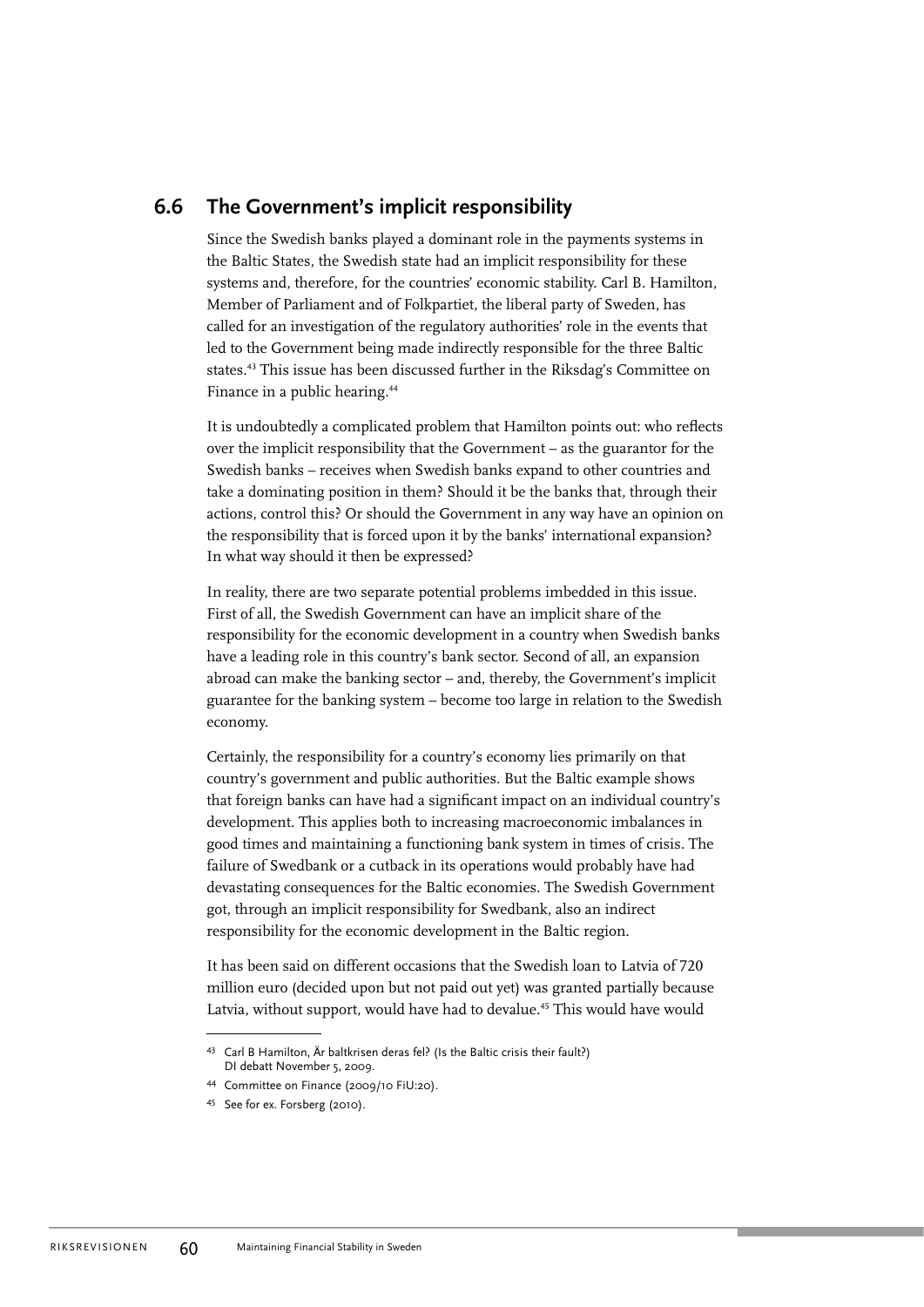## 6.6 The Government's implicit responsibility

Since the Swedish banks played a dominant role in the payments systems in the Baltic States, the Swedish state had an implicit responsibility for these systems and, therefore, for the countries' economic stability. Carl B. Hamilton, Member of Parliament and of Folkpartiet, the liberal party of Sweden, has called for an investigation of the regulatory authorities' role in the events that led to the Government being made indirectly responsible for the three Baltic states.[43] This issue has been discussed further in the Riksdag's Committee on Finance in a public hearing.[44]

It is undoubtedly a complicated problem that Hamilton points out: who reflects over the implicit responsibility that the Government – as the guarantor for the Swedish banks – receives when Swedish banks expand to other countries and take a dominating position in them? Should it be the banks that, through their actions, control this? Or should the Government in any way have an opinion on the responsibility that is forced upon it by the banks' international expansion? In what way should it then be expressed?

In reality, there are two separate potential problems imbedded in this issue. First of all, the Swedish Government can have an implicit share of the responsibility for the economic development in a country when Swedish banks have a leading role in this country's bank sector. Second of all, an expansion abroad can make the banking sector – and, thereby, the Government's implicit guarantee for the banking system – become too large in relation to the Swedish economy.

Certainly, the responsibility for a country's economy lies primarily on that country's government and public authorities. But the Baltic example shows that foreign banks can have had a significant impact on an individual country's development. This applies both to increasing macroeconomic imbalances in good times and maintaining a functioning bank system in times of crisis. The failure of Swedbank or a cutback in its operations would probably have had devastating consequences for the Baltic economies. The Swedish Government got, through an implicit responsibility for Swedbank, also an indirect responsibility for the economic development in the Baltic region.

It has been said on different occasions that the Swedish loan to Latvia of 720 million euro (decided upon but not paid out yet) was granted partially because Latvia, without support, would have had to devalue.[45] This would have would

---

[43] Carl B Hamilton, Är baltkrisen deras fel? (Is the Baltic crisis their fault?) DI debatt November 5, 2009.

[44] Committee on Finance (2009/10 FiU:20).

[45] See for ex. Forsberg (2010).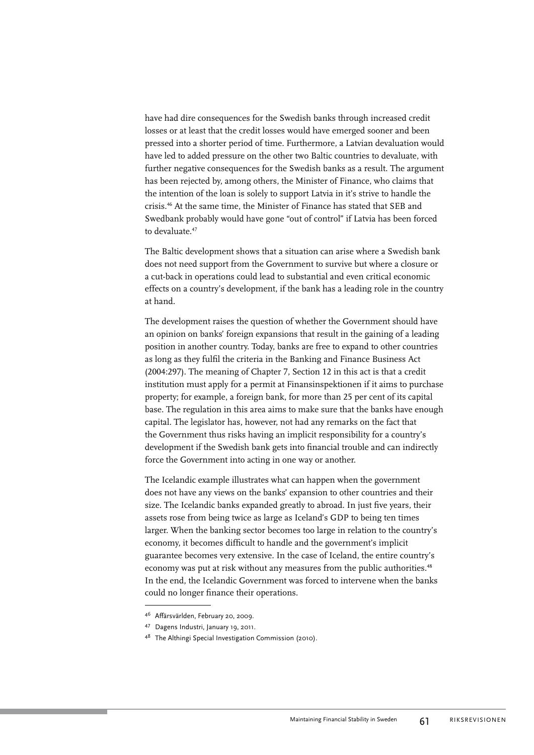have had dire consequences for the Swedish banks through increased credit losses or at least that the credit losses would have emerged sooner and been pressed into a shorter period of time. Furthermore, a Latvian devaluation would have led to added pressure on the other two Baltic countries to devaluate, with further negative consequences for the Swedish banks as a result. The argument has been rejected by, among others, the Minister of Finance, who claims that the intention of the loan is solely to support Latvia in it's strive to handle the crisis.[46] At the same time, the Minister of Finance has stated that SEB and Swedbank probably would have gone "out of control" if Latvia has been forced to devaluate.[47]

The Baltic development shows that a situation can arise where a Swedish bank does not need support from the Government to survive but where a closure or a cut-back in operations could lead to substantial and even critical economic effects on a country's development, if the bank has a leading role in the country at hand.

The development raises the question of whether the Government should have an opinion on banks' foreign expansions that result in the gaining of a leading position in another country. Today, banks are free to expand to other countries as long as they fulfil the criteria in the Banking and Finance Business Act (2004:297). The meaning of Chapter 7, Section 12 in this act is that a credit institution must apply for a permit at Finansinspektionen if it aims to purchase property; for example, a foreign bank, for more than 25 per cent of its capital base. The regulation in this area aims to make sure that the banks have enough capital. The legislator has, however, not had any remarks on the fact that the Government thus risks having an implicit responsibility for a country's development if the Swedish bank gets into financial trouble and can indirectly force the Government into acting in one way or another.

The Icelandic example illustrates what can happen when the government does not have any views on the banks' expansion to other countries and their size. The Icelandic banks expanded greatly to abroad. In just five years, their assets rose from being twice as large as Iceland's GDP to being ten times larger. When the banking sector becomes too large in relation to the country's economy, it becomes difficult to handle and the government's implicit guarantee becomes very extensive. In the case of Iceland, the entire country's economy was put at risk without any measures from the public authorities.[48] In the end, the Icelandic Government was forced to intervene when the banks could no longer finance their operations.

---

[46] Affärsvärlden, February 20, 2009.

[47] Dagens Industri, January 19, 2011.

[48] The Althingi Special Investigation Commission (2010).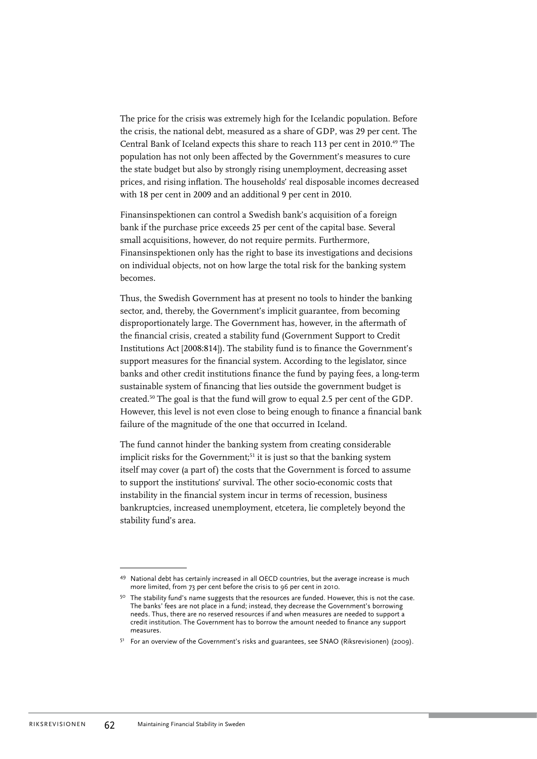The price for the crisis was extremely high for the Icelandic population. Before the crisis, the national debt, measured as a share of GDP, was 29 per cent. The Central Bank of Iceland expects this share to reach 113 per cent in 2010.[49] The population has not only been affected by the Government's measures to cure the state budget but also by strongly rising unemployment, decreasing asset prices, and rising inflation. The households' real disposable incomes decreased with 18 per cent in 2009 and an additional 9 per cent in 2010.

Finansinspektionen can control a Swedish bank's acquisition of a foreign bank if the purchase price exceeds 25 per cent of the capital base. Several small acquisitions, however, do not require permits. Furthermore, Finansinspektionen only has the right to base its investigations and decisions on individual objects, not on how large the total risk for the banking system becomes.

Thus, the Swedish Government has at present no tools to hinder the banking sector, and, thereby, the Government's implicit guarantee, from becoming disproportionately large. The Government has, however, in the aftermath of the financial crisis, created a stability fund (Government Support to Credit Institutions Act [2008:814]). The stability fund is to finance the Government's support measures for the financial system. According to the legislator, since banks and other credit institutions finance the fund by paying fees, a long-term sustainable system of financing that lies outside the government budget is created.[50] The goal is that the fund will grow to equal 2.5 per cent of the GDP. However, this level is not even close to being enough to finance a financial bank failure of the magnitude of the one that occurred in Iceland.

The fund cannot hinder the banking system from creating considerable implicit risks for the Government;[51] it is just so that the banking system itself may cover (a part of) the costs that the Government is forced to assume to support the institutions' survival. The other socio-economic costs that instability in the financial system incur in terms of recession, business bankruptcies, increased unemployment, etcetera, lie completely beyond the stability fund's area.

---

[49] National debt has certainly increased in all OECD countries, but the average increase is much more limited, from 73 per cent before the crisis to 96 per cent in 2010.

[50] The stability fund's name suggests that the resources are funded. However, this is not the case. The banks' fees are not place in a fund; instead, they decrease the Government's borrowing needs. Thus, there are no reserved resources if and when measures are needed to support a credit institution. The Government has to borrow the amount needed to finance any support measures.

[51] For an overview of the Government's risks and guarantees, see SNAO (Riksrevisionen) (2009).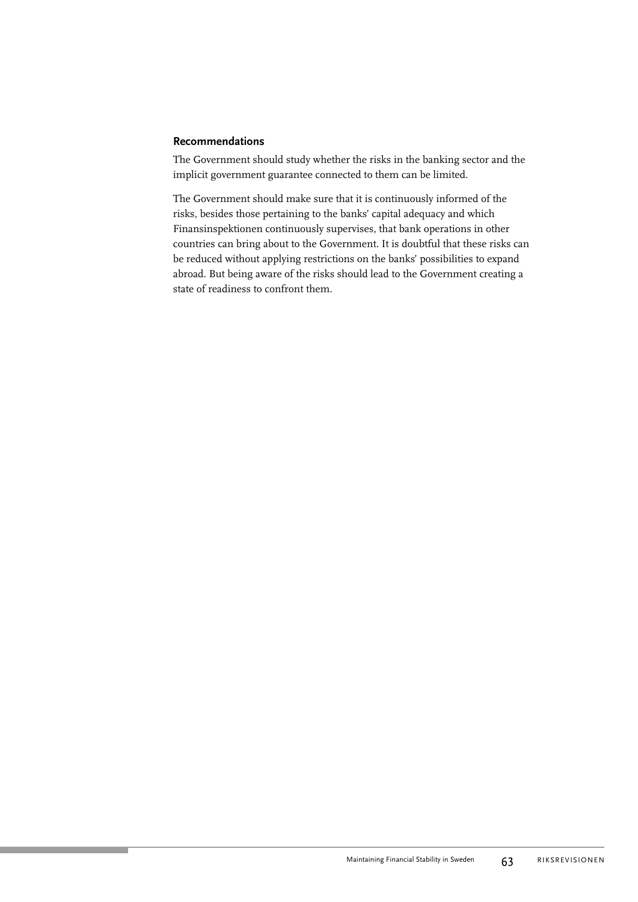#### Recommendations

The Government should study whether the risks in the banking sector and the implicit government guarantee connected to them can be limited.

The Government should make sure that it is continuously informed of the risks, besides those pertaining to the banks' capital adequacy and which Finansinspektionen continuously supervises, that bank operations in other countries can bring about to the Government. It is doubtful that these risks can be reduced without applying restrictions on the banks' possibilities to expand abroad. But being aware of the risks should lead to the Government creating a state of readiness to confront them.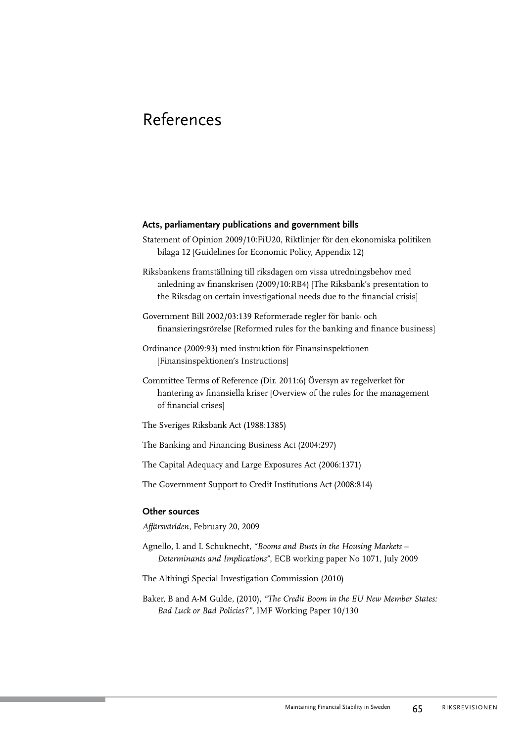# References

### Acts, parliamentary publications and government bills

Statement of Opinion 2009/10:FiU20, Riktlinjer för den ekonomiska politiken bilaga 12 [Guidelines for Economic Policy, Appendix 12)

Riksbankens framställning till riksdagen om vissa utredningsbehov med anledning av finanskrisen (2009/10:RB4) [The Riksbank's presentation to the Riksdag on certain investigational needs due to the financial crisis]

Government Bill 2002/03:139 Reformerade regler för bank- och finansieringsrörelse [Reformed rules for the banking and finance business]

Ordinance (2009:93) med instruktion för Finansinspektionen [Finansinspektionen's Instructions]

Committee Terms of Reference (Dir. 2011:6) Översyn av regelverket för hantering av finansiella kriser [Overview of the rules for the management of financial crises]

The Sveriges Riksbank Act (1988:1385)

The Banking and Financing Business Act (2004:297)

The Capital Adequacy and Large Exposures Act (2006:1371)

The Government Support to Credit Institutions Act (2008:814)

### Other sources

*Affärsvärlden,* February 20, 2009

Agnello, L and L Schuknecht, *"Booms and Busts in the Housing Markets – Determinants and Implications",* ECB working paper No 1071, July 2009

The Althingi Special Investigation Commission (2010)

Baker, B and A-M Gulde, (2010), *"The Credit Boom in the EU New Member States: Bad Luck or Bad Policies?"*, IMF Working Paper 10/130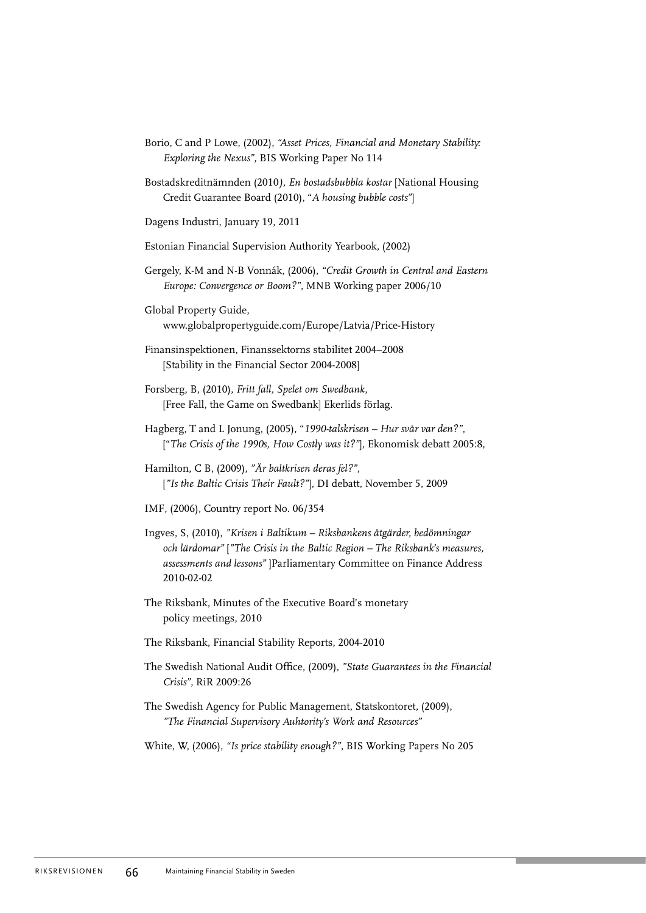Borio, C and P Lowe, (2002), *"Asset Prices, Financial and Monetary Stability: Exploring the Nexus"*, BIS Working Paper No 114

Bostadskreditnämnden (2010*), En bostadsbubbla kostar* [National Housing Credit Guarantee Board (2010), "*A housing bubble costs"*]

Dagens Industri, January 19, 2011

Estonian Financial Supervision Authority Yearbook, (2002)

Gergely, K-M and N-B Vonnák, (2006), *"Credit Growth in Central and Eastern Europe: Convergence or Boom?"*, MNB Working paper 2006/10

Global Property Guide, www.globalpropertyguide.com/Europe/Latvia/Price-History

Finansinspektionen, Finanssektorns stabilitet 2004–2008 [Stability in the Financial Sector 2004-2008]

Forsberg, B, (2010), *Fritt fall, Spelet om Swedbank*, [Free Fall, the Game on Swedbank] Ekerlids förlag.

Hagberg, T and L Jonung, (2005), "*1990-talskrisen – Hur svår var den?"*, ["*The Crisis of the 1990s, How Costly was it?"*], Ekonomisk debatt 2005:8,

Hamilton, C B, (2009), *"Är baltkrisen deras fel?"*, [*"Is the Baltic Crisis Their Fault?"*], DI debatt, November 5, 2009

IMF, (2006), Country report No. 06/354

Ingves, S, (2010), *"Krisen i Baltikum – Riksbankens åtgärder, bedömningar och lärdomar"* [*"The Crisis in the Baltic Region – The Riksbank's measures, assessments and lessons"* ]Parliamentary Committee on Finance Address 2010-02-02

The Riksbank, Minutes of the Executive Board's monetary policy meetings, 2010

The Riksbank, Financial Stability Reports, 2004-2010

The Swedish National Audit Office, (2009), *"State Guarantees in the Financial Crisis"*, RiR 2009:26

The Swedish Agency for Public Management, Statskontoret, (2009), *"The Financial Supervisory Auhtority's Work and Resources"*

White, W, (2006), *"Is price stability enough?"*, BIS Working Papers No 205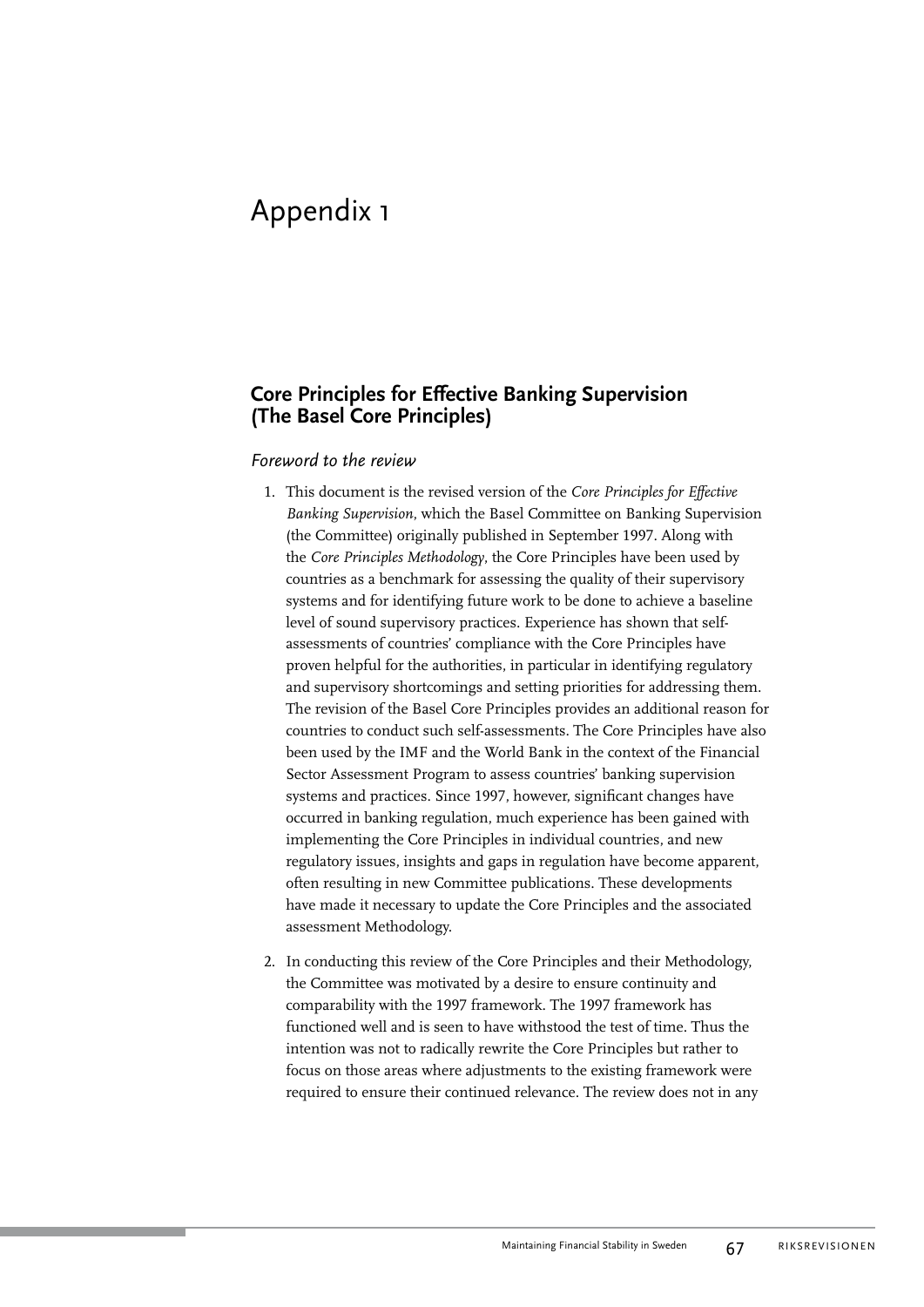# Appendix 1

## Core Principles for Effective Banking Supervision (The Basel Core Principles)

### *Foreword to the review*

1. This document is the revised version of the *Core Principles for Effective Banking Supervision*, which the Basel Committee on Banking Supervision (the Committee) originally published in September 1997. Along with the *Core Principles Methodology*, the Core Principles have been used by countries as a benchmark for assessing the quality of their supervisory systems and for identifying future work to be done to achieve a baseline level of sound supervisory practices. Experience has shown that self-assessments of countries' compliance with the Core Principles have proven helpful for the authorities, in particular in identifying regulatory and supervisory shortcomings and setting priorities for addressing them. The revision of the Basel Core Principles provides an additional reason for countries to conduct such self-assessments. The Core Principles have also been used by the IMF and the World Bank in the context of the Financial Sector Assessment Program to assess countries' banking supervision systems and practices. Since 1997, however, significant changes have occurred in banking regulation, much experience has been gained with implementing the Core Principles in individual countries, and new regulatory issues, insights and gaps in regulation have become apparent, often resulting in new Committee publications. These developments have made it necessary to update the Core Principles and the associated assessment Methodology.

2. In conducting this review of the Core Principles and their Methodology, the Committee was motivated by a desire to ensure continuity and comparability with the 1997 framework. The 1997 framework has functioned well and is seen to have withstood the test of time. Thus the intention was not to radically rewrite the Core Principles but rather to focus on those areas where adjustments to the existing framework were required to ensure their continued relevance. The review does not in any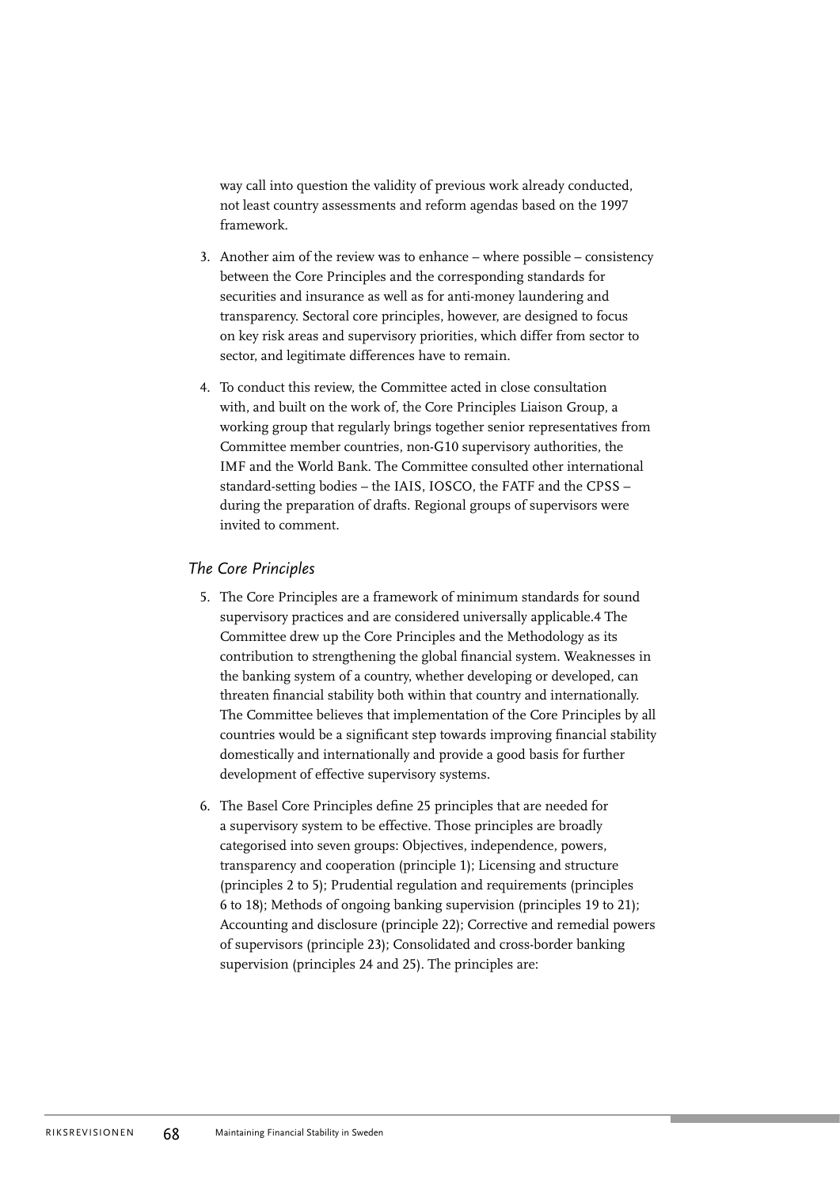way call into question the validity of previous work already conducted, not least country assessments and reform agendas based on the 1997 framework.

3. Another aim of the review was to enhance – where possible – consistency between the Core Principles and the corresponding standards for securities and insurance as well as for anti-money laundering and transparency. Sectoral core principles, however, are designed to focus on key risk areas and supervisory priorities, which differ from sector to sector, and legitimate differences have to remain.

4. To conduct this review, the Committee acted in close consultation with, and built on the work of, the Core Principles Liaison Group, a working group that regularly brings together senior representatives from Committee member countries, non-G10 supervisory authorities, the IMF and the World Bank. The Committee consulted other international standard-setting bodies – the IAIS, IOSCO, the FATF and the CPSS – during the preparation of drafts. Regional groups of supervisors were invited to comment.

### *The Core Principles*

5. The Core Principles are a framework of minimum standards for sound supervisory practices and are considered universally applicable.4 The Committee drew up the Core Principles and the Methodology as its contribution to strengthening the global financial system. Weaknesses in the banking system of a country, whether developing or developed, can threaten financial stability both within that country and internationally. The Committee believes that implementation of the Core Principles by all countries would be a significant step towards improving financial stability domestically and internationally and provide a good basis for further development of effective supervisory systems.

6. The Basel Core Principles define 25 principles that are needed for a supervisory system to be effective. Those principles are broadly categorised into seven groups: Objectives, independence, powers, transparency and cooperation (principle 1); Licensing and structure (principles 2 to 5); Prudential regulation and requirements (principles 6 to 18); Methods of ongoing banking supervision (principles 19 to 21); Accounting and disclosure (principle 22); Corrective and remedial powers of supervisors (principle 23); Consolidated and cross-border banking supervision (principles 24 and 25). The principles are: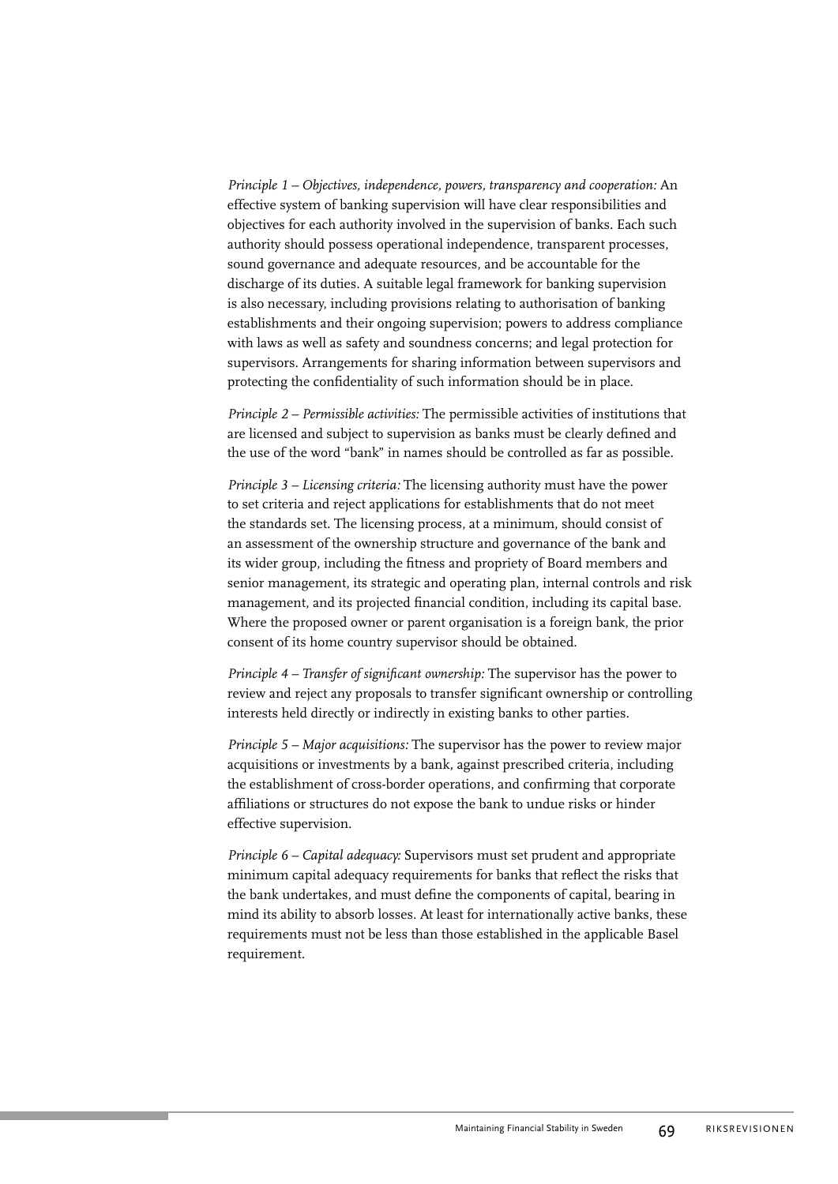*Principle 1 – Objectives, independence, powers, transparency and cooperation:* An effective system of banking supervision will have clear responsibilities and objectives for each authority involved in the supervision of banks. Each such authority should possess operational independence, transparent processes, sound governance and adequate resources, and be accountable for the discharge of its duties. A suitable legal framework for banking supervision is also necessary, including provisions relating to authorisation of banking establishments and their ongoing supervision; powers to address compliance with laws as well as safety and soundness concerns; and legal protection for supervisors. Arrangements for sharing information between supervisors and protecting the confidentiality of such information should be in place.

*Principle 2 – Permissible activities:* The permissible activities of institutions that are licensed and subject to supervision as banks must be clearly defined and the use of the word "bank" in names should be controlled as far as possible.

*Principle 3 – Licensing criteria:* The licensing authority must have the power to set criteria and reject applications for establishments that do not meet the standards set. The licensing process, at a minimum, should consist of an assessment of the ownership structure and governance of the bank and its wider group, including the fitness and propriety of Board members and senior management, its strategic and operating plan, internal controls and risk management, and its projected financial condition, including its capital base. Where the proposed owner or parent organisation is a foreign bank, the prior consent of its home country supervisor should be obtained.

*Principle 4 – Transfer of significant ownership:* The supervisor has the power to review and reject any proposals to transfer significant ownership or controlling interests held directly or indirectly in existing banks to other parties.

*Principle 5 – Major acquisitions:* The supervisor has the power to review major acquisitions or investments by a bank, against prescribed criteria, including the establishment of cross-border operations, and confirming that corporate affiliations or structures do not expose the bank to undue risks or hinder effective supervision.

*Principle 6 – Capital adequacy:* Supervisors must set prudent and appropriate minimum capital adequacy requirements for banks that reflect the risks that the bank undertakes, and must define the components of capital, bearing in mind its ability to absorb losses. At least for internationally active banks, these requirements must not be less than those established in the applicable Basel requirement.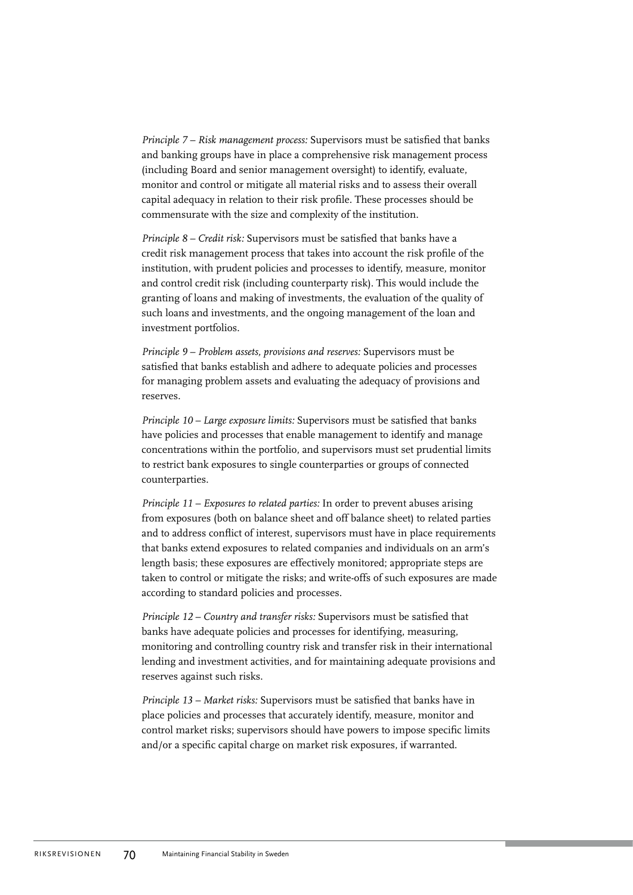*Principle 7 – Risk management process:* Supervisors must be satisfied that banks and banking groups have in place a comprehensive risk management process (including Board and senior management oversight) to identify, evaluate, monitor and control or mitigate all material risks and to assess their overall capital adequacy in relation to their risk profile. These processes should be commensurate with the size and complexity of the institution.

*Principle 8 – Credit risk:* Supervisors must be satisfied that banks have a credit risk management process that takes into account the risk profile of the institution, with prudent policies and processes to identify, measure, monitor and control credit risk (including counterparty risk). This would include the granting of loans and making of investments, the evaluation of the quality of such loans and investments, and the ongoing management of the loan and investment portfolios.

*Principle 9 – Problem assets, provisions and reserves:* Supervisors must be satisfied that banks establish and adhere to adequate policies and processes for managing problem assets and evaluating the adequacy of provisions and reserves.

*Principle 10 – Large exposure limits:* Supervisors must be satisfied that banks have policies and processes that enable management to identify and manage concentrations within the portfolio, and supervisors must set prudential limits to restrict bank exposures to single counterparties or groups of connected counterparties.

*Principle 11 – Exposures to related parties:* In order to prevent abuses arising from exposures (both on balance sheet and off balance sheet) to related parties and to address conflict of interest, supervisors must have in place requirements that banks extend exposures to related companies and individuals on an arm's length basis; these exposures are effectively monitored; appropriate steps are taken to control or mitigate the risks; and write-offs of such exposures are made according to standard policies and processes.

*Principle 12 – Country and transfer risks:* Supervisors must be satisfied that banks have adequate policies and processes for identifying, measuring, monitoring and controlling country risk and transfer risk in their international lending and investment activities, and for maintaining adequate provisions and reserves against such risks.

*Principle 13 – Market risks:* Supervisors must be satisfied that banks have in place policies and processes that accurately identify, measure, monitor and control market risks; supervisors should have powers to impose specific limits and/or a specific capital charge on market risk exposures, if warranted.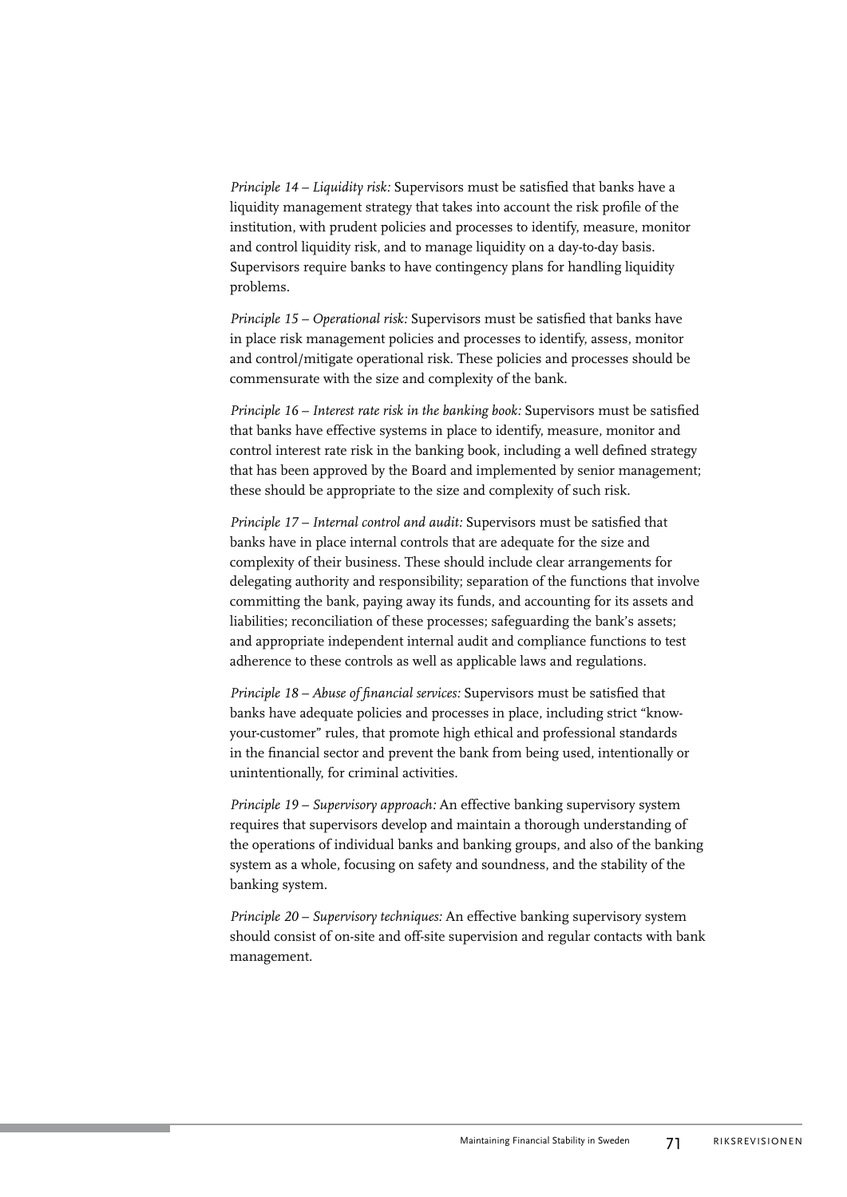*Principle 14 – Liquidity risk:* Supervisors must be satisfied that banks have a liquidity management strategy that takes into account the risk profile of the institution, with prudent policies and processes to identify, measure, monitor and control liquidity risk, and to manage liquidity on a day-to-day basis. Supervisors require banks to have contingency plans for handling liquidity problems.

*Principle 15 – Operational risk:* Supervisors must be satisfied that banks have in place risk management policies and processes to identify, assess, monitor and control/mitigate operational risk. These policies and processes should be commensurate with the size and complexity of the bank.

*Principle 16 – Interest rate risk in the banking book:* Supervisors must be satisfied that banks have effective systems in place to identify, measure, monitor and control interest rate risk in the banking book, including a well defined strategy that has been approved by the Board and implemented by senior management; these should be appropriate to the size and complexity of such risk.

*Principle 17 – Internal control and audit:* Supervisors must be satisfied that banks have in place internal controls that are adequate for the size and complexity of their business. These should include clear arrangements for delegating authority and responsibility; separation of the functions that involve committing the bank, paying away its funds, and accounting for its assets and liabilities; reconciliation of these processes; safeguarding the bank's assets; and appropriate independent internal audit and compliance functions to test adherence to these controls as well as applicable laws and regulations.

*Principle 18 – Abuse of financial services:* Supervisors must be satisfied that banks have adequate policies and processes in place, including strict "know-your-customer" rules, that promote high ethical and professional standards in the financial sector and prevent the bank from being used, intentionally or unintentionally, for criminal activities.

*Principle 19 – Supervisory approach:* An effective banking supervisory system requires that supervisors develop and maintain a thorough understanding of the operations of individual banks and banking groups, and also of the banking system as a whole, focusing on safety and soundness, and the stability of the banking system.

*Principle 20 – Supervisory techniques:* An effective banking supervisory system should consist of on-site and off-site supervision and regular contacts with bank management.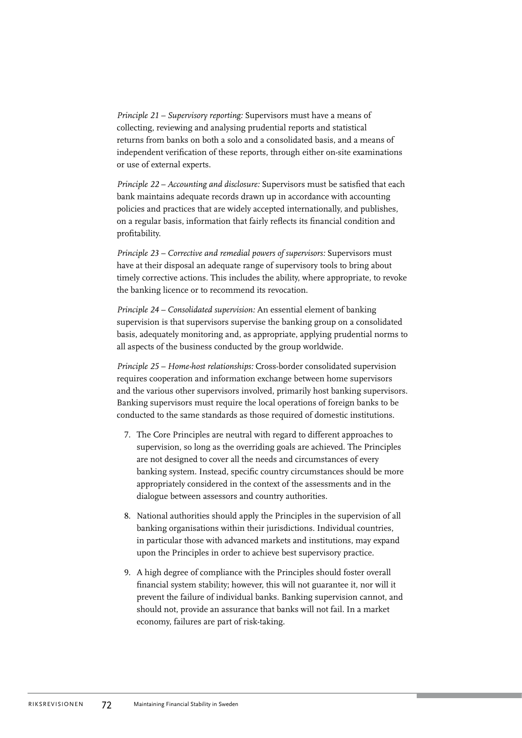*Principle 21 – Supervisory reporting:* Supervisors must have a means of collecting, reviewing and analysing prudential reports and statistical returns from banks on both a solo and a consolidated basis, and a means of independent verification of these reports, through either on-site examinations or use of external experts.

*Principle 22 – Accounting and disclosure:* Supervisors must be satisfied that each bank maintains adequate records drawn up in accordance with accounting policies and practices that are widely accepted internationally, and publishes, on a regular basis, information that fairly reflects its financial condition and profitability.

*Principle 23 – Corrective and remedial powers of supervisors:* Supervisors must have at their disposal an adequate range of supervisory tools to bring about timely corrective actions. This includes the ability, where appropriate, to revoke the banking licence or to recommend its revocation.

*Principle 24 – Consolidated supervision:* An essential element of banking supervision is that supervisors supervise the banking group on a consolidated basis, adequately monitoring and, as appropriate, applying prudential norms to all aspects of the business conducted by the group worldwide.

*Principle 25 – Home-host relationships:* Cross-border consolidated supervision requires cooperation and information exchange between home supervisors and the various other supervisors involved, primarily host banking supervisors. Banking supervisors must require the local operations of foreign banks to be conducted to the same standards as those required of domestic institutions.

7. The Core Principles are neutral with regard to different approaches to supervision, so long as the overriding goals are achieved. The Principles are not designed to cover all the needs and circumstances of every banking system. Instead, specific country circumstances should be more appropriately considered in the context of the assessments and in the dialogue between assessors and country authorities.

8. National authorities should apply the Principles in the supervision of all banking organisations within their jurisdictions. Individual countries, in particular those with advanced markets and institutions, may expand upon the Principles in order to achieve best supervisory practice.

9. A high degree of compliance with the Principles should foster overall financial system stability; however, this will not guarantee it, nor will it prevent the failure of individual banks. Banking supervision cannot, and should not, provide an assurance that banks will not fail. In a market economy, failures are part of risk-taking.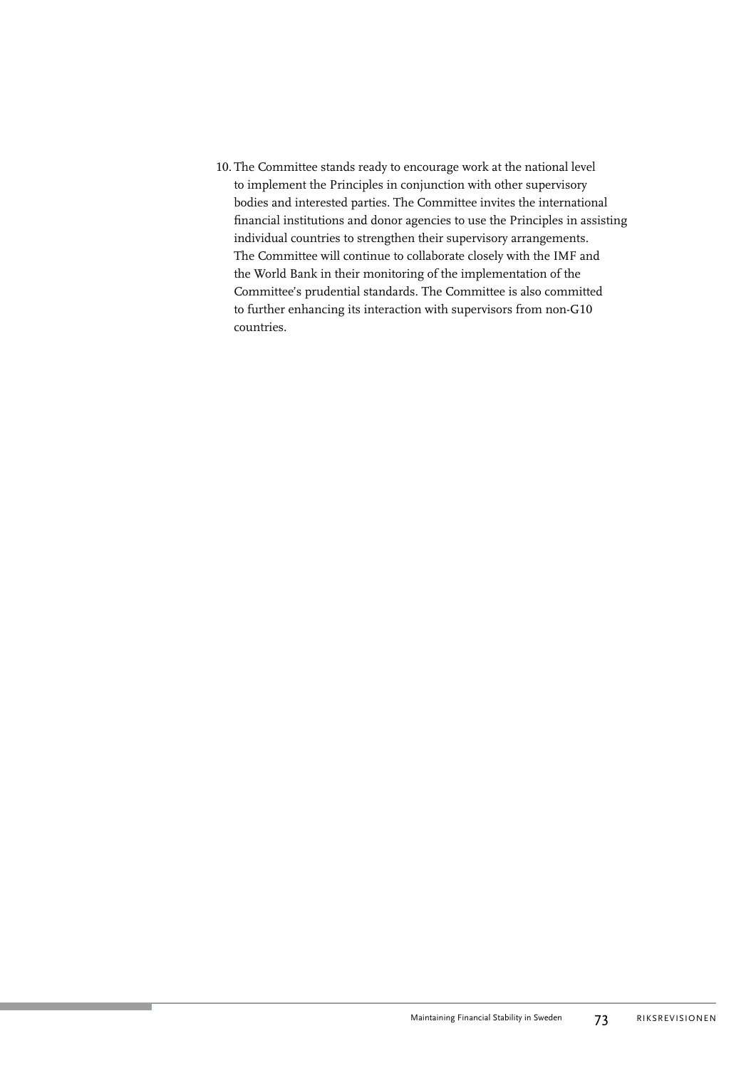10. The Committee stands ready to encourage work at the national level to implement the Principles in conjunction with other supervisory bodies and interested parties. The Committee invites the international financial institutions and donor agencies to use the Principles in assisting individual countries to strengthen their supervisory arrangements. The Committee will continue to collaborate closely with the IMF and the World Bank in their monitoring of the implementation of the Committee's prudential standards. The Committee is also committed to further enhancing its interaction with supervisors from non-G10 countries.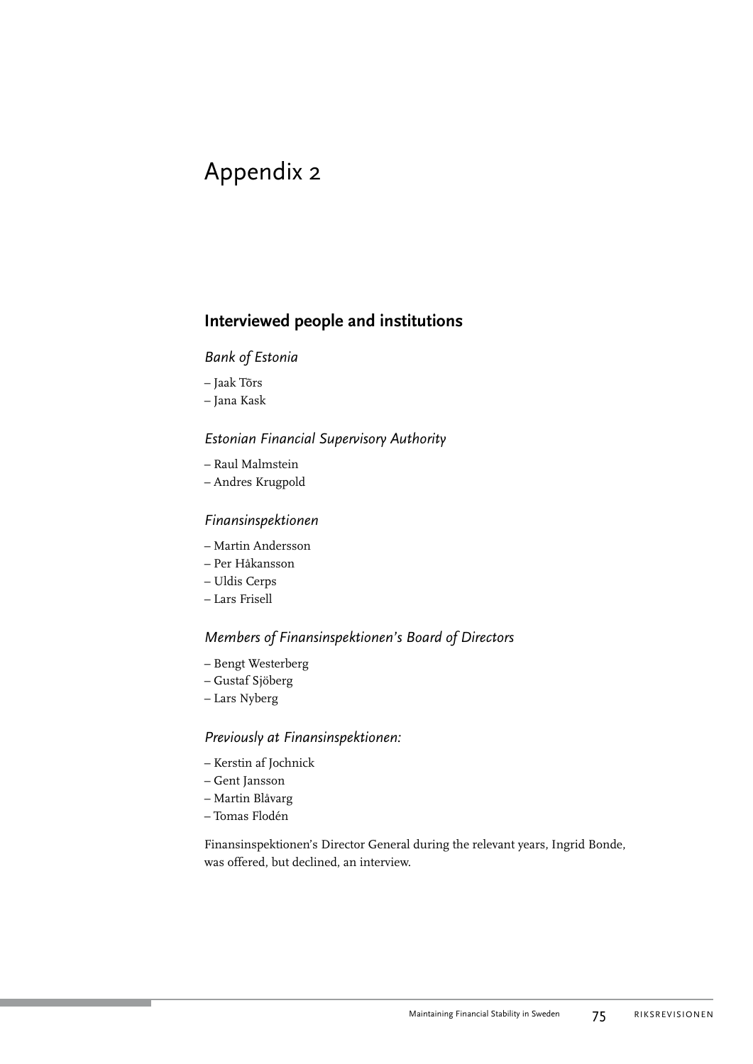# Appendix 2

## Interviewed people and institutions

### *Bank of Estonia*

- Jaak Tõrs
- Jana Kask

### *Estonian Financial Supervisory Authority*

- Raul Malmstein
- Andres Krugpold

### *Finansinspektionen*

- Martin Andersson
- Per Håkansson
- Uldis Cerps
- Lars Frisell

### *Members of Finansinspektionen's Board of Directors*

- Bengt Westerberg
- Gustaf Sjöberg
- Lars Nyberg

### *Previously at Finansinspektionen:*

- Kerstin af Jochnick
- Gent Jansson
- Martin Blåvarg
- Tomas Flodén

Finansinspektionen's Director General during the relevant years, Ingrid Bonde, was offered, but declined, an interview.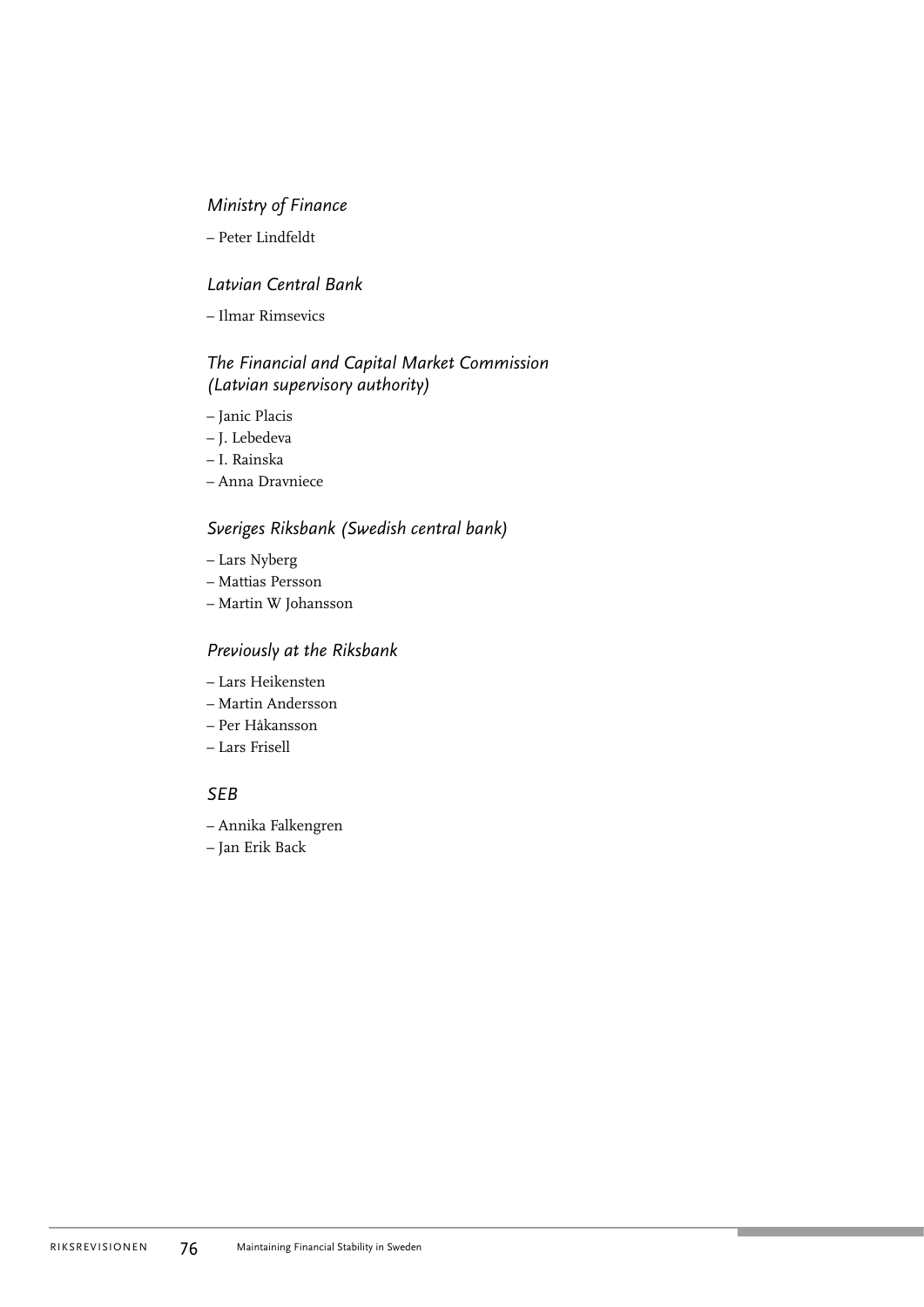*Ministry of Finance*

– Peter Lindfeldt

*Latvian Central Bank*

– Ilmar Rimsevics

*The Financial and Capital Market Commission (Latvian supervisory authority)*

– Janic Placis
– J. Lebedeva
– I. Rainska
– Anna Dravniece

*Sveriges Riksbank (Swedish central bank)*

– Lars Nyberg
– Mattias Persson
– Martin W Johansson

*Previously at the Riksbank*

– Lars Heikensten
– Martin Andersson
– Per Håkansson
– Lars Frisell

*SEB*

– Annika Falkengren
– Jan Erik Back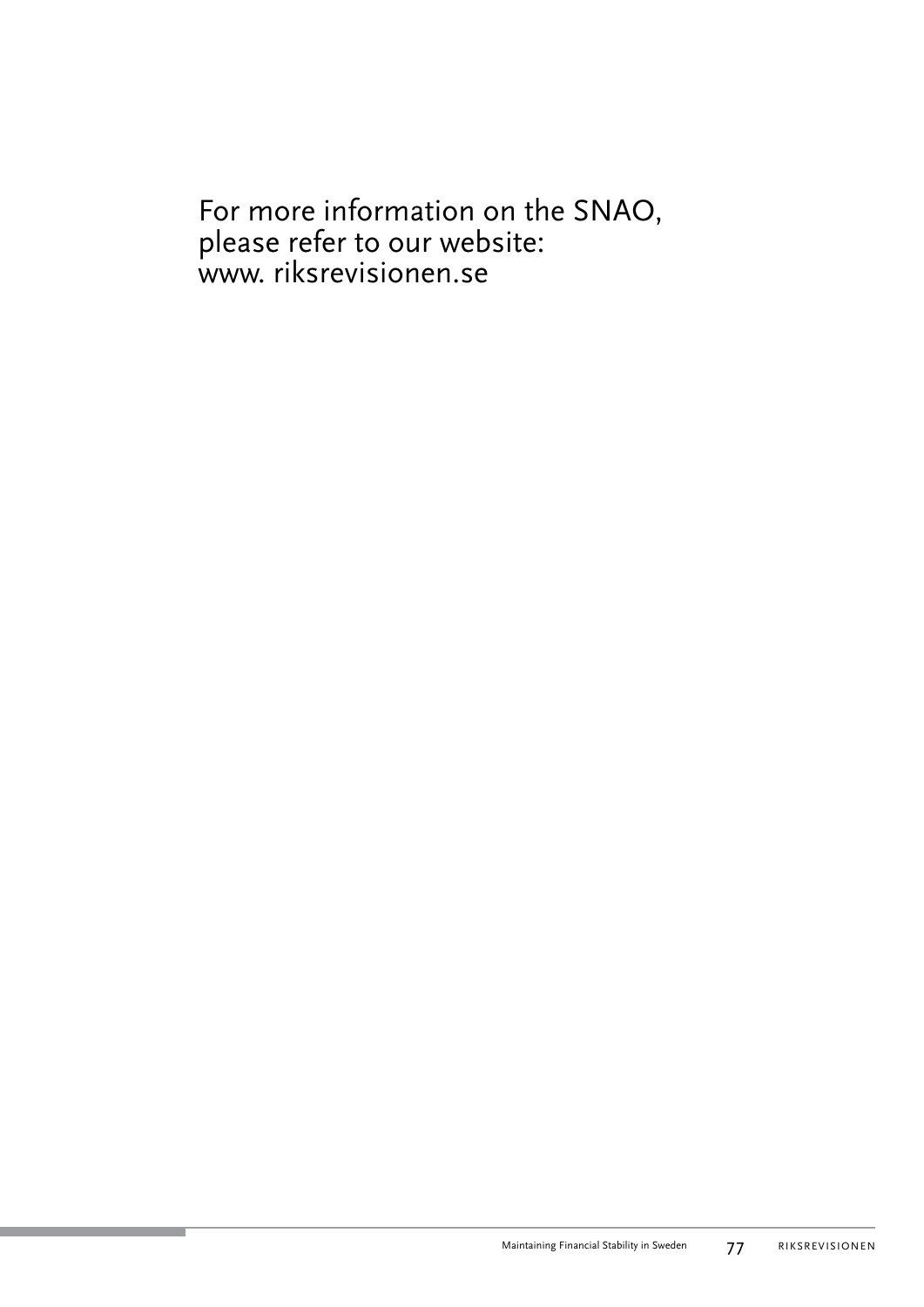For more information on the SNAO,
please refer to our website:
www. riksrevisionen.se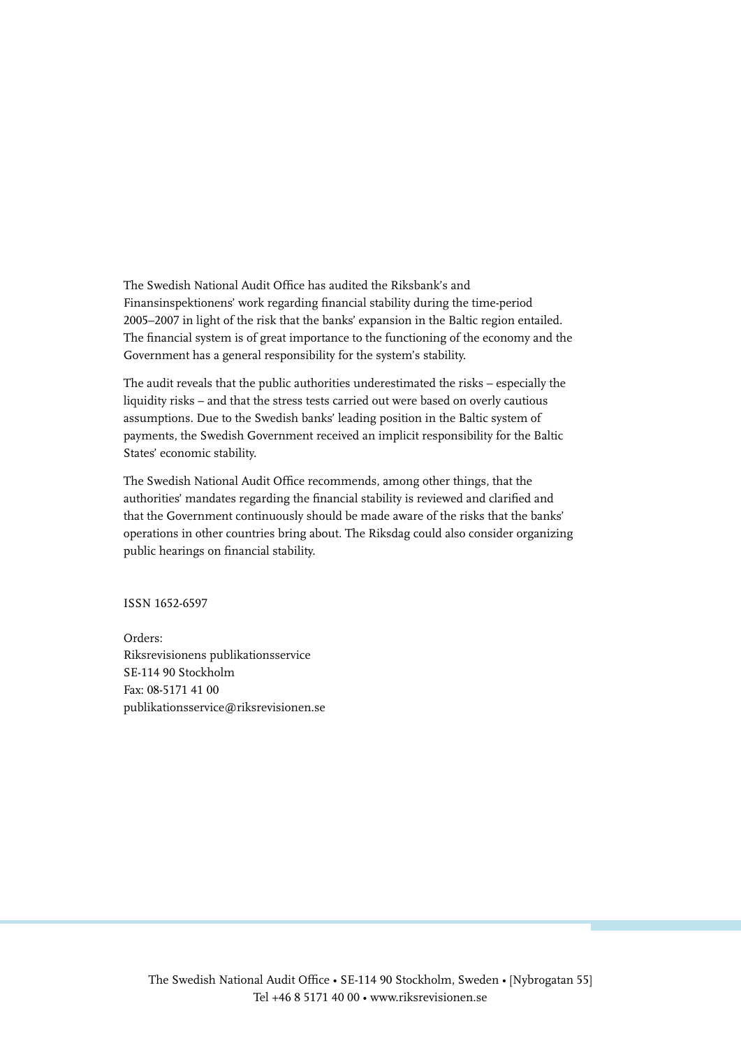The Swedish National Audit Office has audited the Riksbank's and Finansinspektionens' work regarding financial stability during the time-period 2005–2007 in light of the risk that the banks' expansion in the Baltic region entailed. The financial system is of great importance to the functioning of the economy and the Government has a general responsibility for the system's stability.

The audit reveals that the public authorities underestimated the risks – especially the liquidity risks – and that the stress tests carried out were based on overly cautious assumptions. Due to the Swedish banks' leading position in the Baltic system of payments, the Swedish Government received an implicit responsibility for the Baltic States' economic stability.

The Swedish National Audit Office recommends, among other things, that the authorities' mandates regarding the financial stability is reviewed and clarified and that the Government continuously should be made aware of the risks that the banks' operations in other countries bring about. The Riksdag could also consider organizing public hearings on financial stability.

ISSN 1652-6597

Orders:
Riksrevisionens publikationsservice
SE-114 90 Stockholm
Fax: 08-5171 41 00
publikationsservice@riksrevisionen.se

The Swedish National Audit Office • SE-114 90 Stockholm, Sweden • [Nybrogatan 55]
Tel +46 8 5171 40 00 • www.riksrevisionen.se